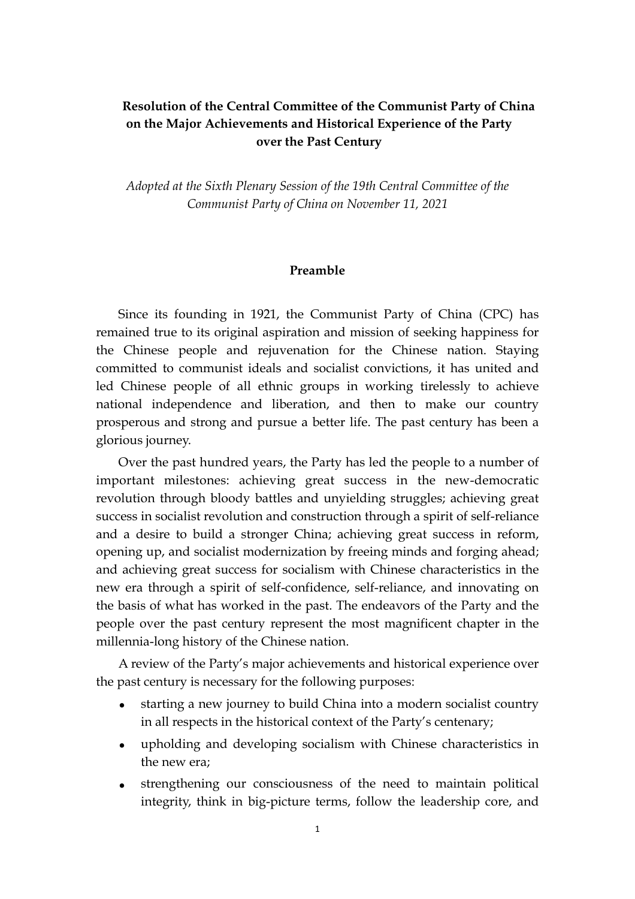# Resolution of the Central Committee of the Communist Party of China on the Major Achievements and Historical Experience of the Party over the Past Century

*Adopted at the Sixth Plenary Session of the 19th Central Committee of the Communist Party of China on November 11, 2021*

## Preamble

Since its founding in 1921, the Communist Party of China (CPC) has remained true to its original aspiration and mission of seeking happiness for the Chinese people and rejuvenation for the Chinese nation. Staying committed to communist ideals and socialist convictions, it has united and led Chinese people of all ethnic groups in working tirelessly to achieve national independence and liberation, and then to make our country prosperous and strong and pursue a better life. The past century has been a glorious journey.

Over the past hundred years, the Party has led the people to a number of important milestones: achieving great success in the new-democratic revolution through bloody battles and unyielding struggles; achieving great success in socialist revolution and construction through a spirit of self-reliance and a desire to build a stronger China; achieving great success in reform, opening up, and socialist modernization by freeing minds and forging ahead; and achieving great success for socialism with Chinese characteristics in the new era through a spirit of self-confidence, self-reliance, and innovating on the basis of what has worked in the past. The endeavors of the Party and the people over the past century represent the most magnificent chapter in the millennia-long history of the Chinese nation.

A review of the Party's major achievements and historical experience over the past century is necessary for the following purposes:

- starting a new journey to build China into a modern socialist country in all respects in the historical context of the Party's centenary;
- upholding and developing socialism with Chinese characteristics in the new era;
- strengthening our consciousness of the need to maintain political integrity, think in big-picture terms, follow the leadership core, and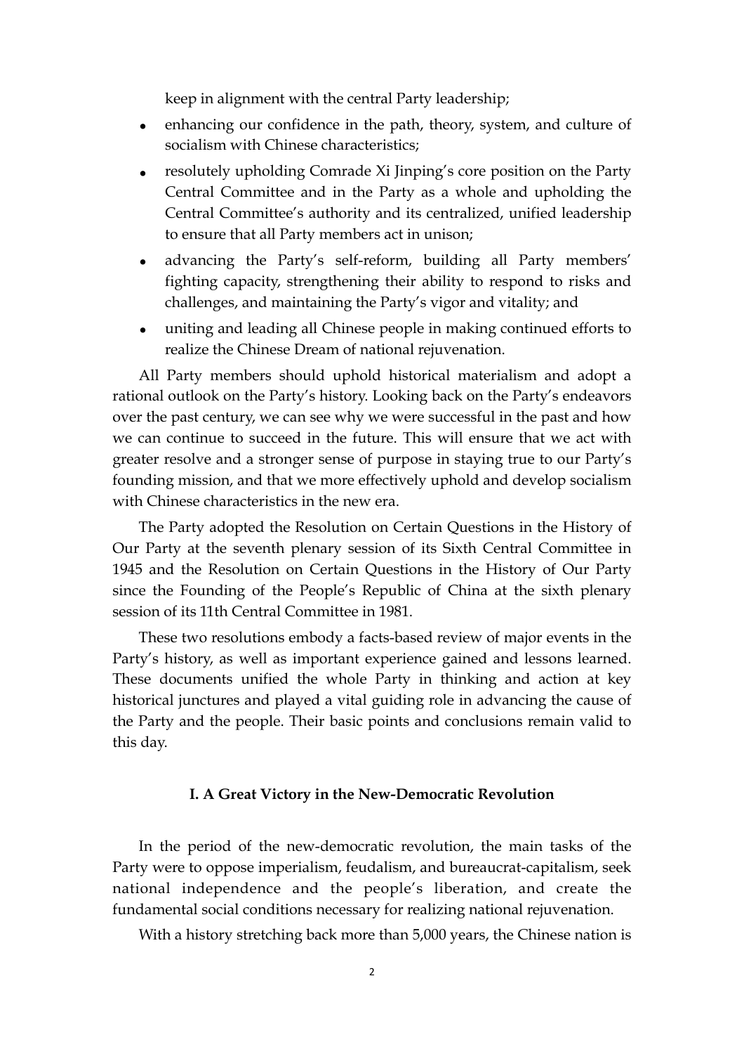keep in alignment with the central Party leadership;

- enhancing our confidence in the path, theory, system, and culture of socialism with Chinese characteristics;
- resolutely upholding Comrade Xi Jinping's core position on the Party Central Committee and in the Party as a whole and upholding the Central Committee's authority and its centralized, unified leadership to ensure that all Party members act in unison;
- advancing the Party's self-reform, building all Party members' fighting capacity, strengthening their ability to respond to risks and challenges, and maintaining the Party's vigor and vitality; and
- uniting and leading all Chinese people in making continued efforts to realize the Chinese Dream of national rejuvenation.

All Party members should uphold historical materialism and adopt a rational outlook on the Party's history. Looking back on the Party's endeavors over the past century, we can see why we were successful in the past and how we can continue to succeed in the future. This will ensure that we act with greater resolve and a stronger sense of purpose in staying true to our Party's founding mission, and that we more effectively uphold and develop socialism with Chinese characteristics in the new era.

The Party adopted the Resolution on Certain Questions in the History of Our Party at the seventh plenary session of its Sixth Central Committee in 1945 and the Resolution on Certain Questions in the History of Our Party since the Founding of the People's Republic of China at the sixth plenary session of its 11th Central Committee in 1981.

These two resolutions embody a facts-based review of major events in the Party's history, as well as important experience gained and lessons learned. These documents unified the whole Party in thinking and action at key historical junctures and played a vital guiding role in advancing the cause of the Party and the people. Their basic points and conclusions remain valid to this day.

## I. A Great Victory in the New-Democratic Revolution

In the period of the new-democratic revolution, the main tasks of the Party were to oppose imperialism, feudalism, and bureaucrat-capitalism, seek national independence and the people's liberation, and create the fundamental social conditions necessary for realizing national rejuvenation.

With a history stretching back more than 5,000 years, the Chinese nation is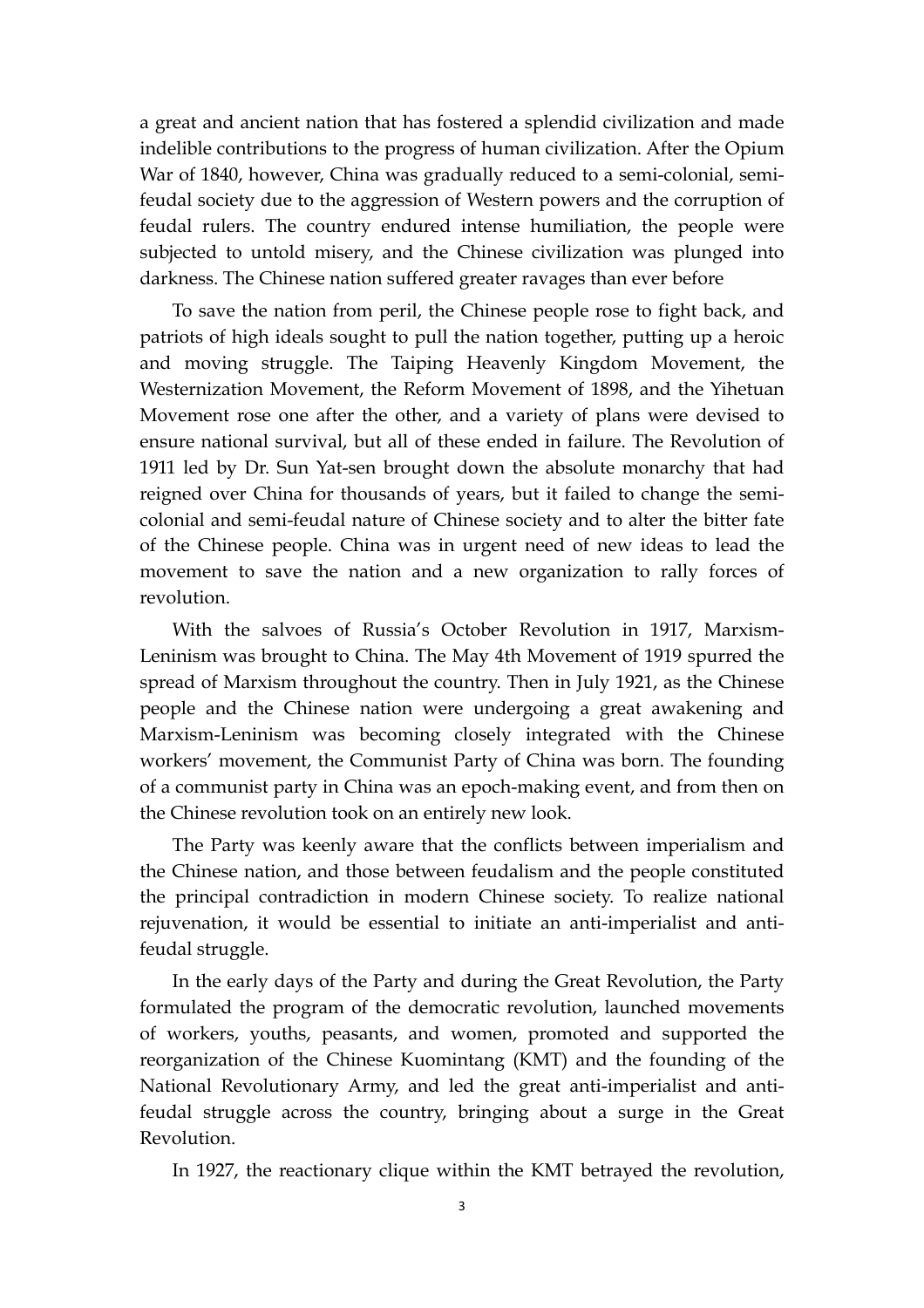a great and ancient nation that has fostered a splendid civilization and made indelible contributions to the progress of human civilization. After the Opium War of 1840, however, China was gradually reduced to a semi-colonial, semi-feudal society due to the aggression of Western powers and the corruption of feudal rulers. The country endured intense humiliation, the people were subjected to untold misery, and the Chinese civilization was plunged into darkness. The Chinese nation suffered greater ravages than ever before

To save the nation from peril, the Chinese people rose to fight back, and patriots of high ideals sought to pull the nation together, putting up a heroic and moving struggle. The Taiping Heavenly Kingdom Movement, the Westernization Movement, the Reform Movement of 1898, and the Yihetuan Movement rose one after the other, and a variety of plans were devised to ensure national survival, but all of these ended in failure. The Revolution of 1911 led by Dr. Sun Yat-sen brought down the absolute monarchy that had reigned over China for thousands of years, but it failed to change the semi-colonial and semi-feudal nature of Chinese society and to alter the bitter fate of the Chinese people. China was in urgent need of new ideas to lead the movement to save the nation and a new organization to rally forces of revolution.

With the salvoes of Russia's October Revolution in 1917, Marxism-Leninism was brought to China. The May 4th Movement of 1919 spurred the spread of Marxism throughout the country. Then in July 1921, as the Chinese people and the Chinese nation were undergoing a great awakening and Marxism-Leninism was becoming closely integrated with the Chinese workers' movement, the Communist Party of China was born. The founding of a communist party in China was an epoch-making event, and from then on the Chinese revolution took on an entirely new look.

The Party was keenly aware that the conflicts between imperialism and the Chinese nation, and those between feudalism and the people constituted the principal contradiction in modern Chinese society. To realize national rejuvenation, it would be essential to initiate an anti-imperialist and anti-feudal struggle.

In the early days of the Party and during the Great Revolution, the Party formulated the program of the democratic revolution, launched movements of workers, youths, peasants, and women, promoted and supported the reorganization of the Chinese Kuomintang (KMT) and the founding of the National Revolutionary Army, and led the great anti-imperialist and anti-feudal struggle across the country, bringing about a surge in the Great Revolution.

In 1927, the reactionary clique within the KMT betrayed the revolution,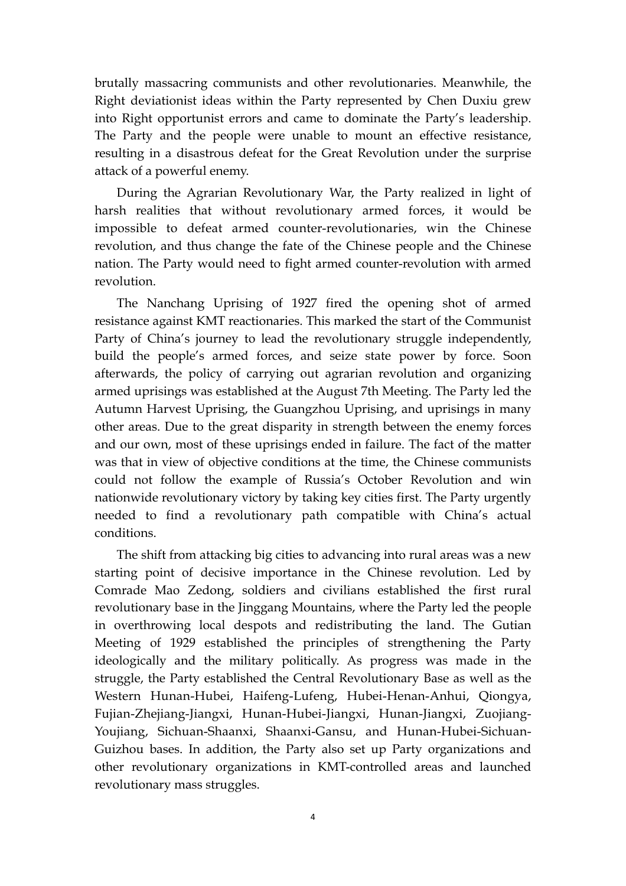brutally massacring communists and other revolutionaries. Meanwhile, the Right deviationist ideas within the Party represented by Chen Duxiu grew into Right opportunist errors and came to dominate the Party's leadership. The Party and the people were unable to mount an effective resistance, resulting in a disastrous defeat for the Great Revolution under the surprise attack of a powerful enemy.

During the Agrarian Revolutionary War, the Party realized in light of harsh realities that without revolutionary armed forces, it would be impossible to defeat armed counter-revolutionaries, win the Chinese revolution, and thus change the fate of the Chinese people and the Chinese nation. The Party would need to fight armed counter-revolution with armed revolution.

The Nanchang Uprising of 1927 fired the opening shot of armed resistance against KMT reactionaries. This marked the start of the Communist Party of China's journey to lead the revolutionary struggle independently, build the people's armed forces, and seize state power by force. Soon afterwards, the policy of carrying out agrarian revolution and organizing armed uprisings was established at the August 7th Meeting. The Party led the Autumn Harvest Uprising, the Guangzhou Uprising, and uprisings in many other areas. Due to the great disparity in strength between the enemy forces and our own, most of these uprisings ended in failure. The fact of the matter was that in view of objective conditions at the time, the Chinese communists could not follow the example of Russia's October Revolution and win nationwide revolutionary victory by taking key cities first. The Party urgently needed to find a revolutionary path compatible with China's actual conditions.

The shift from attacking big cities to advancing into rural areas was a new starting point of decisive importance in the Chinese revolution. Led by Comrade Mao Zedong, soldiers and civilians established the first rural revolutionary base in the Jinggang Mountains, where the Party led the people in overthrowing local despots and redistributing the land. The Gutian Meeting of 1929 established the principles of strengthening the Party ideologically and the military politically. As progress was made in the struggle, the Party established the Central Revolutionary Base as well as the Western Hunan-Hubei, Haifeng-Lufeng, Hubei-Henan-Anhui, Qiongya, Fujian-Zhejiang-Jiangxi, Hunan-Hubei-Jiangxi, Hunan-Jiangxi, Zuojiang-Youjiang, Sichuan-Shaanxi, Shaanxi-Gansu, and Hunan-Hubei-Sichuan-Guizhou bases. In addition, the Party also set up Party organizations and other revolutionary organizations in KMT-controlled areas and launched revolutionary mass struggles.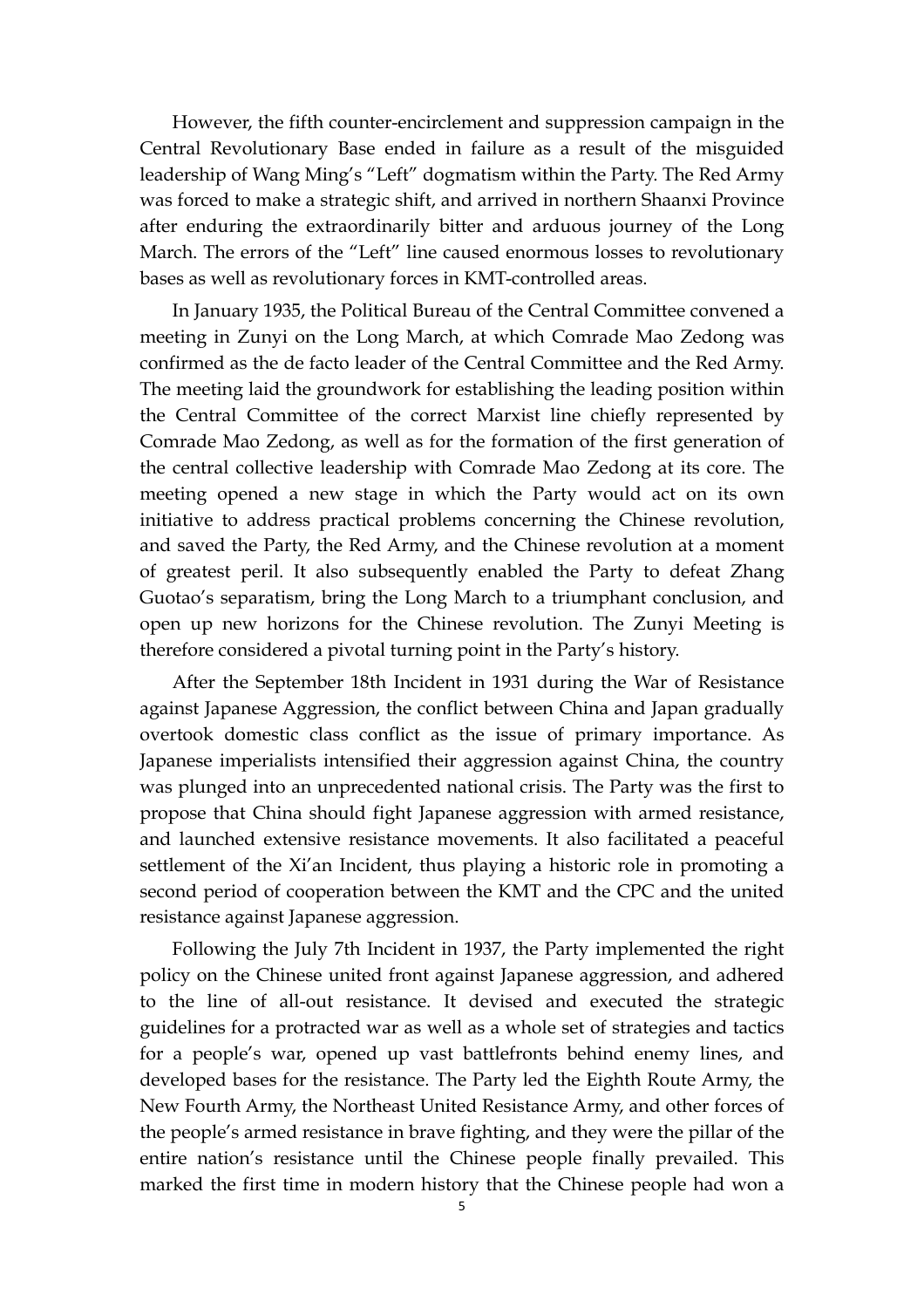However, the fifth counter-encirclement and suppression campaign in the Central Revolutionary Base ended in failure as a result of the misguided leadership of Wang Ming's "Left" dogmatism within the Party. The Red Army was forced to make a strategic shift, and arrived in northern Shaanxi Province after enduring the extraordinarily bitter and arduous journey of the Long March. The errors of the "Left" line caused enormous losses to revolutionary bases as well as revolutionary forces in KMT-controlled areas.

In January 1935, the Political Bureau of the Central Committee convened a meeting in Zunyi on the Long March, at which Comrade Mao Zedong was confirmed as the de facto leader of the Central Committee and the Red Army. The meeting laid the groundwork for establishing the leading position within the Central Committee of the correct Marxist line chiefly represented by Comrade Mao Zedong, as well as for the formation of the first generation of the central collective leadership with Comrade Mao Zedong at its core. The meeting opened a new stage in which the Party would act on its own initiative to address practical problems concerning the Chinese revolution, and saved the Party, the Red Army, and the Chinese revolution at a moment of greatest peril. It also subsequently enabled the Party to defeat Zhang Guotao's separatism, bring the Long March to a triumphant conclusion, and open up new horizons for the Chinese revolution. The Zunyi Meeting is therefore considered a pivotal turning point in the Party's history.

After the September 18th Incident in 1931 during the War of Resistance against Japanese Aggression, the conflict between China and Japan gradually overtook domestic class conflict as the issue of primary importance. As Japanese imperialists intensified their aggression against China, the country was plunged into an unprecedented national crisis. The Party was the first to propose that China should fight Japanese aggression with armed resistance, and launched extensive resistance movements. It also facilitated a peaceful settlement of the Xi'an Incident, thus playing a historic role in promoting a second period of cooperation between the KMT and the CPC and the united resistance against Japanese aggression.

Following the July 7th Incident in 1937, the Party implemented the right policy on the Chinese united front against Japanese aggression, and adhered to the line of all-out resistance. It devised and executed the strategic guidelines for a protracted war as well as a whole set of strategies and tactics for a people's war, opened up vast battlefronts behind enemy lines, and developed bases for the resistance. The Party led the Eighth Route Army, the New Fourth Army, the Northeast United Resistance Army, and other forces of the people's armed resistance in brave fighting, and they were the pillar of the entire nation's resistance until the Chinese people finally prevailed. This marked the first time in modern history that the Chinese people had won a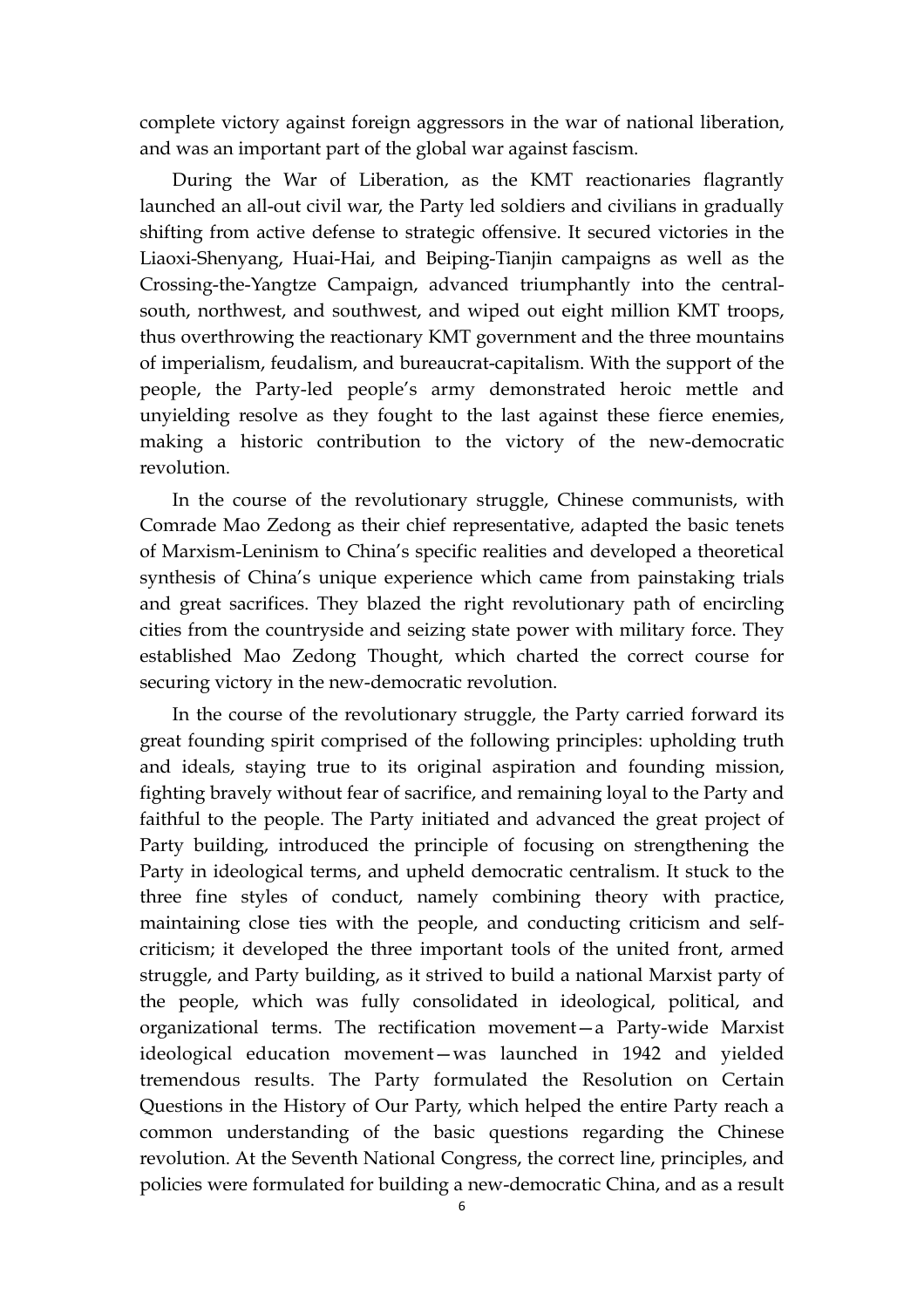complete victory against foreign aggressors in the war of national liberation, and was an important part of the global war against fascism.

During the War of Liberation, as the KMT reactionaries flagrantly launched an all-out civil war, the Party led soldiers and civilians in gradually shifting from active defense to strategic offensive. It secured victories in the Liaoxi-Shenyang, Huai-Hai, and Beiping-Tianjin campaigns as well as the Crossing-the-Yangtze Campaign, advanced triumphantly into the central-south, northwest, and southwest, and wiped out eight million KMT troops, thus overthrowing the reactionary KMT government and the three mountains of imperialism, feudalism, and bureaucrat-capitalism. With the support of the people, the Party-led people's army demonstrated heroic mettle and unyielding resolve as they fought to the last against these fierce enemies, making a historic contribution to the victory of the new-democratic revolution.

In the course of the revolutionary struggle, Chinese communists, with Comrade Mao Zedong as their chief representative, adapted the basic tenets of Marxism-Leninism to China's specific realities and developed a theoretical synthesis of China's unique experience which came from painstaking trials and great sacrifices. They blazed the right revolutionary path of encircling cities from the countryside and seizing state power with military force. They established Mao Zedong Thought, which charted the correct course for securing victory in the new-democratic revolution.

In the course of the revolutionary struggle, the Party carried forward its great founding spirit comprised of the following principles: upholding truth and ideals, staying true to its original aspiration and founding mission, fighting bravely without fear of sacrifice, and remaining loyal to the Party and faithful to the people. The Party initiated and advanced the great project of Party building, introduced the principle of focusing on strengthening the Party in ideological terms, and upheld democratic centralism. It stuck to the three fine styles of conduct, namely combining theory with practice, maintaining close ties with the people, and conducting criticism and self-criticism; it developed the three important tools of the united front, armed struggle, and Party building, as it strived to build a national Marxist party of the people, which was fully consolidated in ideological, political, and organizational terms. The rectification movement—a Party-wide Marxist ideological education movement—was launched in 1942 and yielded tremendous results. The Party formulated the Resolution on Certain Questions in the History of Our Party, which helped the entire Party reach a common understanding of the basic questions regarding the Chinese revolution. At the Seventh National Congress, the correct line, principles, and policies were formulated for building a new-democratic China, and as a result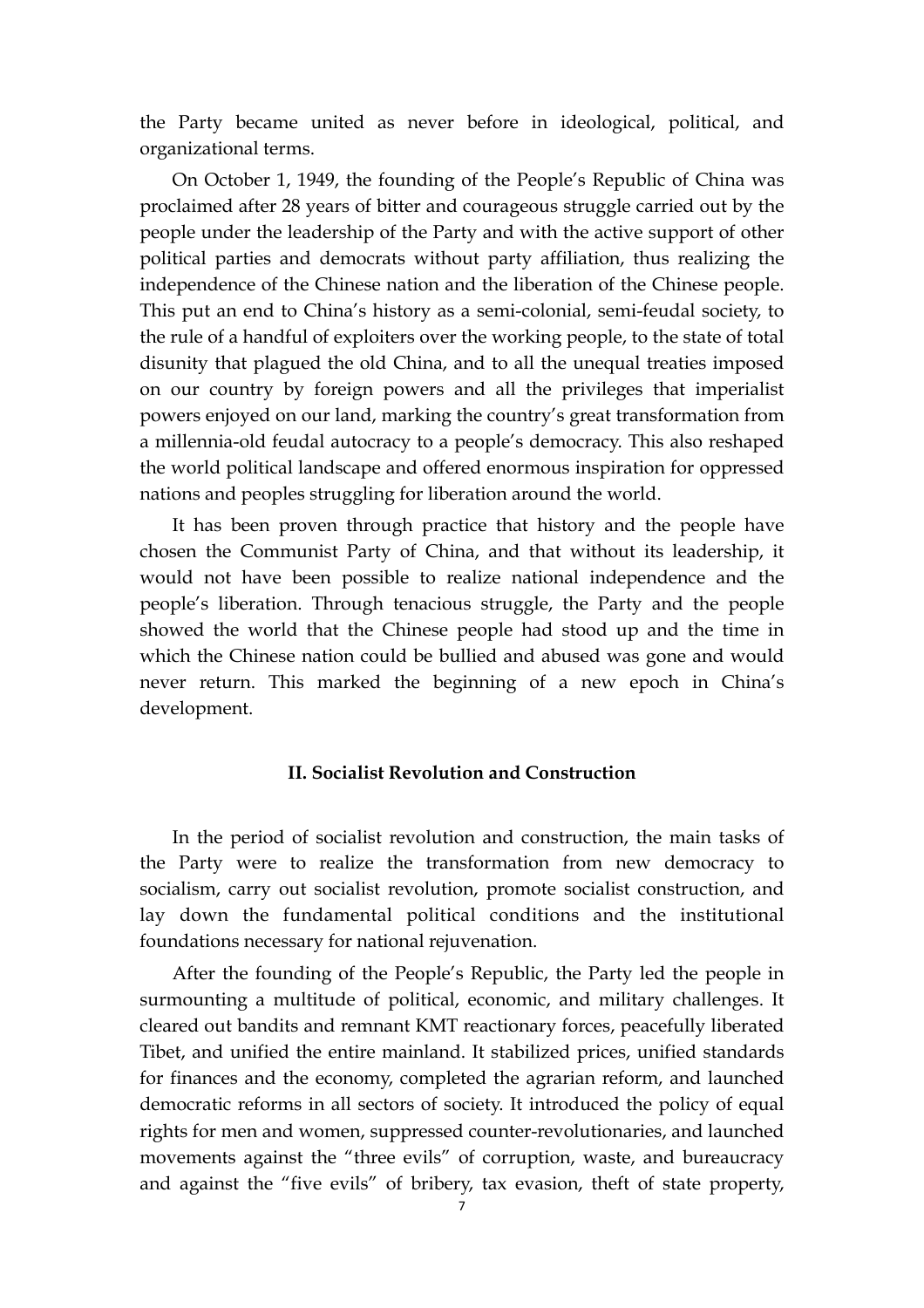the Party became united as never before in ideological, political, and organizational terms.

On October 1, 1949, the founding of the People's Republic of China was proclaimed after 28 years of bitter and courageous struggle carried out by the people under the leadership of the Party and with the active support of other political parties and democrats without party affiliation, thus realizing the independence of the Chinese nation and the liberation of the Chinese people. This put an end to China's history as a semi-colonial, semi-feudal society, to the rule of a handful of exploiters over the working people, to the state of total disunity that plagued the old China, and to all the unequal treaties imposed on our country by foreign powers and all the privileges that imperialist powers enjoyed on our land, marking the country's great transformation from a millennia-old feudal autocracy to a people's democracy. This also reshaped the world political landscape and offered enormous inspiration for oppressed nations and peoples struggling for liberation around the world.

It has been proven through practice that history and the people have chosen the Communist Party of China, and that without its leadership, it would not have been possible to realize national independence and the people's liberation. Through tenacious struggle, the Party and the people showed the world that the Chinese people had stood up and the time in which the Chinese nation could be bullied and abused was gone and would never return. This marked the beginning of a new epoch in China's development.

## II. Socialist Revolution and Construction

In the period of socialist revolution and construction, the main tasks of the Party were to realize the transformation from new democracy to socialism, carry out socialist revolution, promote socialist construction, and lay down the fundamental political conditions and the institutional foundations necessary for national rejuvenation.

After the founding of the People's Republic, the Party led the people in surmounting a multitude of political, economic, and military challenges. It cleared out bandits and remnant KMT reactionary forces, peacefully liberated Tibet, and unified the entire mainland. It stabilized prices, unified standards for finances and the economy, completed the agrarian reform, and launched democratic reforms in all sectors of society. It introduced the policy of equal rights for men and women, suppressed counter-revolutionaries, and launched movements against the "three evils" of corruption, waste, and bureaucracy and against the "five evils" of bribery, tax evasion, theft of state property,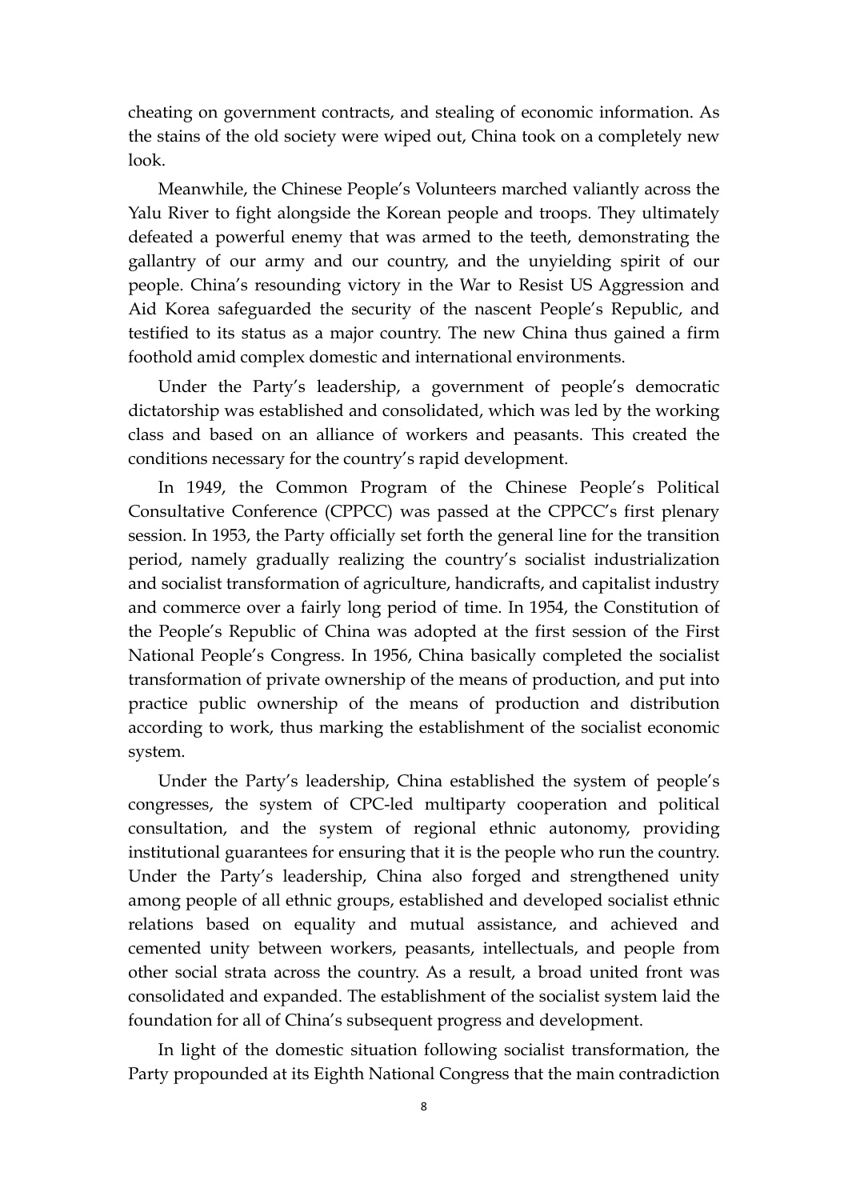cheating on government contracts, and stealing of economic information. As the stains of the old society were wiped out, China took on a completely new look.

Meanwhile, the Chinese People's Volunteers marched valiantly across the Yalu River to fight alongside the Korean people and troops. They ultimately defeated a powerful enemy that was armed to the teeth, demonstrating the gallantry of our army and our country, and the unyielding spirit of our people. China's resounding victory in the War to Resist US Aggression and Aid Korea safeguarded the security of the nascent People's Republic, and testified to its status as a major country. The new China thus gained a firm foothold amid complex domestic and international environments.

Under the Party's leadership, a government of people's democratic dictatorship was established and consolidated, which was led by the working class and based on an alliance of workers and peasants. This created the conditions necessary for the country's rapid development.

In 1949, the Common Program of the Chinese People's Political Consultative Conference (CPPCC) was passed at the CPPCC's first plenary session. In 1953, the Party officially set forth the general line for the transition period, namely gradually realizing the country's socialist industrialization and socialist transformation of agriculture, handicrafts, and capitalist industry and commerce over a fairly long period of time. In 1954, the Constitution of the People's Republic of China was adopted at the first session of the First National People's Congress. In 1956, China basically completed the socialist transformation of private ownership of the means of production, and put into practice public ownership of the means of production and distribution according to work, thus marking the establishment of the socialist economic system.

Under the Party's leadership, China established the system of people's congresses, the system of CPC-led multiparty cooperation and political consultation, and the system of regional ethnic autonomy, providing institutional guarantees for ensuring that it is the people who run the country. Under the Party's leadership, China also forged and strengthened unity among people of all ethnic groups, established and developed socialist ethnic relations based on equality and mutual assistance, and achieved and cemented unity between workers, peasants, intellectuals, and people from other social strata across the country. As a result, a broad united front was consolidated and expanded. The establishment of the socialist system laid the foundation for all of China's subsequent progress and development.

In light of the domestic situation following socialist transformation, the Party propounded at its Eighth National Congress that the main contradiction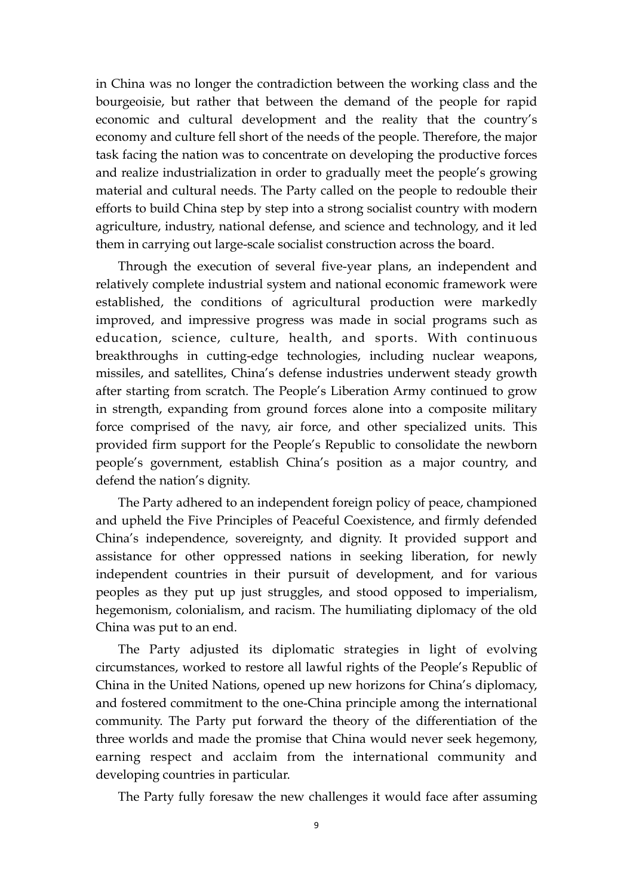in China was no longer the contradiction between the working class and the bourgeoisie, but rather that between the demand of the people for rapid economic and cultural development and the reality that the country's economy and culture fell short of the needs of the people. Therefore, the major task facing the nation was to concentrate on developing the productive forces and realize industrialization in order to gradually meet the people's growing material and cultural needs. The Party called on the people to redouble their efforts to build China step by step into a strong socialist country with modern agriculture, industry, national defense, and science and technology, and it led them in carrying out large-scale socialist construction across the board.

Through the execution of several five-year plans, an independent and relatively complete industrial system and national economic framework were established, the conditions of agricultural production were markedly improved, and impressive progress was made in social programs such as education, science, culture, health, and sports. With continuous breakthroughs in cutting-edge technologies, including nuclear weapons, missiles, and satellites, China's defense industries underwent steady growth after starting from scratch. The People's Liberation Army continued to grow in strength, expanding from ground forces alone into a composite military force comprised of the navy, air force, and other specialized units. This provided firm support for the People's Republic to consolidate the newborn people's government, establish China's position as a major country, and defend the nation's dignity.

The Party adhered to an independent foreign policy of peace, championed and upheld the Five Principles of Peaceful Coexistence, and firmly defended China's independence, sovereignty, and dignity. It provided support and assistance for other oppressed nations in seeking liberation, for newly independent countries in their pursuit of development, and for various peoples as they put up just struggles, and stood opposed to imperialism, hegemonism, colonialism, and racism. The humiliating diplomacy of the old China was put to an end.

The Party adjusted its diplomatic strategies in light of evolving circumstances, worked to restore all lawful rights of the People's Republic of China in the United Nations, opened up new horizons for China's diplomacy, and fostered commitment to the one-China principle among the international community. The Party put forward the theory of the differentiation of the three worlds and made the promise that China would never seek hegemony, earning respect and acclaim from the international community and developing countries in particular.

The Party fully foresaw the new challenges it would face after assuming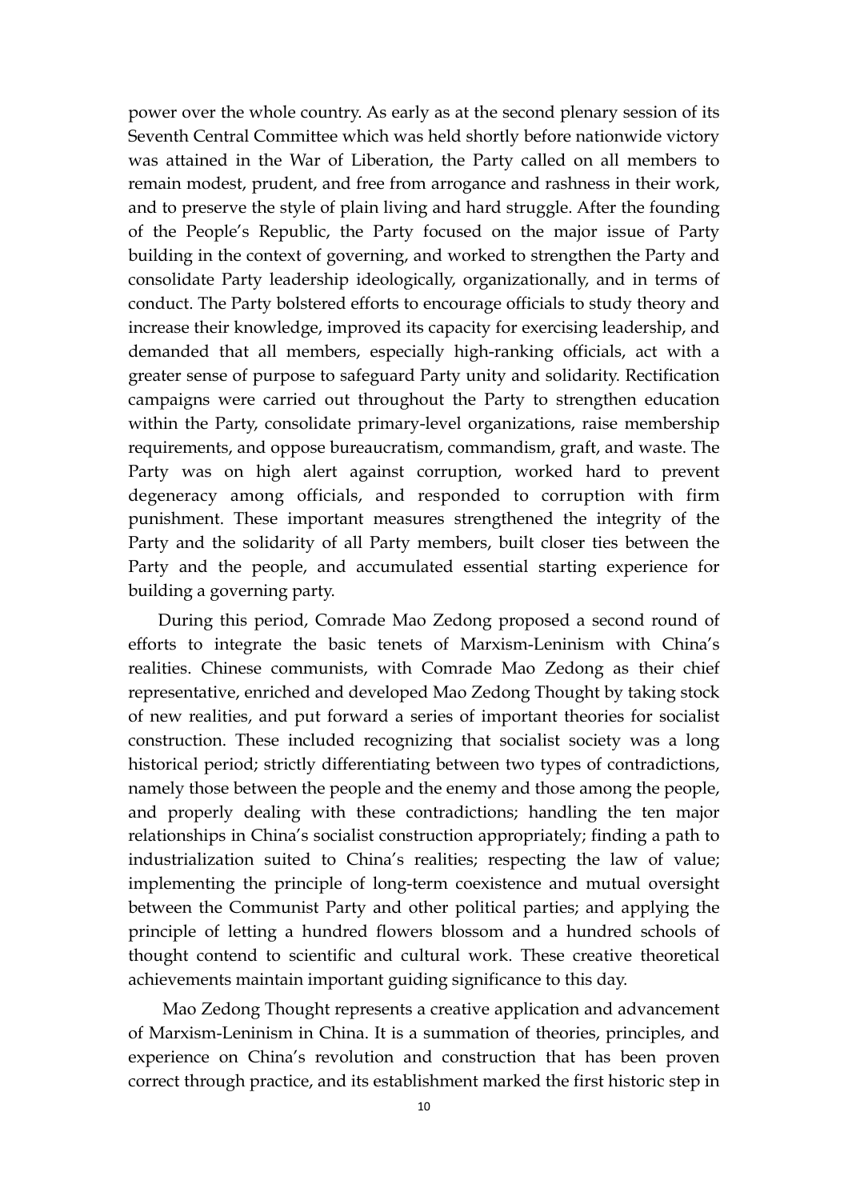power over the whole country. As early as at the second plenary session of its Seventh Central Committee which was held shortly before nationwide victory was attained in the War of Liberation, the Party called on all members to remain modest, prudent, and free from arrogance and rashness in their work, and to preserve the style of plain living and hard struggle. After the founding of the People's Republic, the Party focused on the major issue of Party building in the context of governing, and worked to strengthen the Party and consolidate Party leadership ideologically, organizationally, and in terms of conduct. The Party bolstered efforts to encourage officials to study theory and increase their knowledge, improved its capacity for exercising leadership, and demanded that all members, especially high-ranking officials, act with a greater sense of purpose to safeguard Party unity and solidarity. Rectification campaigns were carried out throughout the Party to strengthen education within the Party, consolidate primary-level organizations, raise membership requirements, and oppose bureaucratism, commandism, graft, and waste. The Party was on high alert against corruption, worked hard to prevent degeneracy among officials, and responded to corruption with firm punishment. These important measures strengthened the integrity of the Party and the solidarity of all Party members, built closer ties between the Party and the people, and accumulated essential starting experience for building a governing party.

During this period, Comrade Mao Zedong proposed a second round of efforts to integrate the basic tenets of Marxism-Leninism with China's realities. Chinese communists, with Comrade Mao Zedong as their chief representative, enriched and developed Mao Zedong Thought by taking stock of new realities, and put forward a series of important theories for socialist construction. These included recognizing that socialist society was a long historical period; strictly differentiating between two types of contradictions, namely those between the people and the enemy and those among the people, and properly dealing with these contradictions; handling the ten major relationships in China's socialist construction appropriately; finding a path to industrialization suited to China's realities; respecting the law of value; implementing the principle of long-term coexistence and mutual oversight between the Communist Party and other political parties; and applying the principle of letting a hundred flowers blossom and a hundred schools of thought contend to scientific and cultural work. These creative theoretical achievements maintain important guiding significance to this day.

Mao Zedong Thought represents a creative application and advancement of Marxism-Leninism in China. It is a summation of theories, principles, and experience on China's revolution and construction that has been proven correct through practice, and its establishment marked the first historic step in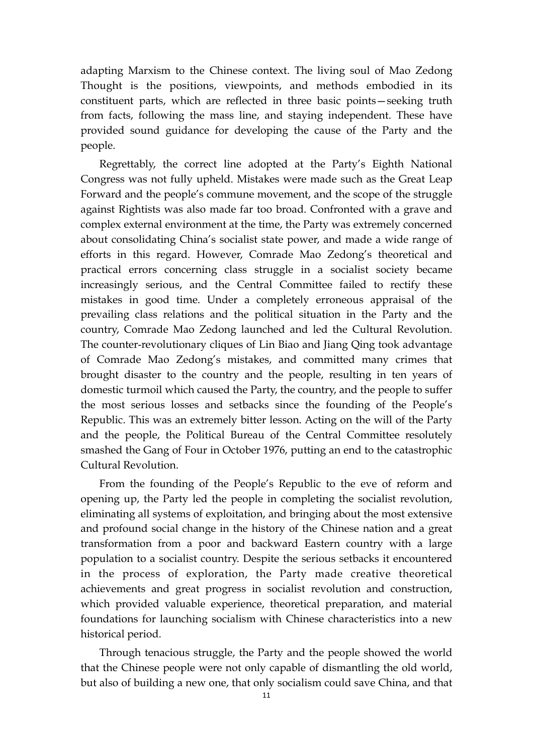adapting Marxism to the Chinese context. The living soul of Mao Zedong Thought is the positions, viewpoints, and methods embodied in its constituent parts, which are reflected in three basic points—seeking truth from facts, following the mass line, and staying independent. These have provided sound guidance for developing the cause of the Party and the people.

Regrettably, the correct line adopted at the Party's Eighth National Congress was not fully upheld. Mistakes were made such as the Great Leap Forward and the people's commune movement, and the scope of the struggle against Rightists was also made far too broad. Confronted with a grave and complex external environment at the time, the Party was extremely concerned about consolidating China's socialist state power, and made a wide range of efforts in this regard. However, Comrade Mao Zedong's theoretical and practical errors concerning class struggle in a socialist society became increasingly serious, and the Central Committee failed to rectify these mistakes in good time. Under a completely erroneous appraisal of the prevailing class relations and the political situation in the Party and the country, Comrade Mao Zedong launched and led the Cultural Revolution. The counter-revolutionary cliques of Lin Biao and Jiang Qing took advantage of Comrade Mao Zedong's mistakes, and committed many crimes that brought disaster to the country and the people, resulting in ten years of domestic turmoil which caused the Party, the country, and the people to suffer the most serious losses and setbacks since the founding of the People's Republic. This was an extremely bitter lesson. Acting on the will of the Party and the people, the Political Bureau of the Central Committee resolutely smashed the Gang of Four in October 1976, putting an end to the catastrophic Cultural Revolution.

From the founding of the People's Republic to the eve of reform and opening up, the Party led the people in completing the socialist revolution, eliminating all systems of exploitation, and bringing about the most extensive and profound social change in the history of the Chinese nation and a great transformation from a poor and backward Eastern country with a large population to a socialist country. Despite the serious setbacks it encountered in the process of exploration, the Party made creative theoretical achievements and great progress in socialist revolution and construction, which provided valuable experience, theoretical preparation, and material foundations for launching socialism with Chinese characteristics into a new historical period.

Through tenacious struggle, the Party and the people showed the world that the Chinese people were not only capable of dismantling the old world, but also of building a new one, that only socialism could save China, and that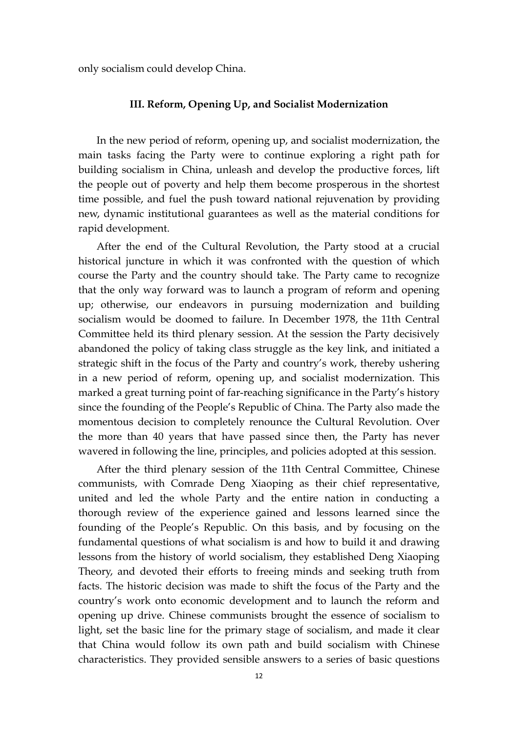only socialism could develop China.

### III. Reform, Opening Up, and Socialist Modernization

In the new period of reform, opening up, and socialist modernization, the main tasks facing the Party were to continue exploring a right path for building socialism in China, unleash and develop the productive forces, lift the people out of poverty and help them become prosperous in the shortest time possible, and fuel the push toward national rejuvenation by providing new, dynamic institutional guarantees as well as the material conditions for rapid development.

After the end of the Cultural Revolution, the Party stood at a crucial historical juncture in which it was confronted with the question of which course the Party and the country should take. The Party came to recognize that the only way forward was to launch a program of reform and opening up; otherwise, our endeavors in pursuing modernization and building socialism would be doomed to failure. In December 1978, the 11th Central Committee held its third plenary session. At the session the Party decisively abandoned the policy of taking class struggle as the key link, and initiated a strategic shift in the focus of the Party and country's work, thereby ushering in a new period of reform, opening up, and socialist modernization. This marked a great turning point of far-reaching significance in the Party's history since the founding of the People's Republic of China. The Party also made the momentous decision to completely renounce the Cultural Revolution. Over the more than 40 years that have passed since then, the Party has never wavered in following the line, principles, and policies adopted at this session.

After the third plenary session of the 11th Central Committee, Chinese communists, with Comrade Deng Xiaoping as their chief representative, united and led the whole Party and the entire nation in conducting a thorough review of the experience gained and lessons learned since the founding of the People's Republic. On this basis, and by focusing on the fundamental questions of what socialism is and how to build it and drawing lessons from the history of world socialism, they established Deng Xiaoping Theory, and devoted their efforts to freeing minds and seeking truth from facts. The historic decision was made to shift the focus of the Party and the country's work onto economic development and to launch the reform and opening up drive. Chinese communists brought the essence of socialism to light, set the basic line for the primary stage of socialism, and made it clear that China would follow its own path and build socialism with Chinese characteristics. They provided sensible answers to a series of basic questions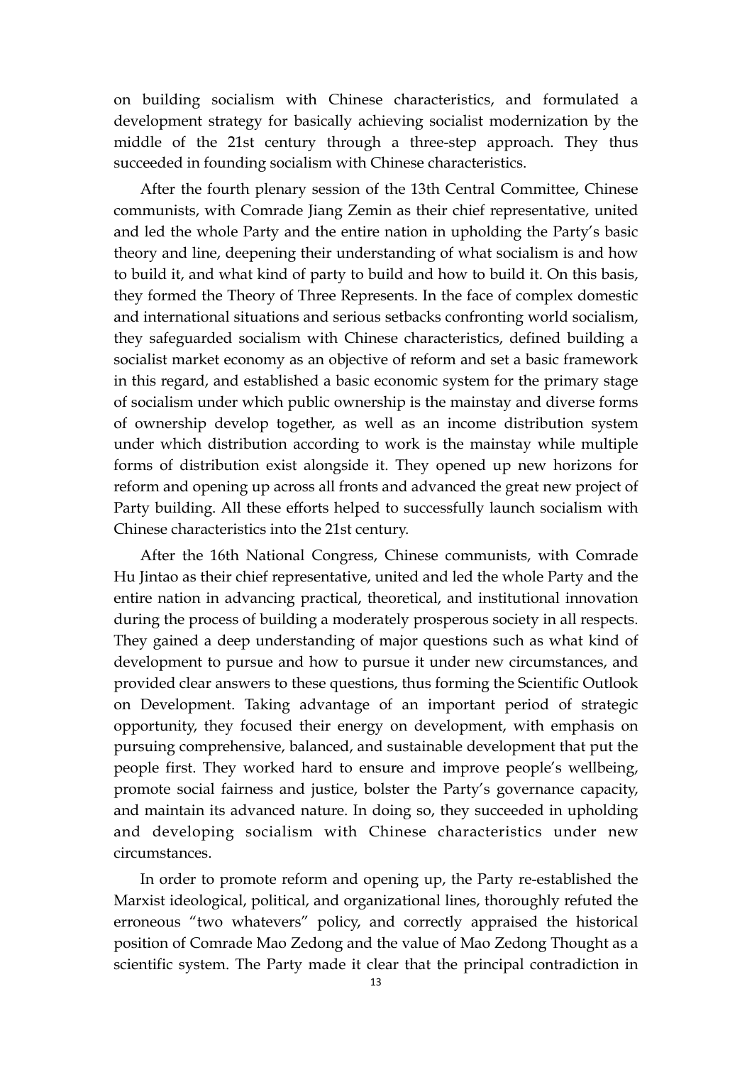on building socialism with Chinese characteristics, and formulated a development strategy for basically achieving socialist modernization by the middle of the 21st century through a three-step approach. They thus succeeded in founding socialism with Chinese characteristics.

After the fourth plenary session of the 13th Central Committee, Chinese communists, with Comrade Jiang Zemin as their chief representative, united and led the whole Party and the entire nation in upholding the Party's basic theory and line, deepening their understanding of what socialism is and how to build it, and what kind of party to build and how to build it. On this basis, they formed the Theory of Three Represents. In the face of complex domestic and international situations and serious setbacks confronting world socialism, they safeguarded socialism with Chinese characteristics, defined building a socialist market economy as an objective of reform and set a basic framework in this regard, and established a basic economic system for the primary stage of socialism under which public ownership is the mainstay and diverse forms of ownership develop together, as well as an income distribution system under which distribution according to work is the mainstay while multiple forms of distribution exist alongside it. They opened up new horizons for reform and opening up across all fronts and advanced the great new project of Party building. All these efforts helped to successfully launch socialism with Chinese characteristics into the 21st century.

After the 16th National Congress, Chinese communists, with Comrade Hu Jintao as their chief representative, united and led the whole Party and the entire nation in advancing practical, theoretical, and institutional innovation during the process of building a moderately prosperous society in all respects. They gained a deep understanding of major questions such as what kind of development to pursue and how to pursue it under new circumstances, and provided clear answers to these questions, thus forming the Scientific Outlook on Development. Taking advantage of an important period of strategic opportunity, they focused their energy on development, with emphasis on pursuing comprehensive, balanced, and sustainable development that put the people first. They worked hard to ensure and improve people's wellbeing, promote social fairness and justice, bolster the Party's governance capacity, and maintain its advanced nature. In doing so, they succeeded in upholding and developing socialism with Chinese characteristics under new circumstances.

In order to promote reform and opening up, the Party re-established the Marxist ideological, political, and organizational lines, thoroughly refuted the erroneous "two whatevers" policy, and correctly appraised the historical position of Comrade Mao Zedong and the value of Mao Zedong Thought as a scientific system. The Party made it clear that the principal contradiction in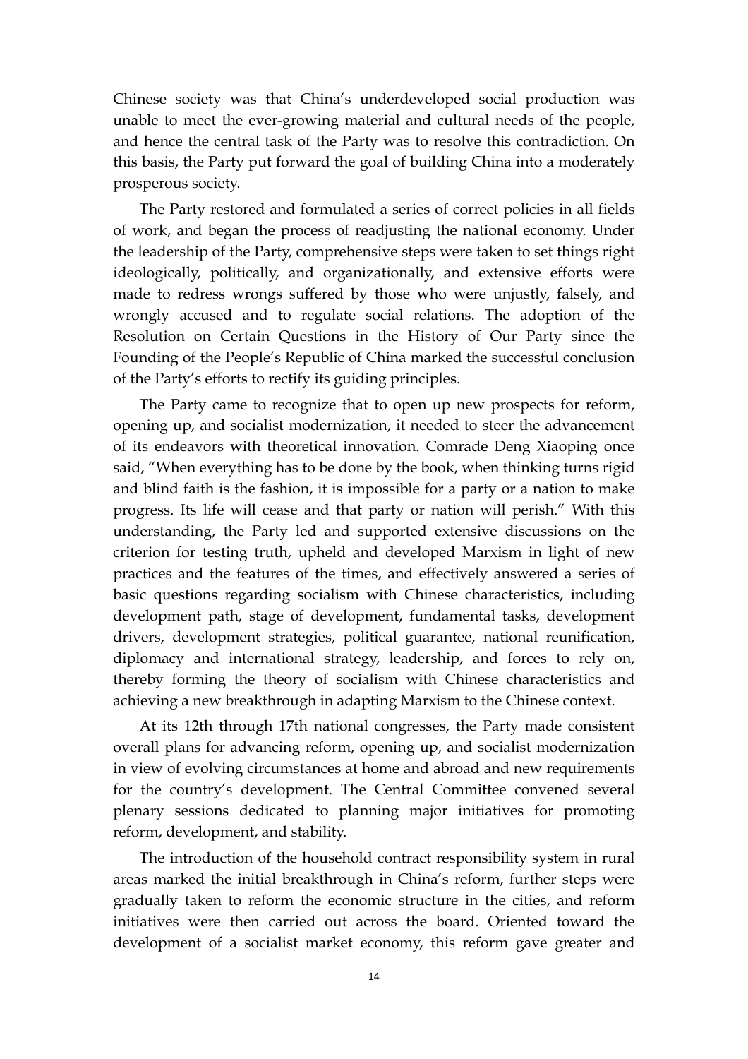Chinese society was that China's underdeveloped social production was unable to meet the ever-growing material and cultural needs of the people, and hence the central task of the Party was to resolve this contradiction. On this basis, the Party put forward the goal of building China into a moderately prosperous society.

The Party restored and formulated a series of correct policies in all fields of work, and began the process of readjusting the national economy. Under the leadership of the Party, comprehensive steps were taken to set things right ideologically, politically, and organizationally, and extensive efforts were made to redress wrongs suffered by those who were unjustly, falsely, and wrongly accused and to regulate social relations. The adoption of the Resolution on Certain Questions in the History of Our Party since the Founding of the People's Republic of China marked the successful conclusion of the Party's efforts to rectify its guiding principles.

The Party came to recognize that to open up new prospects for reform, opening up, and socialist modernization, it needed to steer the advancement of its endeavors with theoretical innovation. Comrade Deng Xiaoping once said, "When everything has to be done by the book, when thinking turns rigid and blind faith is the fashion, it is impossible for a party or a nation to make progress. Its life will cease and that party or nation will perish." With this understanding, the Party led and supported extensive discussions on the criterion for testing truth, upheld and developed Marxism in light of new practices and the features of the times, and effectively answered a series of basic questions regarding socialism with Chinese characteristics, including development path, stage of development, fundamental tasks, development drivers, development strategies, political guarantee, national reunification, diplomacy and international strategy, leadership, and forces to rely on, thereby forming the theory of socialism with Chinese characteristics and achieving a new breakthrough in adapting Marxism to the Chinese context.

At its 12th through 17th national congresses, the Party made consistent overall plans for advancing reform, opening up, and socialist modernization in view of evolving circumstances at home and abroad and new requirements for the country's development. The Central Committee convened several plenary sessions dedicated to planning major initiatives for promoting reform, development, and stability.

The introduction of the household contract responsibility system in rural areas marked the initial breakthrough in China's reform, further steps were gradually taken to reform the economic structure in the cities, and reform initiatives were then carried out across the board. Oriented toward the development of a socialist market economy, this reform gave greater and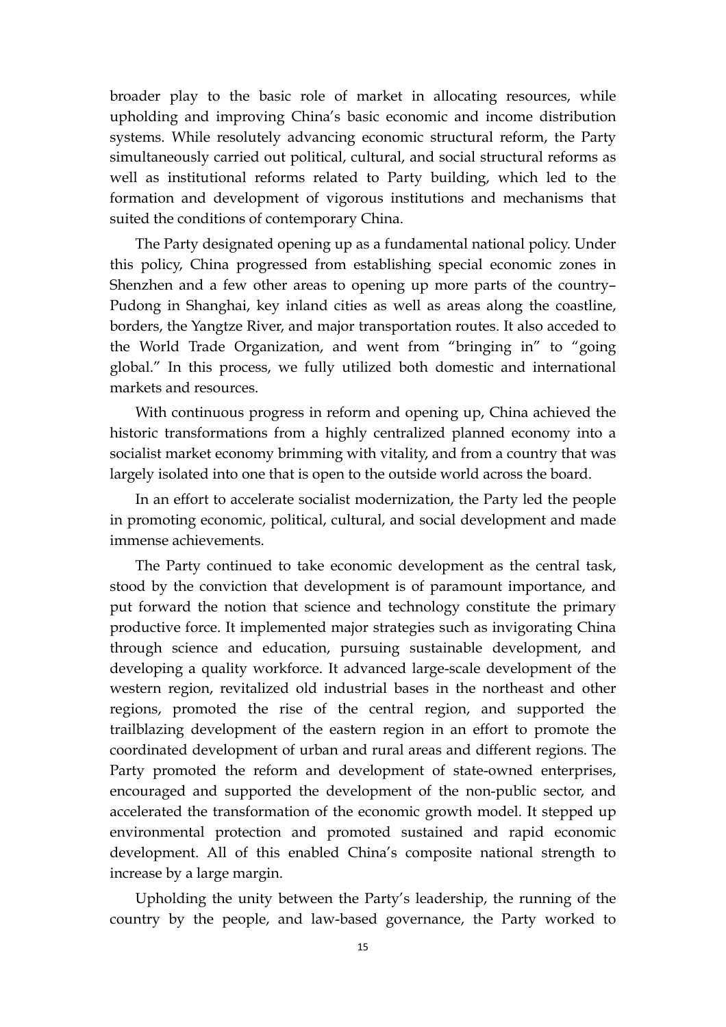broader play to the basic role of market in allocating resources, while upholding and improving China's basic economic and income distribution systems. While resolutely advancing economic structural reform, the Party simultaneously carried out political, cultural, and social structural reforms as well as institutional reforms related to Party building, which led to the formation and development of vigorous institutions and mechanisms that suited the conditions of contemporary China.

The Party designated opening up as a fundamental national policy. Under this policy, China progressed from establishing special economic zones in Shenzhen and a few other areas to opening up more parts of the country–Pudong in Shanghai, key inland cities as well as areas along the coastline, borders, the Yangtze River, and major transportation routes. It also acceded to the World Trade Organization, and went from "bringing in" to "going global." In this process, we fully utilized both domestic and international markets and resources.

With continuous progress in reform and opening up, China achieved the historic transformations from a highly centralized planned economy into a socialist market economy brimming with vitality, and from a country that was largely isolated into one that is open to the outside world across the board.

In an effort to accelerate socialist modernization, the Party led the people in promoting economic, political, cultural, and social development and made immense achievements.

The Party continued to take economic development as the central task, stood by the conviction that development is of paramount importance, and put forward the notion that science and technology constitute the primary productive force. It implemented major strategies such as invigorating China through science and education, pursuing sustainable development, and developing a quality workforce. It advanced large-scale development of the western region, revitalized old industrial bases in the northeast and other regions, promoted the rise of the central region, and supported the trailblazing development of the eastern region in an effort to promote the coordinated development of urban and rural areas and different regions. The Party promoted the reform and development of state-owned enterprises, encouraged and supported the development of the non-public sector, and accelerated the transformation of the economic growth model. It stepped up environmental protection and promoted sustained and rapid economic development. All of this enabled China's composite national strength to increase by a large margin.

Upholding the unity between the Party's leadership, the running of the country by the people, and law-based governance, the Party worked to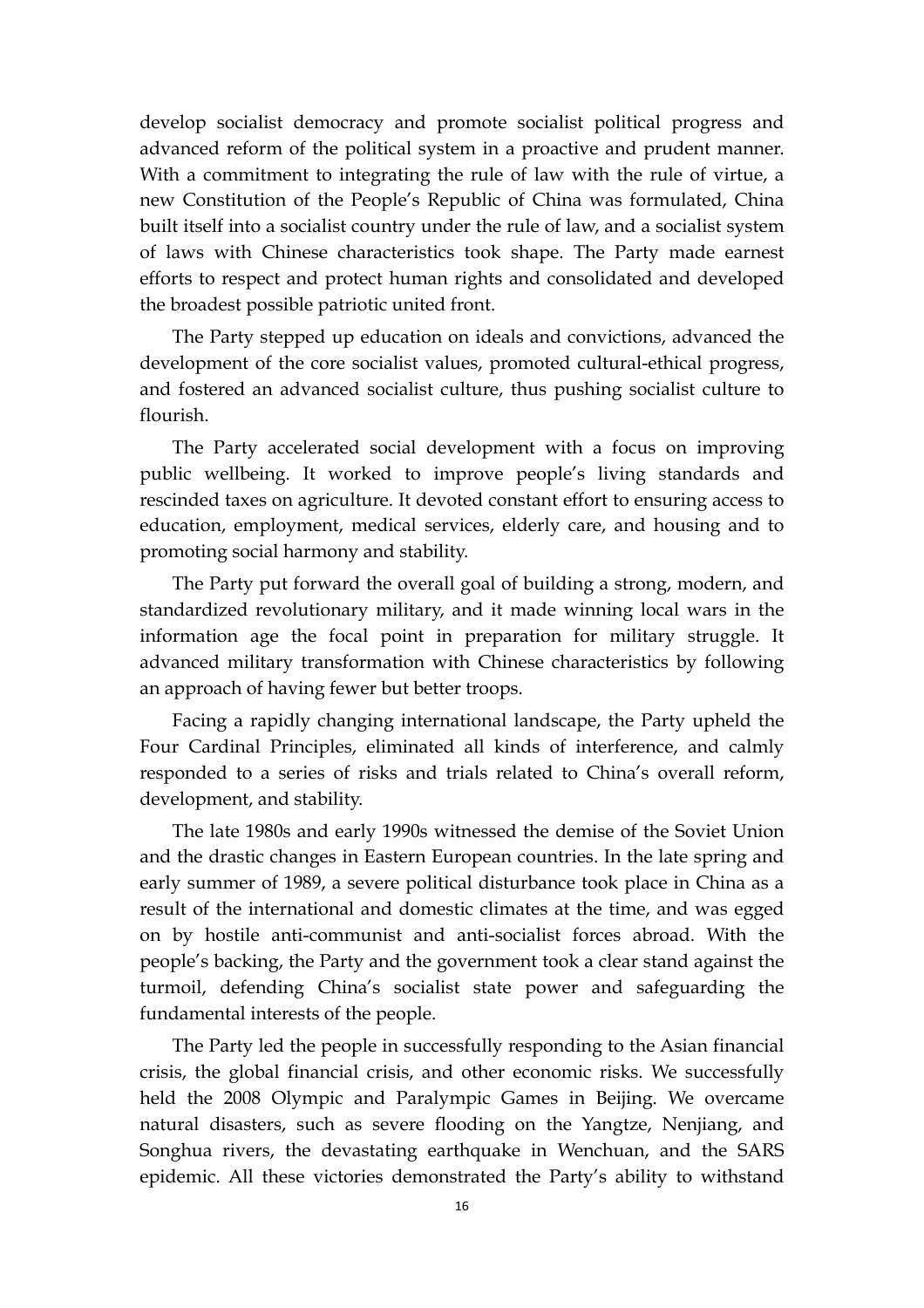develop socialist democracy and promote socialist political progress and advanced reform of the political system in a proactive and prudent manner. With a commitment to integrating the rule of law with the rule of virtue, a new Constitution of the People's Republic of China was formulated, China built itself into a socialist country under the rule of law, and a socialist system of laws with Chinese characteristics took shape. The Party made earnest efforts to respect and protect human rights and consolidated and developed the broadest possible patriotic united front.

The Party stepped up education on ideals and convictions, advanced the development of the core socialist values, promoted cultural-ethical progress, and fostered an advanced socialist culture, thus pushing socialist culture to flourish.

The Party accelerated social development with a focus on improving public wellbeing. It worked to improve people's living standards and rescinded taxes on agriculture. It devoted constant effort to ensuring access to education, employment, medical services, elderly care, and housing and to promoting social harmony and stability.

The Party put forward the overall goal of building a strong, modern, and standardized revolutionary military, and it made winning local wars in the information age the focal point in preparation for military struggle. It advanced military transformation with Chinese characteristics by following an approach of having fewer but better troops.

Facing a rapidly changing international landscape, the Party upheld the Four Cardinal Principles, eliminated all kinds of interference, and calmly responded to a series of risks and trials related to China's overall reform, development, and stability.

The late 1980s and early 1990s witnessed the demise of the Soviet Union and the drastic changes in Eastern European countries. In the late spring and early summer of 1989, a severe political disturbance took place in China as a result of the international and domestic climates at the time, and was egged on by hostile anti-communist and anti-socialist forces abroad. With the people's backing, the Party and the government took a clear stand against the turmoil, defending China's socialist state power and safeguarding the fundamental interests of the people.

The Party led the people in successfully responding to the Asian financial crisis, the global financial crisis, and other economic risks. We successfully held the 2008 Olympic and Paralympic Games in Beijing. We overcame natural disasters, such as severe flooding on the Yangtze, Nenjiang, and Songhua rivers, the devastating earthquake in Wenchuan, and the SARS epidemic. All these victories demonstrated the Party's ability to withstand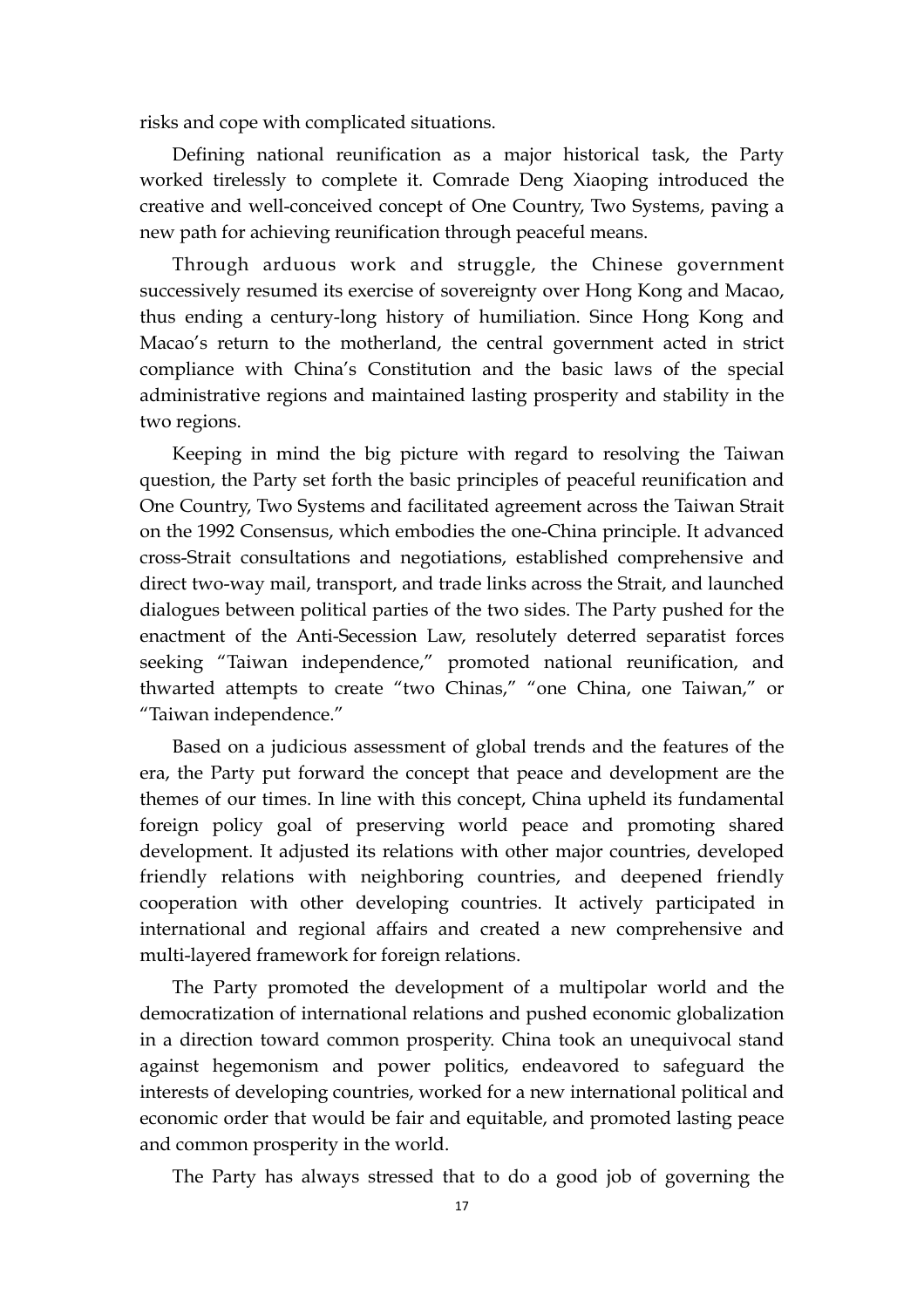risks and cope with complicated situations.

Defining national reunification as a major historical task, the Party worked tirelessly to complete it. Comrade Deng Xiaoping introduced the creative and well-conceived concept of One Country, Two Systems, paving a new path for achieving reunification through peaceful means.

Through arduous work and struggle, the Chinese government successively resumed its exercise of sovereignty over Hong Kong and Macao, thus ending a century-long history of humiliation. Since Hong Kong and Macao's return to the motherland, the central government acted in strict compliance with China's Constitution and the basic laws of the special administrative regions and maintained lasting prosperity and stability in the two regions.

Keeping in mind the big picture with regard to resolving the Taiwan question, the Party set forth the basic principles of peaceful reunification and One Country, Two Systems and facilitated agreement across the Taiwan Strait on the 1992 Consensus, which embodies the one-China principle. It advanced cross-Strait consultations and negotiations, established comprehensive and direct two-way mail, transport, and trade links across the Strait, and launched dialogues between political parties of the two sides. The Party pushed for the enactment of the Anti-Secession Law, resolutely deterred separatist forces seeking "Taiwan independence," promoted national reunification, and thwarted attempts to create "two Chinas," "one China, one Taiwan," or "Taiwan independence."

Based on a judicious assessment of global trends and the features of the era, the Party put forward the concept that peace and development are the themes of our times. In line with this concept, China upheld its fundamental foreign policy goal of preserving world peace and promoting shared development. It adjusted its relations with other major countries, developed friendly relations with neighboring countries, and deepened friendly cooperation with other developing countries. It actively participated in international and regional affairs and created a new comprehensive and multi-layered framework for foreign relations.

The Party promoted the development of a multipolar world and the democratization of international relations and pushed economic globalization in a direction toward common prosperity. China took an unequivocal stand against hegemonism and power politics, endeavored to safeguard the interests of developing countries, worked for a new international political and economic order that would be fair and equitable, and promoted lasting peace and common prosperity in the world.

The Party has always stressed that to do a good job of governing the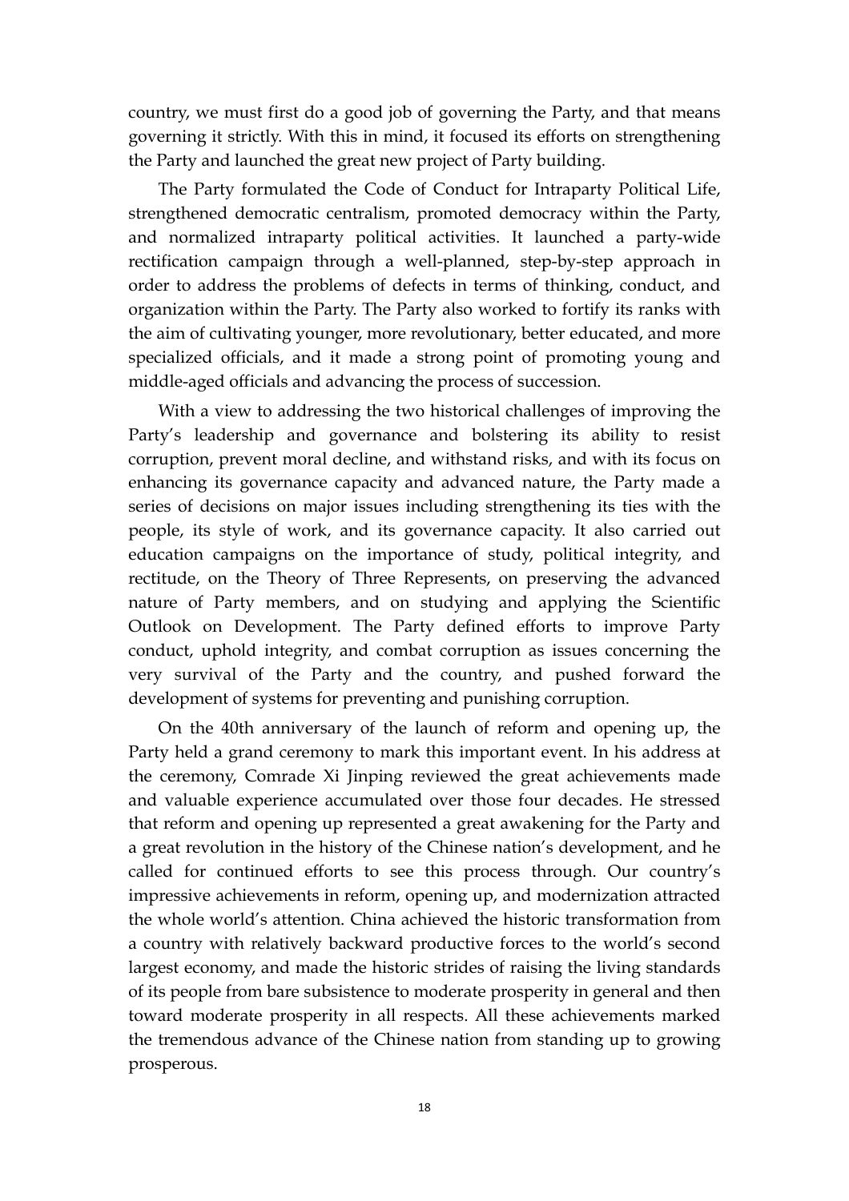country, we must first do a good job of governing the Party, and that means governing it strictly. With this in mind, it focused its efforts on strengthening the Party and launched the great new project of Party building.

The Party formulated the Code of Conduct for Intraparty Political Life, strengthened democratic centralism, promoted democracy within the Party, and normalized intraparty political activities. It launched a party-wide rectification campaign through a well-planned, step-by-step approach in order to address the problems of defects in terms of thinking, conduct, and organization within the Party. The Party also worked to fortify its ranks with the aim of cultivating younger, more revolutionary, better educated, and more specialized officials, and it made a strong point of promoting young and middle-aged officials and advancing the process of succession.

With a view to addressing the two historical challenges of improving the Party's leadership and governance and bolstering its ability to resist corruption, prevent moral decline, and withstand risks, and with its focus on enhancing its governance capacity and advanced nature, the Party made a series of decisions on major issues including strengthening its ties with the people, its style of work, and its governance capacity. It also carried out education campaigns on the importance of study, political integrity, and rectitude, on the Theory of Three Represents, on preserving the advanced nature of Party members, and on studying and applying the Scientific Outlook on Development. The Party defined efforts to improve Party conduct, uphold integrity, and combat corruption as issues concerning the very survival of the Party and the country, and pushed forward the development of systems for preventing and punishing corruption.

On the 40th anniversary of the launch of reform and opening up, the Party held a grand ceremony to mark this important event. In his address at the ceremony, Comrade Xi Jinping reviewed the great achievements made and valuable experience accumulated over those four decades. He stressed that reform and opening up represented a great awakening for the Party and a great revolution in the history of the Chinese nation's development, and he called for continued efforts to see this process through. Our country's impressive achievements in reform, opening up, and modernization attracted the whole world's attention. China achieved the historic transformation from a country with relatively backward productive forces to the world's second largest economy, and made the historic strides of raising the living standards of its people from bare subsistence to moderate prosperity in general and then toward moderate prosperity in all respects. All these achievements marked the tremendous advance of the Chinese nation from standing up to growing prosperous.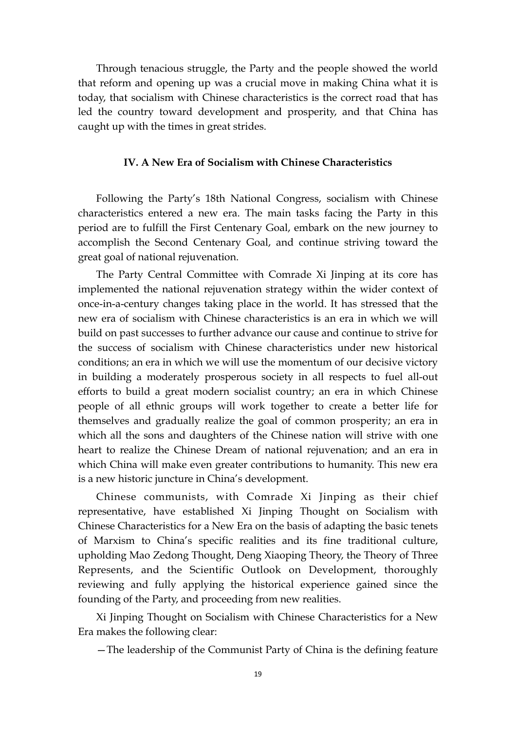Through tenacious struggle, the Party and the people showed the world that reform and opening up was a crucial move in making China what it is today, that socialism with Chinese characteristics is the correct road that has led the country toward development and prosperity, and that China has caught up with the times in great strides.

## IV. A New Era of Socialism with Chinese Characteristics

Following the Party's 18th National Congress, socialism with Chinese characteristics entered a new era. The main tasks facing the Party in this period are to fulfill the First Centenary Goal, embark on the new journey to accomplish the Second Centenary Goal, and continue striving toward the great goal of national rejuvenation.

The Party Central Committee with Comrade Xi Jinping at its core has implemented the national rejuvenation strategy within the wider context of once-in-a-century changes taking place in the world. It has stressed that the new era of socialism with Chinese characteristics is an era in which we will build on past successes to further advance our cause and continue to strive for the success of socialism with Chinese characteristics under new historical conditions; an era in which we will use the momentum of our decisive victory in building a moderately prosperous society in all respects to fuel all-out efforts to build a great modern socialist country; an era in which Chinese people of all ethnic groups will work together to create a better life for themselves and gradually realize the goal of common prosperity; an era in which all the sons and daughters of the Chinese nation will strive with one heart to realize the Chinese Dream of national rejuvenation; and an era in which China will make even greater contributions to humanity. This new era is a new historic juncture in China's development.

Chinese communists, with Comrade Xi Jinping as their chief representative, have established Xi Jinping Thought on Socialism with Chinese Characteristics for a New Era on the basis of adapting the basic tenets of Marxism to China's specific realities and its fine traditional culture, upholding Mao Zedong Thought, Deng Xiaoping Theory, the Theory of Three Represents, and the Scientific Outlook on Development, thoroughly reviewing and fully applying the historical experience gained since the founding of the Party, and proceeding from new realities.

Xi Jinping Thought on Socialism with Chinese Characteristics for a New Era makes the following clear:

—The leadership of the Communist Party of China is the defining feature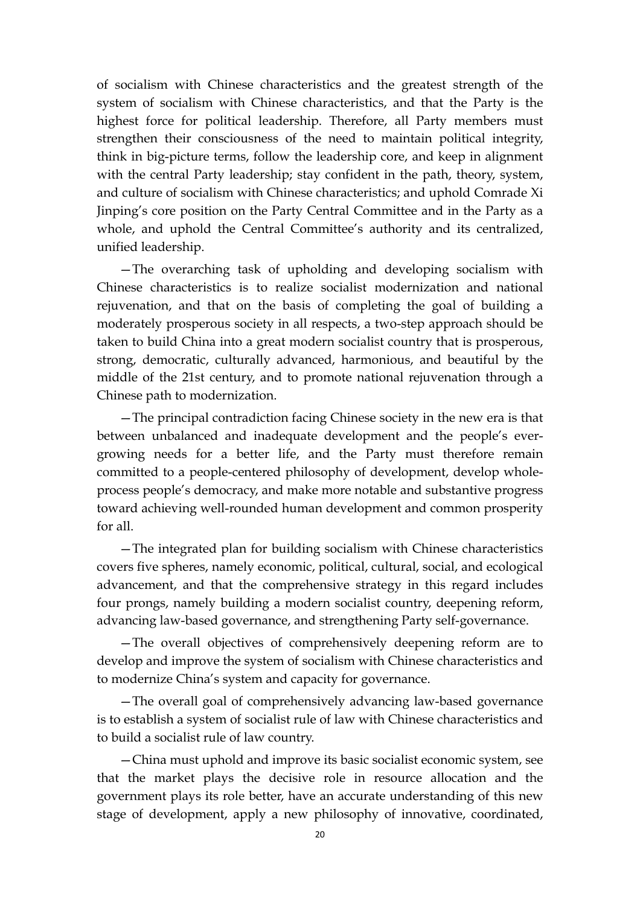of socialism with Chinese characteristics and the greatest strength of the system of socialism with Chinese characteristics, and that the Party is the highest force for political leadership. Therefore, all Party members must strengthen their consciousness of the need to maintain political integrity, think in big-picture terms, follow the leadership core, and keep in alignment with the central Party leadership; stay confident in the path, theory, system, and culture of socialism with Chinese characteristics; and uphold Comrade Xi Jinping's core position on the Party Central Committee and in the Party as a whole, and uphold the Central Committee's authority and its centralized, unified leadership.

—The overarching task of upholding and developing socialism with Chinese characteristics is to realize socialist modernization and national rejuvenation, and that on the basis of completing the goal of building a moderately prosperous society in all respects, a two-step approach should be taken to build China into a great modern socialist country that is prosperous, strong, democratic, culturally advanced, harmonious, and beautiful by the middle of the 21st century, and to promote national rejuvenation through a Chinese path to modernization.

—The principal contradiction facing Chinese society in the new era is that between unbalanced and inadequate development and the people's ever-growing needs for a better life, and the Party must therefore remain committed to a people-centered philosophy of development, develop whole-process people's democracy, and make more notable and substantive progress toward achieving well-rounded human development and common prosperity for all.

—The integrated plan for building socialism with Chinese characteristics covers five spheres, namely economic, political, cultural, social, and ecological advancement, and that the comprehensive strategy in this regard includes four prongs, namely building a modern socialist country, deepening reform, advancing law-based governance, and strengthening Party self-governance.

—The overall objectives of comprehensively deepening reform are to develop and improve the system of socialism with Chinese characteristics and to modernize China's system and capacity for governance.

—The overall goal of comprehensively advancing law-based governance is to establish a system of socialist rule of law with Chinese characteristics and to build a socialist rule of law country.

—China must uphold and improve its basic socialist economic system, see that the market plays the decisive role in resource allocation and the government plays its role better, have an accurate understanding of this new stage of development, apply a new philosophy of innovative, coordinated,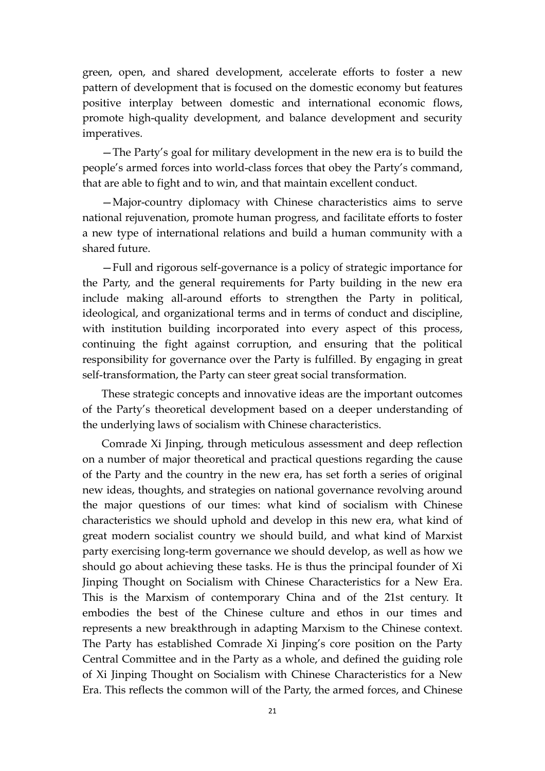green, open, and shared development, accelerate efforts to foster a new pattern of development that is focused on the domestic economy but features positive interplay between domestic and international economic flows, promote high-quality development, and balance development and security imperatives.

—The Party's goal for military development in the new era is to build the people's armed forces into world-class forces that obey the Party's command, that are able to fight and to win, and that maintain excellent conduct.

—Major-country diplomacy with Chinese characteristics aims to serve national rejuvenation, promote human progress, and facilitate efforts to foster a new type of international relations and build a human community with a shared future.

—Full and rigorous self-governance is a policy of strategic importance for the Party, and the general requirements for Party building in the new era include making all-around efforts to strengthen the Party in political, ideological, and organizational terms and in terms of conduct and discipline, with institution building incorporated into every aspect of this process, continuing the fight against corruption, and ensuring that the political responsibility for governance over the Party is fulfilled. By engaging in great self-transformation, the Party can steer great social transformation.

These strategic concepts and innovative ideas are the important outcomes of the Party's theoretical development based on a deeper understanding of the underlying laws of socialism with Chinese characteristics.

Comrade Xi Jinping, through meticulous assessment and deep reflection on a number of major theoretical and practical questions regarding the cause of the Party and the country in the new era, has set forth a series of original new ideas, thoughts, and strategies on national governance revolving around the major questions of our times: what kind of socialism with Chinese characteristics we should uphold and develop in this new era, what kind of great modern socialist country we should build, and what kind of Marxist party exercising long-term governance we should develop, as well as how we should go about achieving these tasks. He is thus the principal founder of Xi Jinping Thought on Socialism with Chinese Characteristics for a New Era. This is the Marxism of contemporary China and of the 21st century. It embodies the best of the Chinese culture and ethos in our times and represents a new breakthrough in adapting Marxism to the Chinese context. The Party has established Comrade Xi Jinping's core position on the Party Central Committee and in the Party as a whole, and defined the guiding role of Xi Jinping Thought on Socialism with Chinese Characteristics for a New Era. This reflects the common will of the Party, the armed forces, and Chinese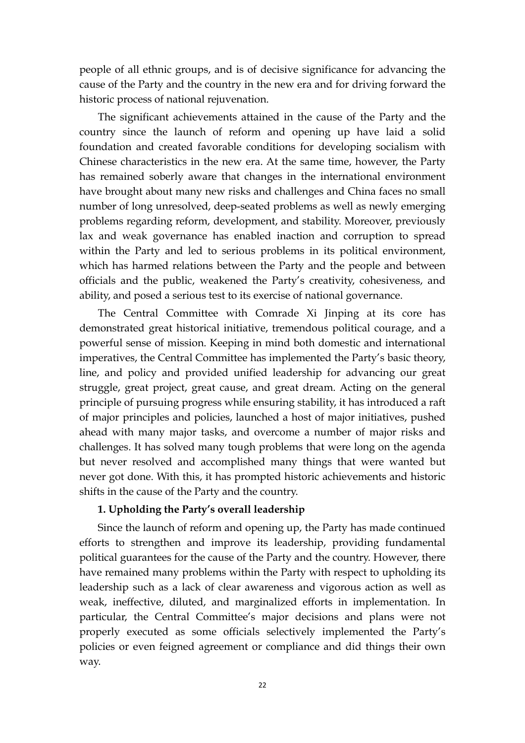people of all ethnic groups, and is of decisive significance for advancing the cause of the Party and the country in the new era and for driving forward the historic process of national rejuvenation.

The significant achievements attained in the cause of the Party and the country since the launch of reform and opening up have laid a solid foundation and created favorable conditions for developing socialism with Chinese characteristics in the new era. At the same time, however, the Party has remained soberly aware that changes in the international environment have brought about many new risks and challenges and China faces no small number of long unresolved, deep-seated problems as well as newly emerging problems regarding reform, development, and stability. Moreover, previously lax and weak governance has enabled inaction and corruption to spread within the Party and led to serious problems in its political environment, which has harmed relations between the Party and the people and between officials and the public, weakened the Party's creativity, cohesiveness, and ability, and posed a serious test to its exercise of national governance.

The Central Committee with Comrade Xi Jinping at its core has demonstrated great historical initiative, tremendous political courage, and a powerful sense of mission. Keeping in mind both domestic and international imperatives, the Central Committee has implemented the Party's basic theory, line, and policy and provided unified leadership for advancing our great struggle, great project, great cause, and great dream. Acting on the general principle of pursuing progress while ensuring stability, it has introduced a raft of major principles and policies, launched a host of major initiatives, pushed ahead with many major tasks, and overcome a number of major risks and challenges. It has solved many tough problems that were long on the agenda but never resolved and accomplished many things that were wanted but never got done. With this, it has prompted historic achievements and historic shifts in the cause of the Party and the country.

**1. Upholding the Party's overall leadership**

Since the launch of reform and opening up, the Party has made continued efforts to strengthen and improve its leadership, providing fundamental political guarantees for the cause of the Party and the country. However, there have remained many problems within the Party with respect to upholding its leadership such as a lack of clear awareness and vigorous action as well as weak, ineffective, diluted, and marginalized efforts in implementation. In particular, the Central Committee's major decisions and plans were not properly executed as some officials selectively implemented the Party's policies or even feigned agreement or compliance and did things their own way.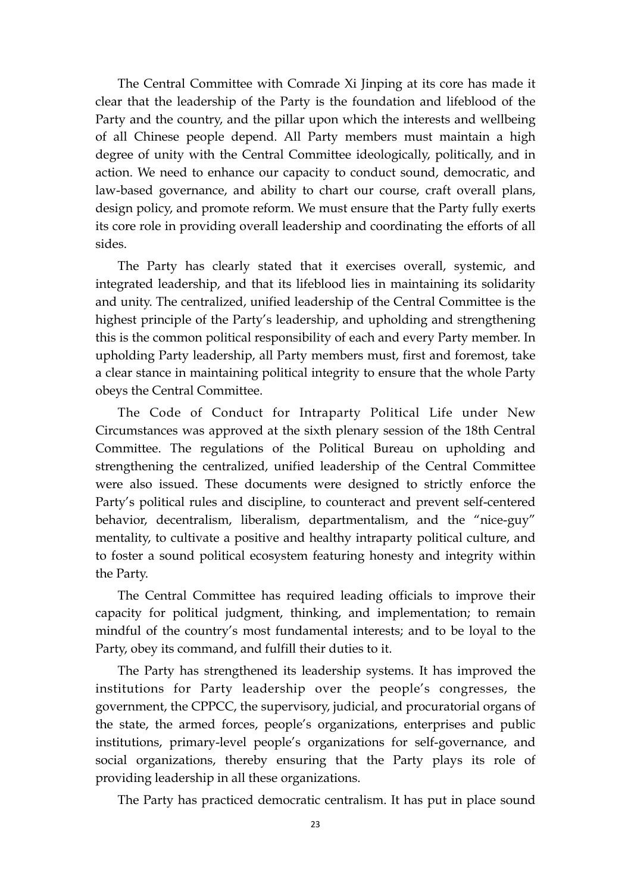The Central Committee with Comrade Xi Jinping at its core has made it clear that the leadership of the Party is the foundation and lifeblood of the Party and the country, and the pillar upon which the interests and wellbeing of all Chinese people depend. All Party members must maintain a high degree of unity with the Central Committee ideologically, politically, and in action. We need to enhance our capacity to conduct sound, democratic, and law-based governance, and ability to chart our course, craft overall plans, design policy, and promote reform. We must ensure that the Party fully exerts its core role in providing overall leadership and coordinating the efforts of all sides.

The Party has clearly stated that it exercises overall, systemic, and integrated leadership, and that its lifeblood lies in maintaining its solidarity and unity. The centralized, unified leadership of the Central Committee is the highest principle of the Party's leadership, and upholding and strengthening this is the common political responsibility of each and every Party member. In upholding Party leadership, all Party members must, first and foremost, take a clear stance in maintaining political integrity to ensure that the whole Party obeys the Central Committee.

The Code of Conduct for Intraparty Political Life under New Circumstances was approved at the sixth plenary session of the 18th Central Committee. The regulations of the Political Bureau on upholding and strengthening the centralized, unified leadership of the Central Committee were also issued. These documents were designed to strictly enforce the Party's political rules and discipline, to counteract and prevent self-centered behavior, decentralism, liberalism, departmentalism, and the "nice-guy" mentality, to cultivate a positive and healthy intraparty political culture, and to foster a sound political ecosystem featuring honesty and integrity within the Party.

The Central Committee has required leading officials to improve their capacity for political judgment, thinking, and implementation; to remain mindful of the country's most fundamental interests; and to be loyal to the Party, obey its command, and fulfill their duties to it.

The Party has strengthened its leadership systems. It has improved the institutions for Party leadership over the people's congresses, the government, the CPPCC, the supervisory, judicial, and procuratorial organs of the state, the armed forces, people's organizations, enterprises and public institutions, primary-level people's organizations for self-governance, and social organizations, thereby ensuring that the Party plays its role of providing leadership in all these organizations.

The Party has practiced democratic centralism. It has put in place sound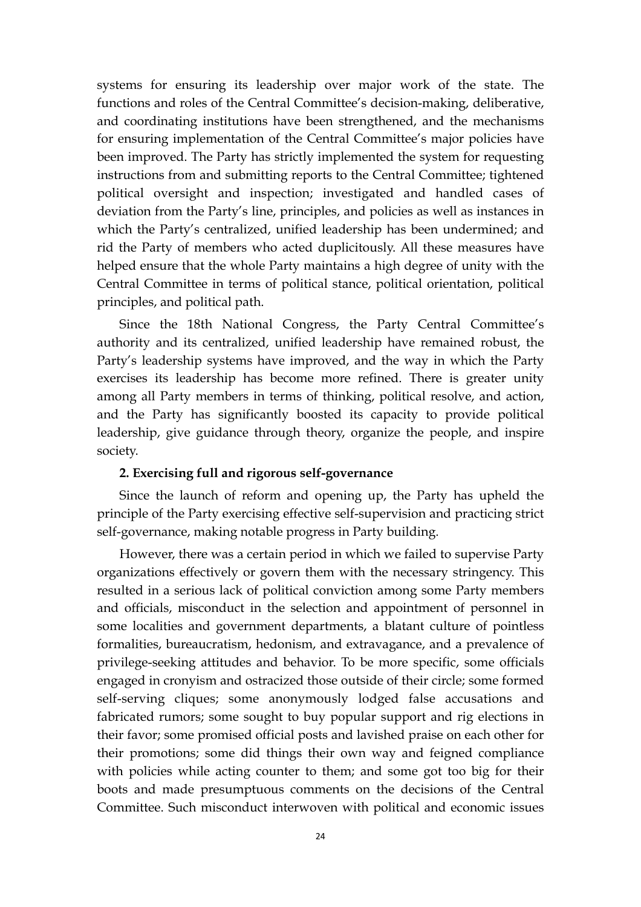systems for ensuring its leadership over major work of the state. The functions and roles of the Central Committee's decision-making, deliberative, and coordinating institutions have been strengthened, and the mechanisms for ensuring implementation of the Central Committee's major policies have been improved. The Party has strictly implemented the system for requesting instructions from and submitting reports to the Central Committee; tightened political oversight and inspection; investigated and handled cases of deviation from the Party's line, principles, and policies as well as instances in which the Party's centralized, unified leadership has been undermined; and rid the Party of members who acted duplicitously. All these measures have helped ensure that the whole Party maintains a high degree of unity with the Central Committee in terms of political stance, political orientation, political principles, and political path.

Since the 18th National Congress, the Party Central Committee's authority and its centralized, unified leadership have remained robust, the Party's leadership systems have improved, and the way in which the Party exercises its leadership has become more refined. There is greater unity among all Party members in terms of thinking, political resolve, and action, and the Party has significantly boosted its capacity to provide political leadership, give guidance through theory, organize the people, and inspire society.

**2. Exercising full and rigorous self-governance**

Since the launch of reform and opening up, the Party has upheld the principle of the Party exercising effective self-supervision and practicing strict self-governance, making notable progress in Party building.

However, there was a certain period in which we failed to supervise Party organizations effectively or govern them with the necessary stringency. This resulted in a serious lack of political conviction among some Party members and officials, misconduct in the selection and appointment of personnel in some localities and government departments, a blatant culture of pointless formalities, bureaucratism, hedonism, and extravagance, and a prevalence of privilege-seeking attitudes and behavior. To be more specific, some officials engaged in cronyism and ostracized those outside of their circle; some formed self-serving cliques; some anonymously lodged false accusations and fabricated rumors; some sought to buy popular support and rig elections in their favor; some promised official posts and lavished praise on each other for their promotions; some did things their own way and feigned compliance with policies while acting counter to them; and some got too big for their boots and made presumptuous comments on the decisions of the Central Committee. Such misconduct interwoven with political and economic issues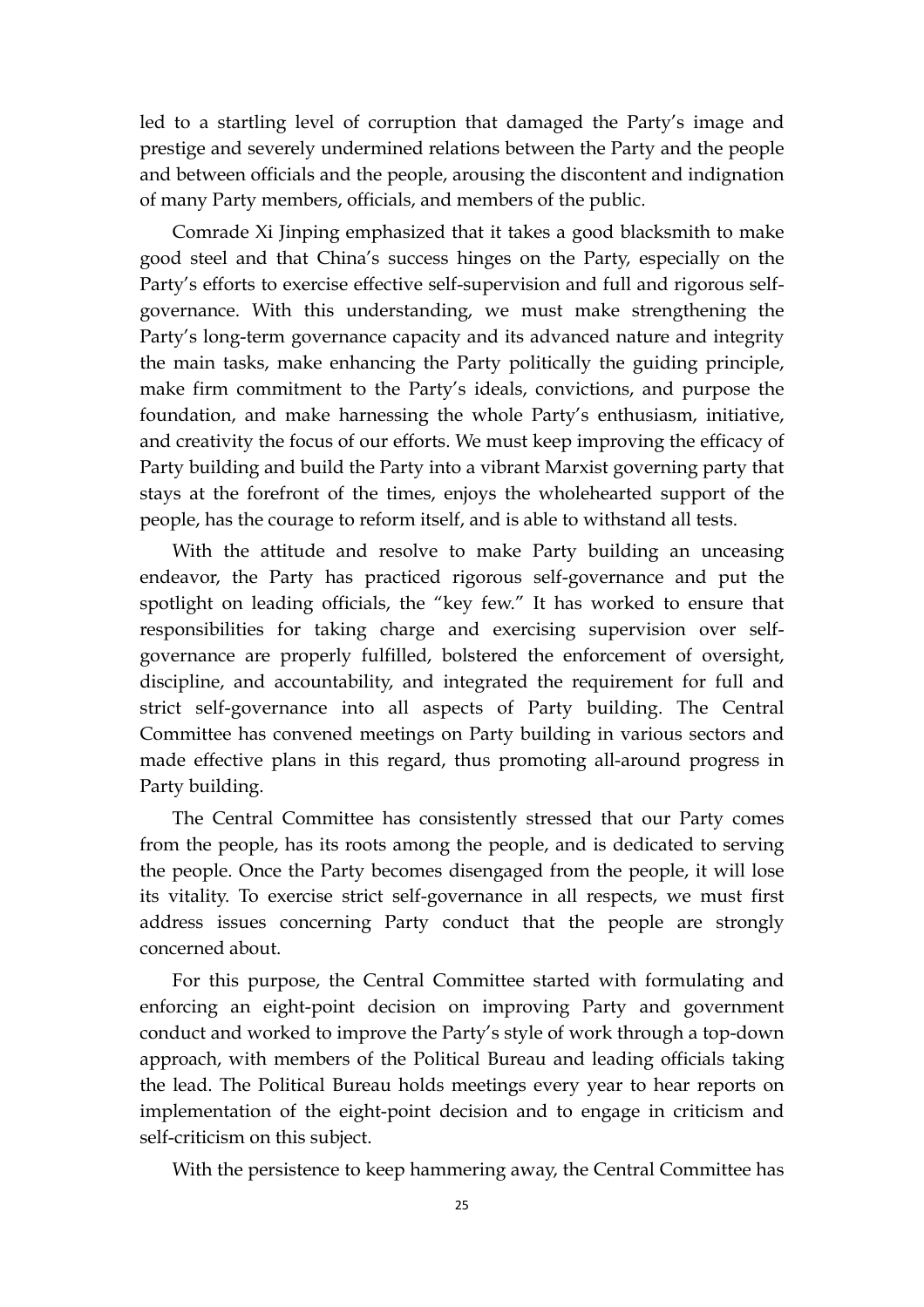led to a startling level of corruption that damaged the Party's image and prestige and severely undermined relations between the Party and the people and between officials and the people, arousing the discontent and indignation of many Party members, officials, and members of the public.

Comrade Xi Jinping emphasized that it takes a good blacksmith to make good steel and that China's success hinges on the Party, especially on the Party's efforts to exercise effective self-supervision and full and rigorous self-governance. With this understanding, we must make strengthening the Party's long-term governance capacity and its advanced nature and integrity the main tasks, make enhancing the Party politically the guiding principle, make firm commitment to the Party's ideals, convictions, and purpose the foundation, and make harnessing the whole Party's enthusiasm, initiative, and creativity the focus of our efforts. We must keep improving the efficacy of Party building and build the Party into a vibrant Marxist governing party that stays at the forefront of the times, enjoys the wholehearted support of the people, has the courage to reform itself, and is able to withstand all tests.

With the attitude and resolve to make Party building an unceasing endeavor, the Party has practiced rigorous self-governance and put the spotlight on leading officials, the "key few." It has worked to ensure that responsibilities for taking charge and exercising supervision over self-governance are properly fulfilled, bolstered the enforcement of oversight, discipline, and accountability, and integrated the requirement for full and strict self-governance into all aspects of Party building. The Central Committee has convened meetings on Party building in various sectors and made effective plans in this regard, thus promoting all-around progress in Party building.

The Central Committee has consistently stressed that our Party comes from the people, has its roots among the people, and is dedicated to serving the people. Once the Party becomes disengaged from the people, it will lose its vitality. To exercise strict self-governance in all respects, we must first address issues concerning Party conduct that the people are strongly concerned about.

For this purpose, the Central Committee started with formulating and enforcing an eight-point decision on improving Party and government conduct and worked to improve the Party's style of work through a top-down approach, with members of the Political Bureau and leading officials taking the lead. The Political Bureau holds meetings every year to hear reports on implementation of the eight-point decision and to engage in criticism and self-criticism on this subject.

With the persistence to keep hammering away, the Central Committee has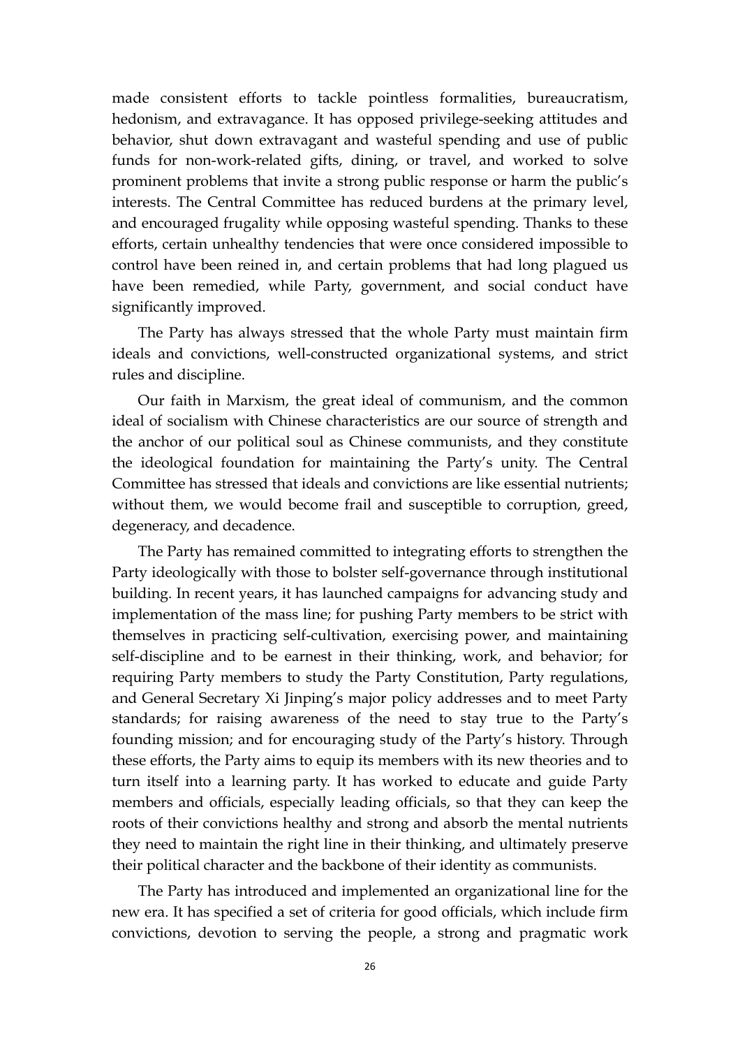made consistent efforts to tackle pointless formalities, bureaucratism, hedonism, and extravagance. It has opposed privilege-seeking attitudes and behavior, shut down extravagant and wasteful spending and use of public funds for non-work-related gifts, dining, or travel, and worked to solve prominent problems that invite a strong public response or harm the public's interests. The Central Committee has reduced burdens at the primary level, and encouraged frugality while opposing wasteful spending. Thanks to these efforts, certain unhealthy tendencies that were once considered impossible to control have been reined in, and certain problems that had long plagued us have been remedied, while Party, government, and social conduct have significantly improved.

The Party has always stressed that the whole Party must maintain firm ideals and convictions, well-constructed organizational systems, and strict rules and discipline.

Our faith in Marxism, the great ideal of communism, and the common ideal of socialism with Chinese characteristics are our source of strength and the anchor of our political soul as Chinese communists, and they constitute the ideological foundation for maintaining the Party's unity. The Central Committee has stressed that ideals and convictions are like essential nutrients; without them, we would become frail and susceptible to corruption, greed, degeneracy, and decadence.

The Party has remained committed to integrating efforts to strengthen the Party ideologically with those to bolster self-governance through institutional building. In recent years, it has launched campaigns for advancing study and implementation of the mass line; for pushing Party members to be strict with themselves in practicing self-cultivation, exercising power, and maintaining self-discipline and to be earnest in their thinking, work, and behavior; for requiring Party members to study the Party Constitution, Party regulations, and General Secretary Xi Jinping's major policy addresses and to meet Party standards; for raising awareness of the need to stay true to the Party's founding mission; and for encouraging study of the Party's history. Through these efforts, the Party aims to equip its members with its new theories and to turn itself into a learning party. It has worked to educate and guide Party members and officials, especially leading officials, so that they can keep the roots of their convictions healthy and strong and absorb the mental nutrients they need to maintain the right line in their thinking, and ultimately preserve their political character and the backbone of their identity as communists.

The Party has introduced and implemented an organizational line for the new era. It has specified a set of criteria for good officials, which include firm convictions, devotion to serving the people, a strong and pragmatic work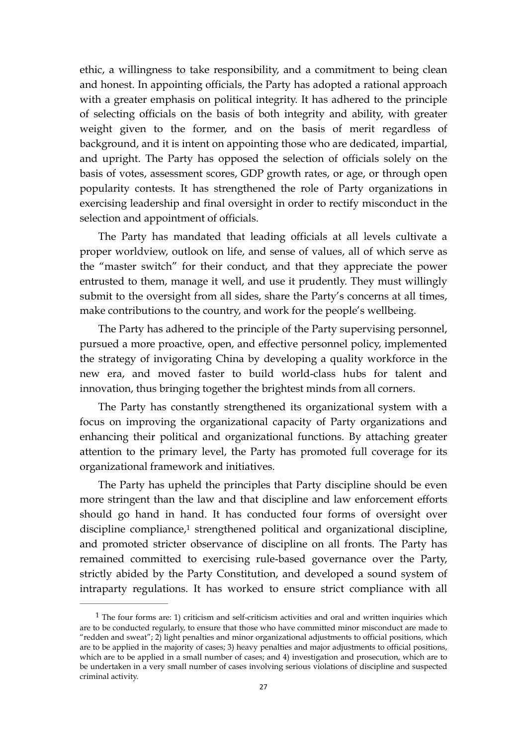ethic, a willingness to take responsibility, and a commitment to being clean and honest. In appointing officials, the Party has adopted a rational approach with a greater emphasis on political integrity. It has adhered to the principle of selecting officials on the basis of both integrity and ability, with greater weight given to the former, and on the basis of merit regardless of background, and it is intent on appointing those who are dedicated, impartial, and upright. The Party has opposed the selection of officials solely on the basis of votes, assessment scores, GDP growth rates, or age, or through open popularity contests. It has strengthened the role of Party organizations in exercising leadership and final oversight in order to rectify misconduct in the selection and appointment of officials.

The Party has mandated that leading officials at all levels cultivate a proper worldview, outlook on life, and sense of values, all of which serve as the "master switch" for their conduct, and that they appreciate the power entrusted to them, manage it well, and use it prudently. They must willingly submit to the oversight from all sides, share the Party's concerns at all times, make contributions to the country, and work for the people's wellbeing.

The Party has adhered to the principle of the Party supervising personnel, pursued a more proactive, open, and effective personnel policy, implemented the strategy of invigorating China by developing a quality workforce in the new era, and moved faster to build world-class hubs for talent and innovation, thus bringing together the brightest minds from all corners.

The Party has constantly strengthened its organizational system with a focus on improving the organizational capacity of Party organizations and enhancing their political and organizational functions. By attaching greater attention to the primary level, the Party has promoted full coverage for its organizational framework and initiatives.

The Party has upheld the principles that Party discipline should be even more stringent than the law and that discipline and law enforcement efforts should go hand in hand. It has conducted four forms of oversight over discipline compliance,[1] strengthened political and organizational discipline, and promoted stricter observance of discipline on all fronts. The Party has remained committed to exercising rule-based governance over the Party, strictly abided by the Party Constitution, and developed a sound system of intraparty regulations. It has worked to ensure strict compliance with all

---

[1] The four forms are: 1) criticism and self-criticism activities and oral and written inquiries which are to be conducted regularly, to ensure that those who have committed minor misconduct are made to "redden and sweat"; 2) light penalties and minor organizational adjustments to official positions, which are to be applied in the majority of cases; 3) heavy penalties and major adjustments to official positions, which are to be applied in a small number of cases; and 4) investigation and prosecution, which are to be undertaken in a very small number of cases involving serious violations of discipline and suspected criminal activity.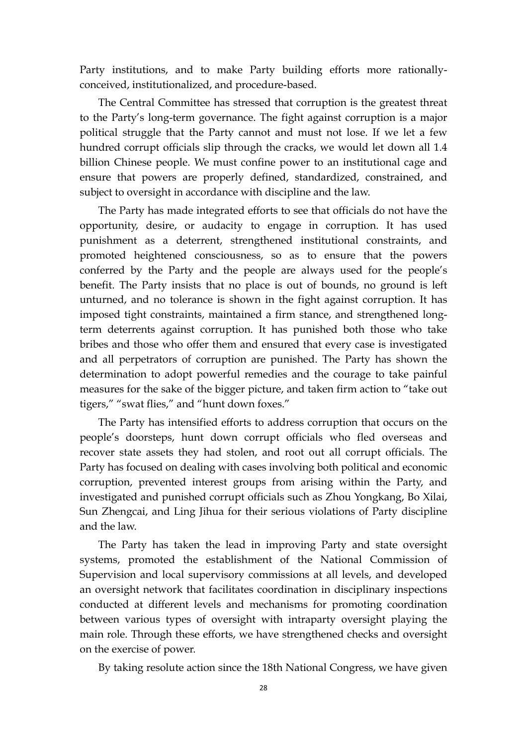Party institutions, and to make Party building efforts more rationally-conceived, institutionalized, and procedure-based.

The Central Committee has stressed that corruption is the greatest threat to the Party's long-term governance. The fight against corruption is a major political struggle that the Party cannot and must not lose. If we let a few hundred corrupt officials slip through the cracks, we would let down all 1.4 billion Chinese people. We must confine power to an institutional cage and ensure that powers are properly defined, standardized, constrained, and subject to oversight in accordance with discipline and the law.

The Party has made integrated efforts to see that officials do not have the opportunity, desire, or audacity to engage in corruption. It has used punishment as a deterrent, strengthened institutional constraints, and promoted heightened consciousness, so as to ensure that the powers conferred by the Party and the people are always used for the people's benefit. The Party insists that no place is out of bounds, no ground is left unturned, and no tolerance is shown in the fight against corruption. It has imposed tight constraints, maintained a firm stance, and strengthened long-term deterrents against corruption. It has punished both those who take bribes and those who offer them and ensured that every case is investigated and all perpetrators of corruption are punished. The Party has shown the determination to adopt powerful remedies and the courage to take painful measures for the sake of the bigger picture, and taken firm action to "take out tigers," "swat flies," and "hunt down foxes."

The Party has intensified efforts to address corruption that occurs on the people's doorsteps, hunt down corrupt officials who fled overseas and recover state assets they had stolen, and root out all corrupt officials. The Party has focused on dealing with cases involving both political and economic corruption, prevented interest groups from arising within the Party, and investigated and punished corrupt officials such as Zhou Yongkang, Bo Xilai, Sun Zhengcai, and Ling Jihua for their serious violations of Party discipline and the law.

The Party has taken the lead in improving Party and state oversight systems, promoted the establishment of the National Commission of Supervision and local supervisory commissions at all levels, and developed an oversight network that facilitates coordination in disciplinary inspections conducted at different levels and mechanisms for promoting coordination between various types of oversight with intraparty oversight playing the main role. Through these efforts, we have strengthened checks and oversight on the exercise of power.

By taking resolute action since the 18th National Congress, we have given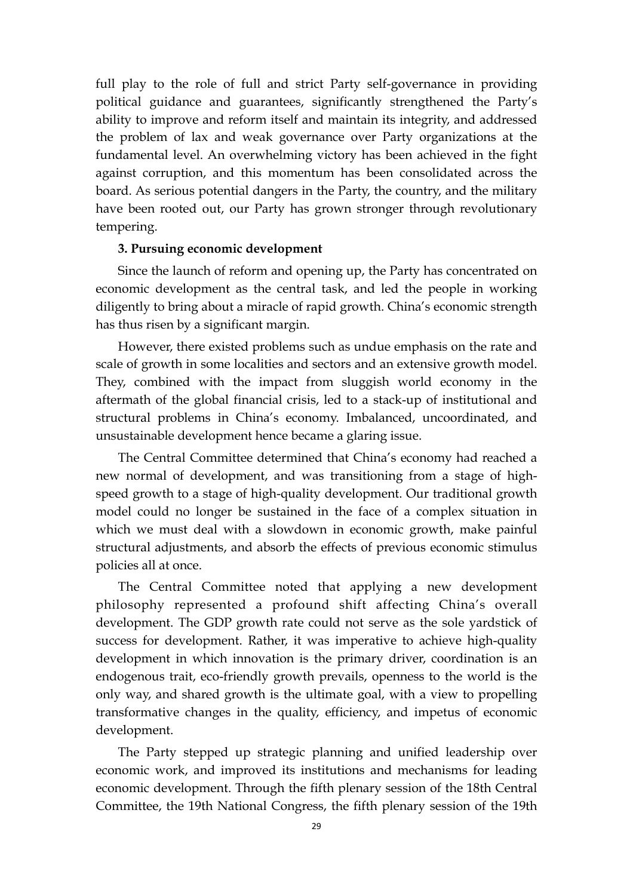full play to the role of full and strict Party self-governance in providing political guidance and guarantees, significantly strengthened the Party's ability to improve and reform itself and maintain its integrity, and addressed the problem of lax and weak governance over Party organizations at the fundamental level. An overwhelming victory has been achieved in the fight against corruption, and this momentum has been consolidated across the board. As serious potential dangers in the Party, the country, and the military have been rooted out, our Party has grown stronger through revolutionary tempering.

**3. Pursuing economic development**

Since the launch of reform and opening up, the Party has concentrated on economic development as the central task, and led the people in working diligently to bring about a miracle of rapid growth. China's economic strength has thus risen by a significant margin.

However, there existed problems such as undue emphasis on the rate and scale of growth in some localities and sectors and an extensive growth model. They, combined with the impact from sluggish world economy in the aftermath of the global financial crisis, led to a stack-up of institutional and structural problems in China's economy. Imbalanced, uncoordinated, and unsustainable development hence became a glaring issue.

The Central Committee determined that China's economy had reached a new normal of development, and was transitioning from a stage of high-speed growth to a stage of high-quality development. Our traditional growth model could no longer be sustained in the face of a complex situation in which we must deal with a slowdown in economic growth, make painful structural adjustments, and absorb the effects of previous economic stimulus policies all at once.

The Central Committee noted that applying a new development philosophy represented a profound shift affecting China's overall development. The GDP growth rate could not serve as the sole yardstick of success for development. Rather, it was imperative to achieve high-quality development in which innovation is the primary driver, coordination is an endogenous trait, eco-friendly growth prevails, openness to the world is the only way, and shared growth is the ultimate goal, with a view to propelling transformative changes in the quality, efficiency, and impetus of economic development.

The Party stepped up strategic planning and unified leadership over economic work, and improved its institutions and mechanisms for leading economic development. Through the fifth plenary session of the 18th Central Committee, the 19th National Congress, the fifth plenary session of the 19th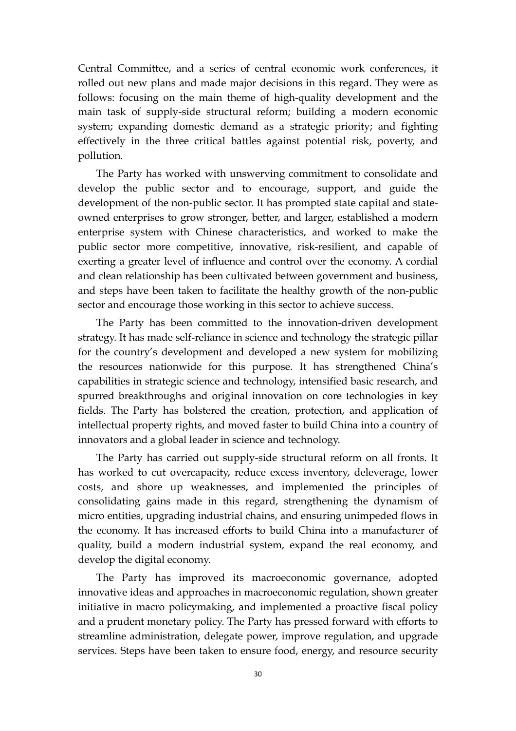Central Committee, and a series of central economic work conferences, it rolled out new plans and made major decisions in this regard. They were as follows: focusing on the main theme of high-quality development and the main task of supply-side structural reform; building a modern economic system; expanding domestic demand as a strategic priority; and fighting effectively in the three critical battles against potential risk, poverty, and pollution.

The Party has worked with unswerving commitment to consolidate and develop the public sector and to encourage, support, and guide the development of the non-public sector. It has prompted state capital and state-owned enterprises to grow stronger, better, and larger, established a modern enterprise system with Chinese characteristics, and worked to make the public sector more competitive, innovative, risk-resilient, and capable of exerting a greater level of influence and control over the economy. A cordial and clean relationship has been cultivated between government and business, and steps have been taken to facilitate the healthy growth of the non-public sector and encourage those working in this sector to achieve success.

The Party has been committed to the innovation-driven development strategy. It has made self-reliance in science and technology the strategic pillar for the country's development and developed a new system for mobilizing the resources nationwide for this purpose. It has strengthened China's capabilities in strategic science and technology, intensified basic research, and spurred breakthroughs and original innovation on core technologies in key fields. The Party has bolstered the creation, protection, and application of intellectual property rights, and moved faster to build China into a country of innovators and a global leader in science and technology.

The Party has carried out supply-side structural reform on all fronts. It has worked to cut overcapacity, reduce excess inventory, deleverage, lower costs, and shore up weaknesses, and implemented the principles of consolidating gains made in this regard, strengthening the dynamism of micro entities, upgrading industrial chains, and ensuring unimpeded flows in the economy. It has increased efforts to build China into a manufacturer of quality, build a modern industrial system, expand the real economy, and develop the digital economy.

The Party has improved its macroeconomic governance, adopted innovative ideas and approaches in macroeconomic regulation, shown greater initiative in macro policymaking, and implemented a proactive fiscal policy and a prudent monetary policy. The Party has pressed forward with efforts to streamline administration, delegate power, improve regulation, and upgrade services. Steps have been taken to ensure food, energy, and resource security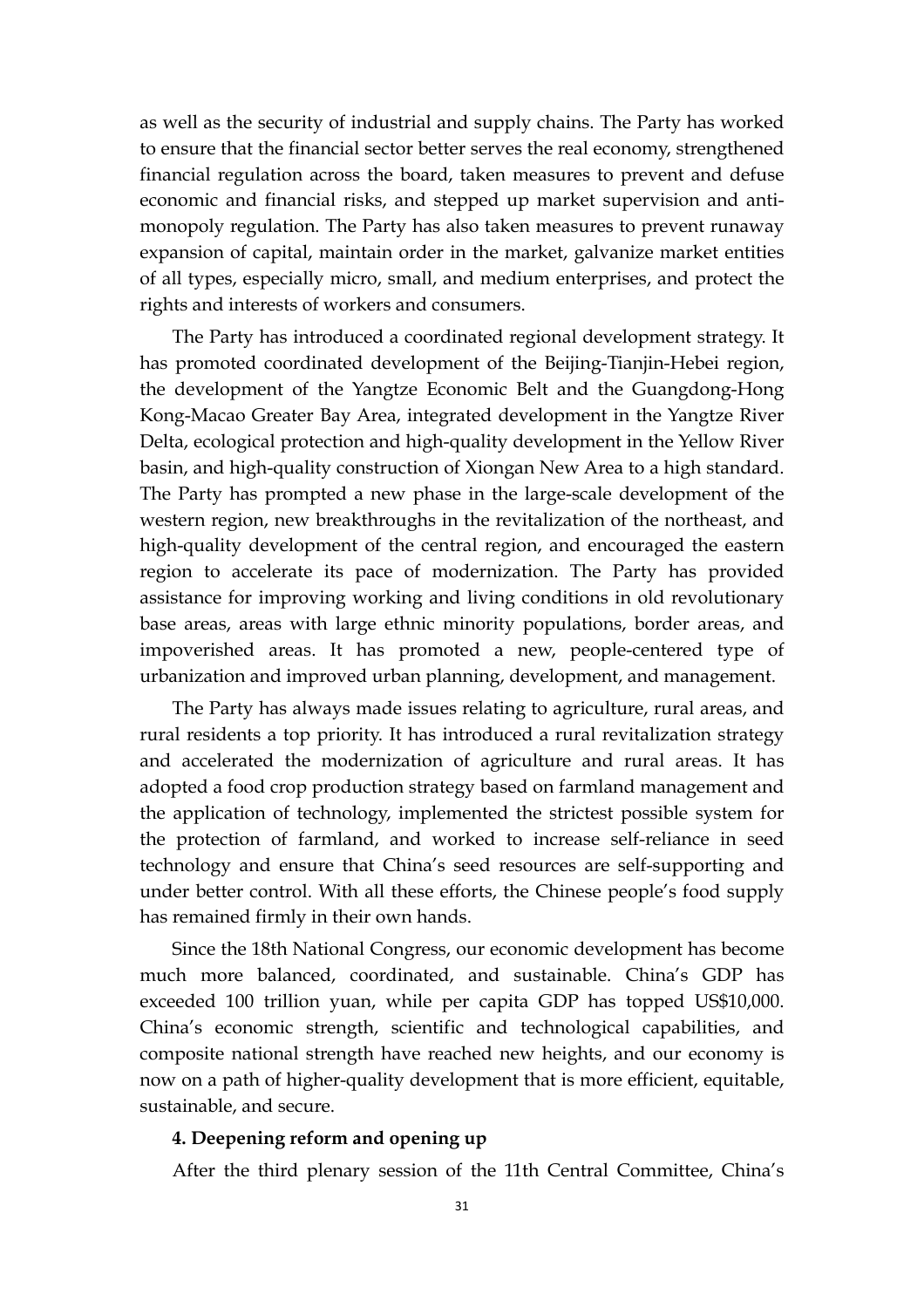as well as the security of industrial and supply chains. The Party has worked to ensure that the financial sector better serves the real economy, strengthened financial regulation across the board, taken measures to prevent and defuse economic and financial risks, and stepped up market supervision and anti-monopoly regulation. The Party has also taken measures to prevent runaway expansion of capital, maintain order in the market, galvanize market entities of all types, especially micro, small, and medium enterprises, and protect the rights and interests of workers and consumers.

The Party has introduced a coordinated regional development strategy. It has promoted coordinated development of the Beijing-Tianjin-Hebei region, the development of the Yangtze Economic Belt and the Guangdong-Hong Kong-Macao Greater Bay Area, integrated development in the Yangtze River Delta, ecological protection and high-quality development in the Yellow River basin, and high-quality construction of Xiongan New Area to a high standard. The Party has prompted a new phase in the large-scale development of the western region, new breakthroughs in the revitalization of the northeast, and high-quality development of the central region, and encouraged the eastern region to accelerate its pace of modernization. The Party has provided assistance for improving working and living conditions in old revolutionary base areas, areas with large ethnic minority populations, border areas, and impoverished areas. It has promoted a new, people-centered type of urbanization and improved urban planning, development, and management.

The Party has always made issues relating to agriculture, rural areas, and rural residents a top priority. It has introduced a rural revitalization strategy and accelerated the modernization of agriculture and rural areas. It has adopted a food crop production strategy based on farmland management and the application of technology, implemented the strictest possible system for the protection of farmland, and worked to increase self-reliance in seed technology and ensure that China's seed resources are self-supporting and under better control. With all these efforts, the Chinese people's food supply has remained firmly in their own hands.

Since the 18th National Congress, our economic development has become much more balanced, coordinated, and sustainable. China's GDP has exceeded 100 trillion yuan, while per capita GDP has topped US$10,000. China's economic strength, scientific and technological capabilities, and composite national strength have reached new heights, and our economy is now on a path of higher-quality development that is more efficient, equitable, sustainable, and secure.

**4. Deepening reform and opening up**

After the third plenary session of the 11th Central Committee, China's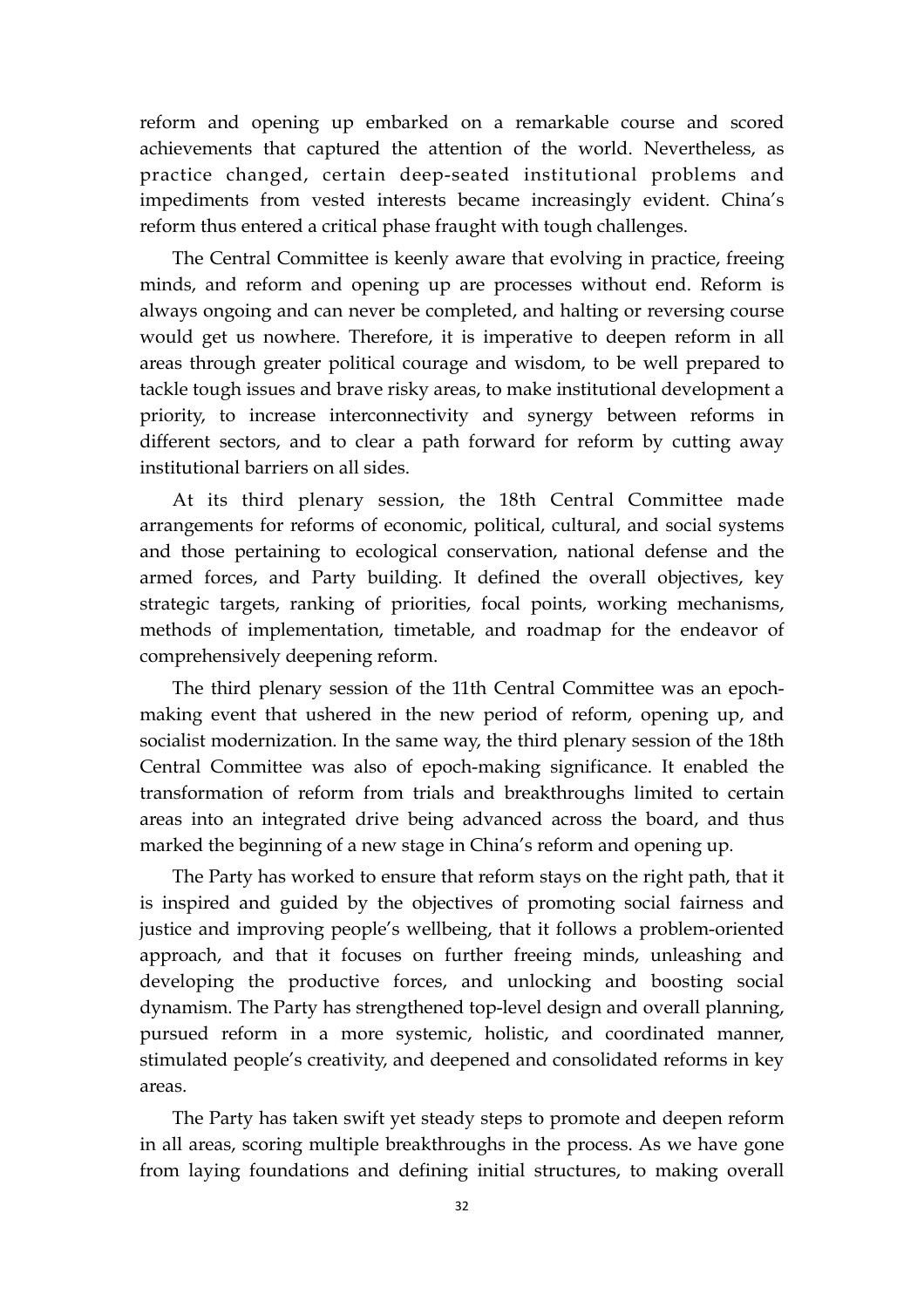reform and opening up embarked on a remarkable course and scored achievements that captured the attention of the world. Nevertheless, as practice changed, certain deep-seated institutional problems and impediments from vested interests became increasingly evident. China's reform thus entered a critical phase fraught with tough challenges.

The Central Committee is keenly aware that evolving in practice, freeing minds, and reform and opening up are processes without end. Reform is always ongoing and can never be completed, and halting or reversing course would get us nowhere. Therefore, it is imperative to deepen reform in all areas through greater political courage and wisdom, to be well prepared to tackle tough issues and brave risky areas, to make institutional development a priority, to increase interconnectivity and synergy between reforms in different sectors, and to clear a path forward for reform by cutting away institutional barriers on all sides.

At its third plenary session, the 18th Central Committee made arrangements for reforms of economic, political, cultural, and social systems and those pertaining to ecological conservation, national defense and the armed forces, and Party building. It defined the overall objectives, key strategic targets, ranking of priorities, focal points, working mechanisms, methods of implementation, timetable, and roadmap for the endeavor of comprehensively deepening reform.

The third plenary session of the 11th Central Committee was an epoch-making event that ushered in the new period of reform, opening up, and socialist modernization. In the same way, the third plenary session of the 18th Central Committee was also of epoch-making significance. It enabled the transformation of reform from trials and breakthroughs limited to certain areas into an integrated drive being advanced across the board, and thus marked the beginning of a new stage in China's reform and opening up.

The Party has worked to ensure that reform stays on the right path, that it is inspired and guided by the objectives of promoting social fairness and justice and improving people's wellbeing, that it follows a problem-oriented approach, and that it focuses on further freeing minds, unleashing and developing the productive forces, and unlocking and boosting social dynamism. The Party has strengthened top-level design and overall planning, pursued reform in a more systemic, holistic, and coordinated manner, stimulated people's creativity, and deepened and consolidated reforms in key areas.

The Party has taken swift yet steady steps to promote and deepen reform in all areas, scoring multiple breakthroughs in the process. As we have gone from laying foundations and defining initial structures, to making overall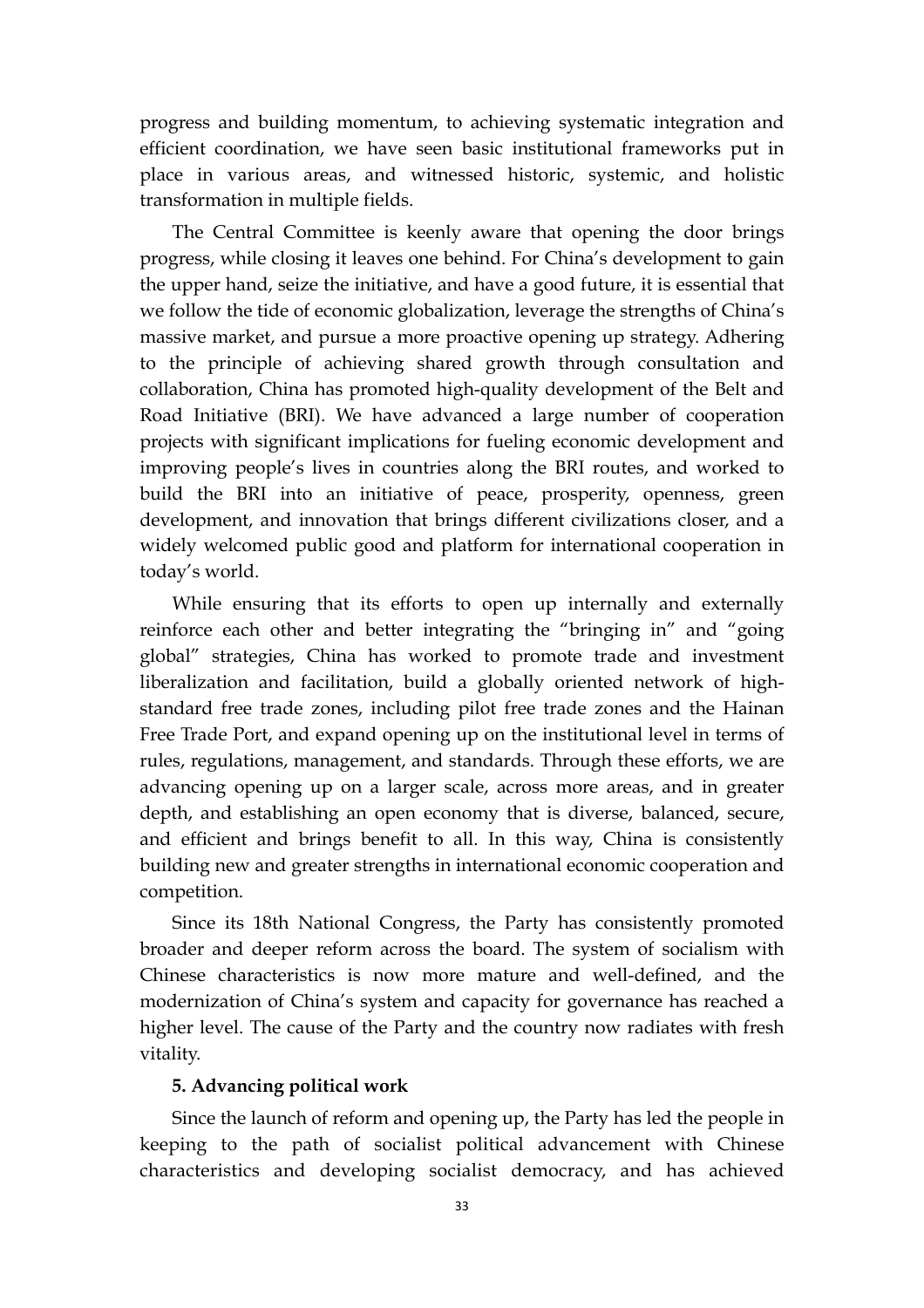progress and building momentum, to achieving systematic integration and efficient coordination, we have seen basic institutional frameworks put in place in various areas, and witnessed historic, systemic, and holistic transformation in multiple fields.

The Central Committee is keenly aware that opening the door brings progress, while closing it leaves one behind. For China's development to gain the upper hand, seize the initiative, and have a good future, it is essential that we follow the tide of economic globalization, leverage the strengths of China's massive market, and pursue a more proactive opening up strategy. Adhering to the principle of achieving shared growth through consultation and collaboration, China has promoted high-quality development of the Belt and Road Initiative (BRI). We have advanced a large number of cooperation projects with significant implications for fueling economic development and improving people's lives in countries along the BRI routes, and worked to build the BRI into an initiative of peace, prosperity, openness, green development, and innovation that brings different civilizations closer, and a widely welcomed public good and platform for international cooperation in today's world.

While ensuring that its efforts to open up internally and externally reinforce each other and better integrating the "bringing in" and "going global" strategies, China has worked to promote trade and investment liberalization and facilitation, build a globally oriented network of high-standard free trade zones, including pilot free trade zones and the Hainan Free Trade Port, and expand opening up on the institutional level in terms of rules, regulations, management, and standards. Through these efforts, we are advancing opening up on a larger scale, across more areas, and in greater depth, and establishing an open economy that is diverse, balanced, secure, and efficient and brings benefit to all. In this way, China is consistently building new and greater strengths in international economic cooperation and competition.

Since its 18th National Congress, the Party has consistently promoted broader and deeper reform across the board. The system of socialism with Chinese characteristics is now more mature and well-defined, and the modernization of China's system and capacity for governance has reached a higher level. The cause of the Party and the country now radiates with fresh vitality.

**5. Advancing political work**

Since the launch of reform and opening up, the Party has led the people in keeping to the path of socialist political advancement with Chinese characteristics and developing socialist democracy, and has achieved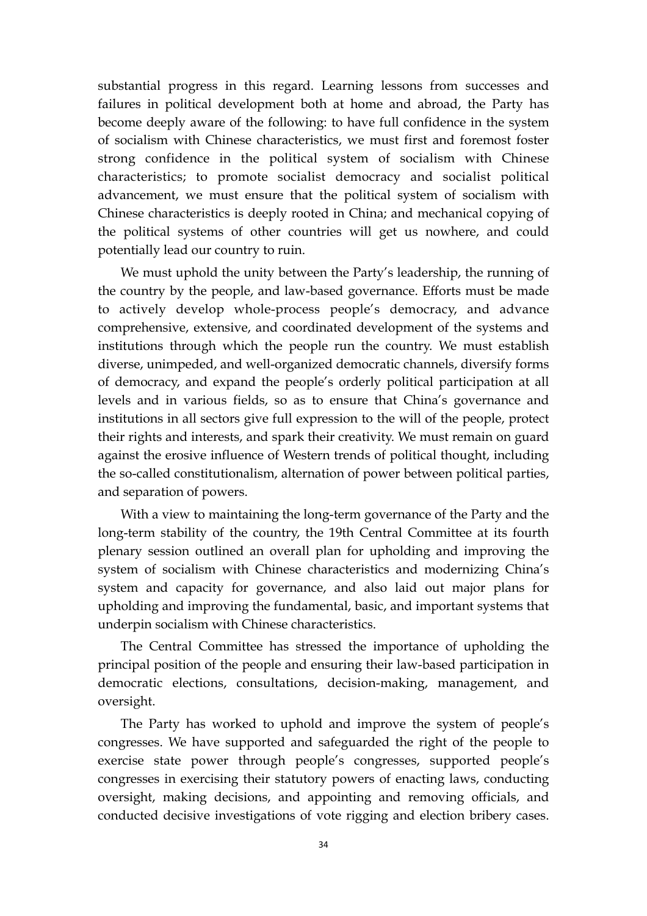substantial progress in this regard. Learning lessons from successes and failures in political development both at home and abroad, the Party has become deeply aware of the following: to have full confidence in the system of socialism with Chinese characteristics, we must first and foremost foster strong confidence in the political system of socialism with Chinese characteristics; to promote socialist democracy and socialist political advancement, we must ensure that the political system of socialism with Chinese characteristics is deeply rooted in China; and mechanical copying of the political systems of other countries will get us nowhere, and could potentially lead our country to ruin.

We must uphold the unity between the Party's leadership, the running of the country by the people, and law-based governance. Efforts must be made to actively develop whole-process people's democracy, and advance comprehensive, extensive, and coordinated development of the systems and institutions through which the people run the country. We must establish diverse, unimpeded, and well-organized democratic channels, diversify forms of democracy, and expand the people's orderly political participation at all levels and in various fields, so as to ensure that China's governance and institutions in all sectors give full expression to the will of the people, protect their rights and interests, and spark their creativity. We must remain on guard against the erosive influence of Western trends of political thought, including the so-called constitutionalism, alternation of power between political parties, and separation of powers.

With a view to maintaining the long-term governance of the Party and the long-term stability of the country, the 19th Central Committee at its fourth plenary session outlined an overall plan for upholding and improving the system of socialism with Chinese characteristics and modernizing China's system and capacity for governance, and also laid out major plans for upholding and improving the fundamental, basic, and important systems that underpin socialism with Chinese characteristics.

The Central Committee has stressed the importance of upholding the principal position of the people and ensuring their law-based participation in democratic elections, consultations, decision-making, management, and oversight.

The Party has worked to uphold and improve the system of people's congresses. We have supported and safeguarded the right of the people to exercise state power through people's congresses, supported people's congresses in exercising their statutory powers of enacting laws, conducting oversight, making decisions, and appointing and removing officials, and conducted decisive investigations of vote rigging and election bribery cases.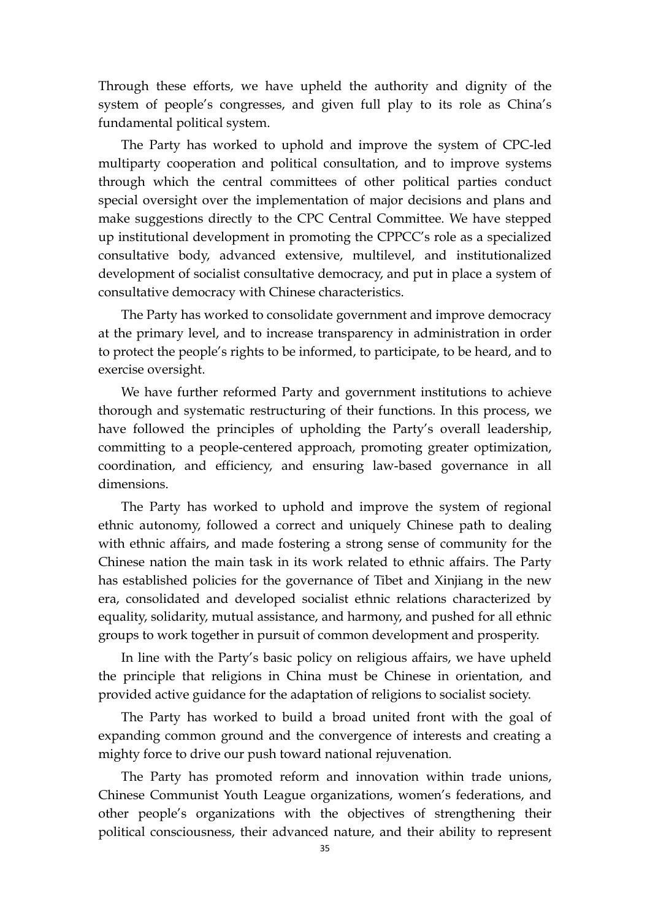Through these efforts, we have upheld the authority and dignity of the system of people's congresses, and given full play to its role as China's fundamental political system.

The Party has worked to uphold and improve the system of CPC-led multiparty cooperation and political consultation, and to improve systems through which the central committees of other political parties conduct special oversight over the implementation of major decisions and plans and make suggestions directly to the CPC Central Committee. We have stepped up institutional development in promoting the CPPCC's role as a specialized consultative body, advanced extensive, multilevel, and institutionalized development of socialist consultative democracy, and put in place a system of consultative democracy with Chinese characteristics.

The Party has worked to consolidate government and improve democracy at the primary level, and to increase transparency in administration in order to protect the people's rights to be informed, to participate, to be heard, and to exercise oversight.

We have further reformed Party and government institutions to achieve thorough and systematic restructuring of their functions. In this process, we have followed the principles of upholding the Party's overall leadership, committing to a people-centered approach, promoting greater optimization, coordination, and efficiency, and ensuring law-based governance in all dimensions.

The Party has worked to uphold and improve the system of regional ethnic autonomy, followed a correct and uniquely Chinese path to dealing with ethnic affairs, and made fostering a strong sense of community for the Chinese nation the main task in its work related to ethnic affairs. The Party has established policies for the governance of Tibet and Xinjiang in the new era, consolidated and developed socialist ethnic relations characterized by equality, solidarity, mutual assistance, and harmony, and pushed for all ethnic groups to work together in pursuit of common development and prosperity.

In line with the Party's basic policy on religious affairs, we have upheld the principle that religions in China must be Chinese in orientation, and provided active guidance for the adaptation of religions to socialist society.

The Party has worked to build a broad united front with the goal of expanding common ground and the convergence of interests and creating a mighty force to drive our push toward national rejuvenation.

The Party has promoted reform and innovation within trade unions, Chinese Communist Youth League organizations, women's federations, and other people's organizations with the objectives of strengthening their political consciousness, their advanced nature, and their ability to represent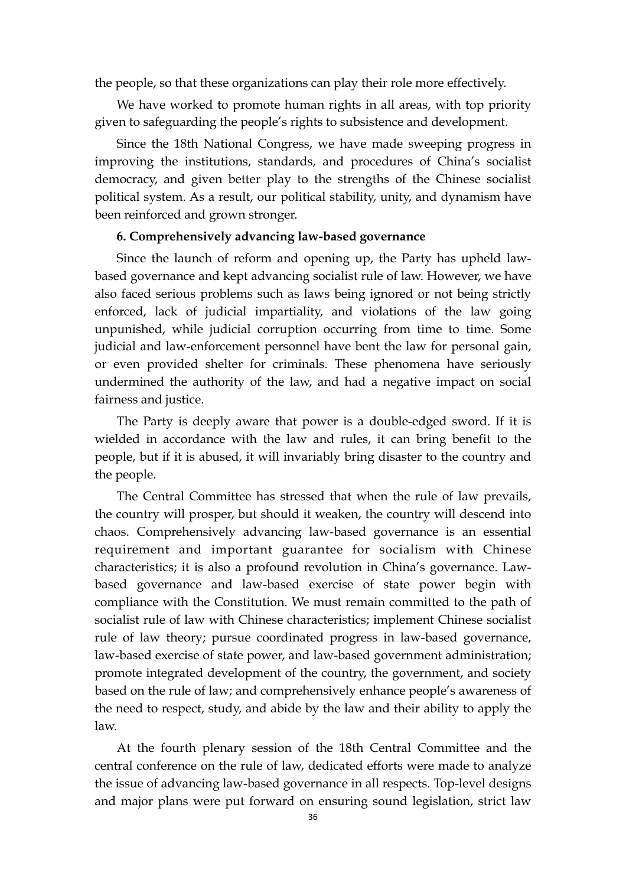the people, so that these organizations can play their role more effectively.

We have worked to promote human rights in all areas, with top priority given to safeguarding the people's rights to subsistence and development.

Since the 18th National Congress, we have made sweeping progress in improving the institutions, standards, and procedures of China's socialist democracy, and given better play to the strengths of the Chinese socialist political system. As a result, our political stability, unity, and dynamism have been reinforced and grown stronger.

**6. Comprehensively advancing law-based governance**

Since the launch of reform and opening up, the Party has upheld law-based governance and kept advancing socialist rule of law. However, we have also faced serious problems such as laws being ignored or not being strictly enforced, lack of judicial impartiality, and violations of the law going unpunished, while judicial corruption occurring from time to time. Some judicial and law-enforcement personnel have bent the law for personal gain, or even provided shelter for criminals. These phenomena have seriously undermined the authority of the law, and had a negative impact on social fairness and justice.

The Party is deeply aware that power is a double-edged sword. If it is wielded in accordance with the law and rules, it can bring benefit to the people, but if it is abused, it will invariably bring disaster to the country and the people.

The Central Committee has stressed that when the rule of law prevails, the country will prosper, but should it weaken, the country will descend into chaos. Comprehensively advancing law-based governance is an essential requirement and important guarantee for socialism with Chinese characteristics; it is also a profound revolution in China's governance. Law-based governance and law-based exercise of state power begin with compliance with the Constitution. We must remain committed to the path of socialist rule of law with Chinese characteristics; implement Chinese socialist rule of law theory; pursue coordinated progress in law-based governance, law-based exercise of state power, and law-based government administration; promote integrated development of the country, the government, and society based on the rule of law; and comprehensively enhance people's awareness of the need to respect, study, and abide by the law and their ability to apply the law.

At the fourth plenary session of the 18th Central Committee and the central conference on the rule of law, dedicated efforts were made to analyze the issue of advancing law-based governance in all respects. Top-level designs and major plans were put forward on ensuring sound legislation, strict law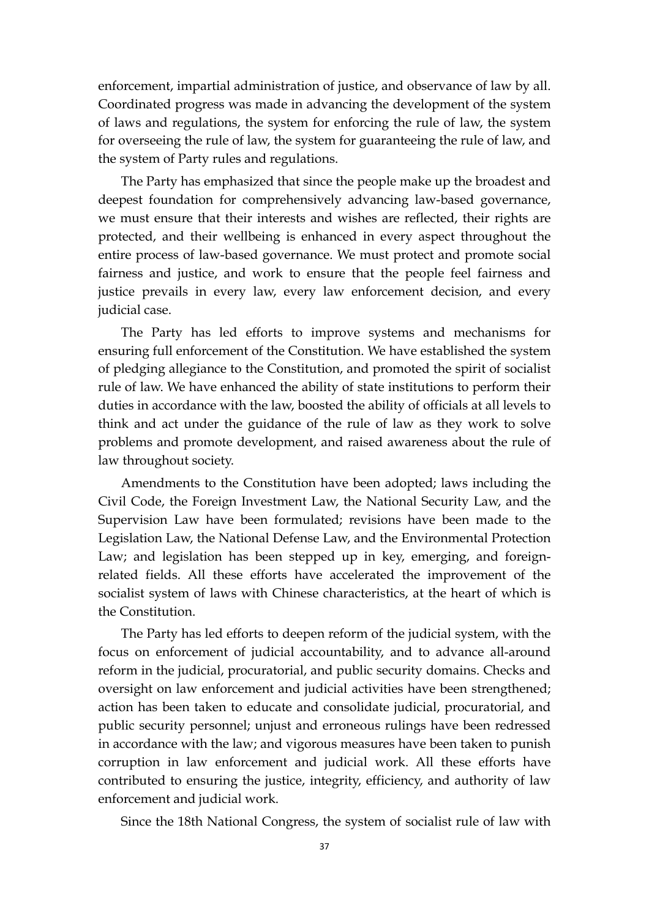enforcement, impartial administration of justice, and observance of law by all. Coordinated progress was made in advancing the development of the system of laws and regulations, the system for enforcing the rule of law, the system for overseeing the rule of law, the system for guaranteeing the rule of law, and the system of Party rules and regulations.

The Party has emphasized that since the people make up the broadest and deepest foundation for comprehensively advancing law-based governance, we must ensure that their interests and wishes are reflected, their rights are protected, and their wellbeing is enhanced in every aspect throughout the entire process of law-based governance. We must protect and promote social fairness and justice, and work to ensure that the people feel fairness and justice prevails in every law, every law enforcement decision, and every judicial case.

The Party has led efforts to improve systems and mechanisms for ensuring full enforcement of the Constitution. We have established the system of pledging allegiance to the Constitution, and promoted the spirit of socialist rule of law. We have enhanced the ability of state institutions to perform their duties in accordance with the law, boosted the ability of officials at all levels to think and act under the guidance of the rule of law as they work to solve problems and promote development, and raised awareness about the rule of law throughout society.

Amendments to the Constitution have been adopted; laws including the Civil Code, the Foreign Investment Law, the National Security Law, and the Supervision Law have been formulated; revisions have been made to the Legislation Law, the National Defense Law, and the Environmental Protection Law; and legislation has been stepped up in key, emerging, and foreign-related fields. All these efforts have accelerated the improvement of the socialist system of laws with Chinese characteristics, at the heart of which is the Constitution.

The Party has led efforts to deepen reform of the judicial system, with the focus on enforcement of judicial accountability, and to advance all-around reform in the judicial, procuratorial, and public security domains. Checks and oversight on law enforcement and judicial activities have been strengthened; action has been taken to educate and consolidate judicial, procuratorial, and public security personnel; unjust and erroneous rulings have been redressed in accordance with the law; and vigorous measures have been taken to punish corruption in law enforcement and judicial work. All these efforts have contributed to ensuring the justice, integrity, efficiency, and authority of law enforcement and judicial work.

Since the 18th National Congress, the system of socialist rule of law with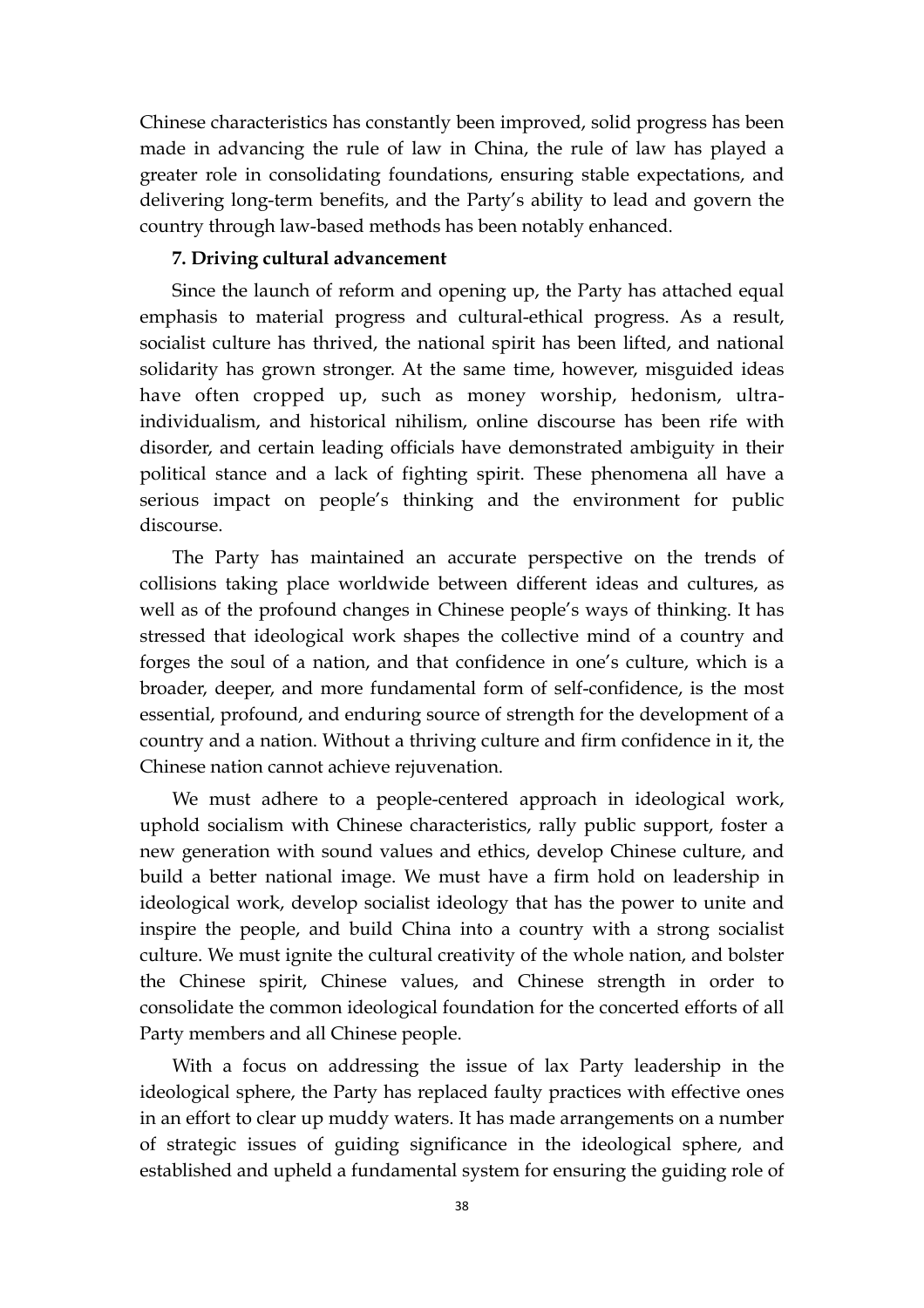Chinese characteristics has constantly been improved, solid progress has been made in advancing the rule of law in China, the rule of law has played a greater role in consolidating foundations, ensuring stable expectations, and delivering long-term benefits, and the Party's ability to lead and govern the country through law-based methods has been notably enhanced.

**7. Driving cultural advancement**

Since the launch of reform and opening up, the Party has attached equal emphasis to material progress and cultural-ethical progress. As a result, socialist culture has thrived, the national spirit has been lifted, and national solidarity has grown stronger. At the same time, however, misguided ideas have often cropped up, such as money worship, hedonism, ultra-individualism, and historical nihilism, online discourse has been rife with disorder, and certain leading officials have demonstrated ambiguity in their political stance and a lack of fighting spirit. These phenomena all have a serious impact on people's thinking and the environment for public discourse.

The Party has maintained an accurate perspective on the trends of collisions taking place worldwide between different ideas and cultures, as well as of the profound changes in Chinese people's ways of thinking. It has stressed that ideological work shapes the collective mind of a country and forges the soul of a nation, and that confidence in one's culture, which is a broader, deeper, and more fundamental form of self-confidence, is the most essential, profound, and enduring source of strength for the development of a country and a nation. Without a thriving culture and firm confidence in it, the Chinese nation cannot achieve rejuvenation.

We must adhere to a people-centered approach in ideological work, uphold socialism with Chinese characteristics, rally public support, foster a new generation with sound values and ethics, develop Chinese culture, and build a better national image. We must have a firm hold on leadership in ideological work, develop socialist ideology that has the power to unite and inspire the people, and build China into a country with a strong socialist culture. We must ignite the cultural creativity of the whole nation, and bolster the Chinese spirit, Chinese values, and Chinese strength in order to consolidate the common ideological foundation for the concerted efforts of all Party members and all Chinese people.

With a focus on addressing the issue of lax Party leadership in the ideological sphere, the Party has replaced faulty practices with effective ones in an effort to clear up muddy waters. It has made arrangements on a number of strategic issues of guiding significance in the ideological sphere, and established and upheld a fundamental system for ensuring the guiding role of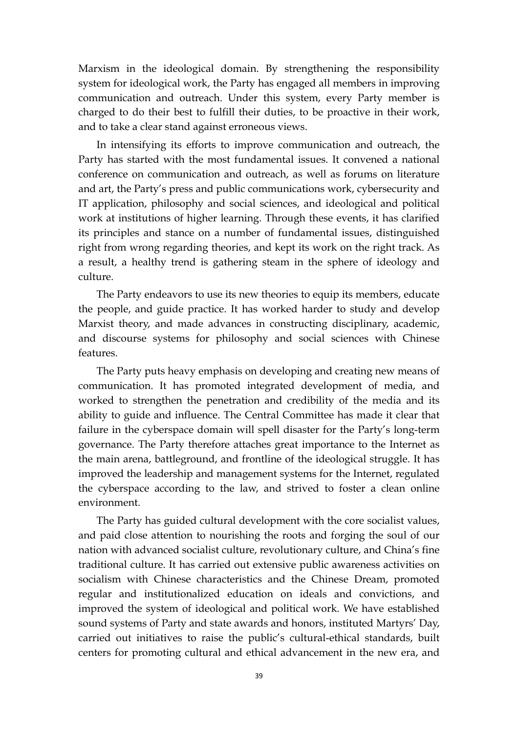Marxism in the ideological domain. By strengthening the responsibility system for ideological work, the Party has engaged all members in improving communication and outreach. Under this system, every Party member is charged to do their best to fulfill their duties, to be proactive in their work, and to take a clear stand against erroneous views.

In intensifying its efforts to improve communication and outreach, the Party has started with the most fundamental issues. It convened a national conference on communication and outreach, as well as forums on literature and art, the Party's press and public communications work, cybersecurity and IT application, philosophy and social sciences, and ideological and political work at institutions of higher learning. Through these events, it has clarified its principles and stance on a number of fundamental issues, distinguished right from wrong regarding theories, and kept its work on the right track. As a result, a healthy trend is gathering steam in the sphere of ideology and culture.

The Party endeavors to use its new theories to equip its members, educate the people, and guide practice. It has worked harder to study and develop Marxist theory, and made advances in constructing disciplinary, academic, and discourse systems for philosophy and social sciences with Chinese features.

The Party puts heavy emphasis on developing and creating new means of communication. It has promoted integrated development of media, and worked to strengthen the penetration and credibility of the media and its ability to guide and influence. The Central Committee has made it clear that failure in the cyberspace domain will spell disaster for the Party's long-term governance. The Party therefore attaches great importance to the Internet as the main arena, battleground, and frontline of the ideological struggle. It has improved the leadership and management systems for the Internet, regulated the cyberspace according to the law, and strived to foster a clean online environment.

The Party has guided cultural development with the core socialist values, and paid close attention to nourishing the roots and forging the soul of our nation with advanced socialist culture, revolutionary culture, and China's fine traditional culture. It has carried out extensive public awareness activities on socialism with Chinese characteristics and the Chinese Dream, promoted regular and institutionalized education on ideals and convictions, and improved the system of ideological and political work. We have established sound systems of Party and state awards and honors, instituted Martyrs' Day, carried out initiatives to raise the public's cultural-ethical standards, built centers for promoting cultural and ethical advancement in the new era, and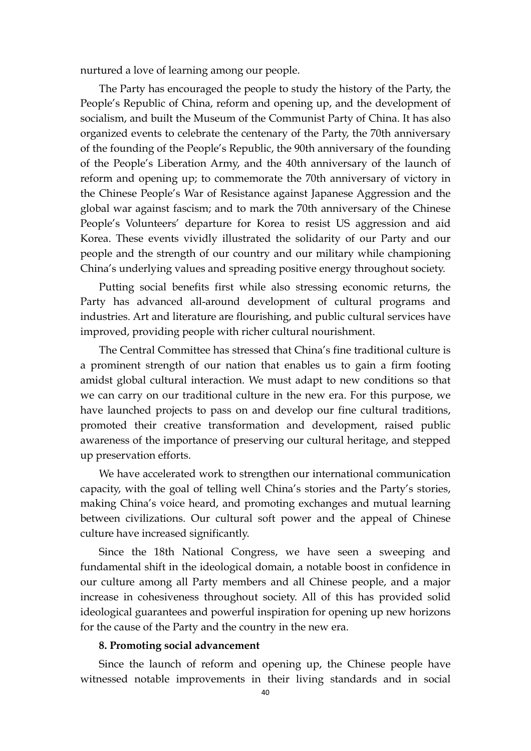nurtured a love of learning among our people.

The Party has encouraged the people to study the history of the Party, the People's Republic of China, reform and opening up, and the development of socialism, and built the Museum of the Communist Party of China. It has also organized events to celebrate the centenary of the Party, the 70th anniversary of the founding of the People's Republic, the 90th anniversary of the founding of the People's Liberation Army, and the 40th anniversary of the launch of reform and opening up; to commemorate the 70th anniversary of victory in the Chinese People's War of Resistance against Japanese Aggression and the global war against fascism; and to mark the 70th anniversary of the Chinese People's Volunteers' departure for Korea to resist US aggression and aid Korea. These events vividly illustrated the solidarity of our Party and our people and the strength of our country and our military while championing China's underlying values and spreading positive energy throughout society.

Putting social benefits first while also stressing economic returns, the Party has advanced all-around development of cultural programs and industries. Art and literature are flourishing, and public cultural services have improved, providing people with richer cultural nourishment.

The Central Committee has stressed that China's fine traditional culture is a prominent strength of our nation that enables us to gain a firm footing amidst global cultural interaction. We must adapt to new conditions so that we can carry on our traditional culture in the new era. For this purpose, we have launched projects to pass on and develop our fine cultural traditions, promoted their creative transformation and development, raised public awareness of the importance of preserving our cultural heritage, and stepped up preservation efforts.

We have accelerated work to strengthen our international communication capacity, with the goal of telling well China's stories and the Party's stories, making China's voice heard, and promoting exchanges and mutual learning between civilizations. Our cultural soft power and the appeal of Chinese culture have increased significantly.

Since the 18th National Congress, we have seen a sweeping and fundamental shift in the ideological domain, a notable boost in confidence in our culture among all Party members and all Chinese people, and a major increase in cohesiveness throughout society. All of this has provided solid ideological guarantees and powerful inspiration for opening up new horizons for the cause of the Party and the country in the new era.

**8. Promoting social advancement**

Since the launch of reform and opening up, the Chinese people have witnessed notable improvements in their living standards and in social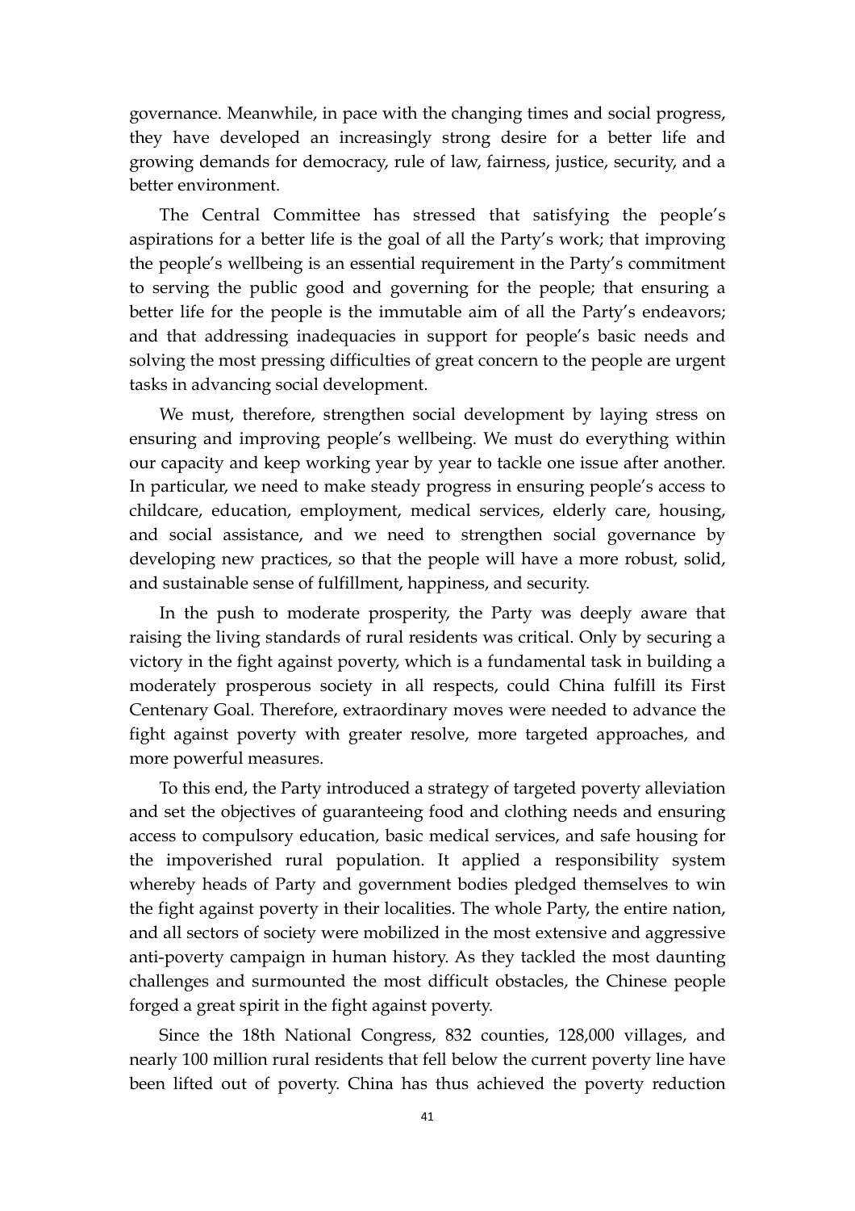governance. Meanwhile, in pace with the changing times and social progress, they have developed an increasingly strong desire for a better life and growing demands for democracy, rule of law, fairness, justice, security, and a better environment.

The Central Committee has stressed that satisfying the people's aspirations for a better life is the goal of all the Party's work; that improving the people's wellbeing is an essential requirement in the Party's commitment to serving the public good and governing for the people; that ensuring a better life for the people is the immutable aim of all the Party's endeavors; and that addressing inadequacies in support for people's basic needs and solving the most pressing difficulties of great concern to the people are urgent tasks in advancing social development.

We must, therefore, strengthen social development by laying stress on ensuring and improving people's wellbeing. We must do everything within our capacity and keep working year by year to tackle one issue after another. In particular, we need to make steady progress in ensuring people's access to childcare, education, employment, medical services, elderly care, housing, and social assistance, and we need to strengthen social governance by developing new practices, so that the people will have a more robust, solid, and sustainable sense of fulfillment, happiness, and security.

In the push to moderate prosperity, the Party was deeply aware that raising the living standards of rural residents was critical. Only by securing a victory in the fight against poverty, which is a fundamental task in building a moderately prosperous society in all respects, could China fulfill its First Centenary Goal. Therefore, extraordinary moves were needed to advance the fight against poverty with greater resolve, more targeted approaches, and more powerful measures.

To this end, the Party introduced a strategy of targeted poverty alleviation and set the objectives of guaranteeing food and clothing needs and ensuring access to compulsory education, basic medical services, and safe housing for the impoverished rural population. It applied a responsibility system whereby heads of Party and government bodies pledged themselves to win the fight against poverty in their localities. The whole Party, the entire nation, and all sectors of society were mobilized in the most extensive and aggressive anti-poverty campaign in human history. As they tackled the most daunting challenges and surmounted the most difficult obstacles, the Chinese people forged a great spirit in the fight against poverty.

Since the 18th National Congress, 832 counties, 128,000 villages, and nearly 100 million rural residents that fell below the current poverty line have been lifted out of poverty. China has thus achieved the poverty reduction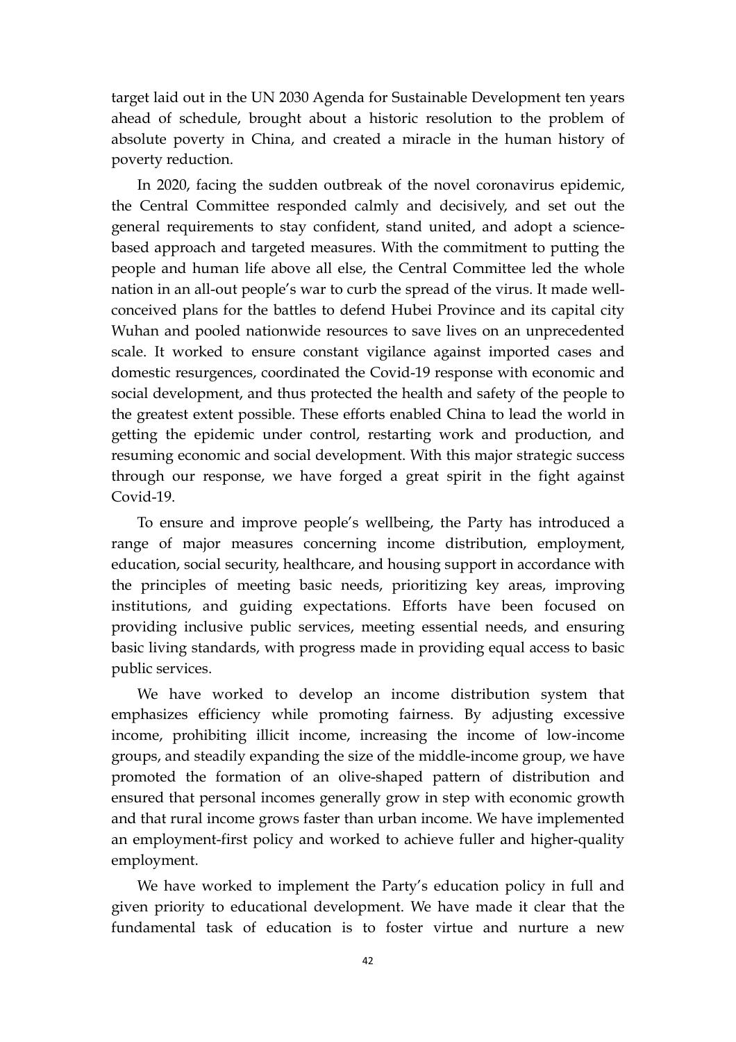target laid out in the UN 2030 Agenda for Sustainable Development ten years ahead of schedule, brought about a historic resolution to the problem of absolute poverty in China, and created a miracle in the human history of poverty reduction.

In 2020, facing the sudden outbreak of the novel coronavirus epidemic, the Central Committee responded calmly and decisively, and set out the general requirements to stay confident, stand united, and adopt a science-based approach and targeted measures. With the commitment to putting the people and human life above all else, the Central Committee led the whole nation in an all-out people's war to curb the spread of the virus. It made well-conceived plans for the battles to defend Hubei Province and its capital city Wuhan and pooled nationwide resources to save lives on an unprecedented scale. It worked to ensure constant vigilance against imported cases and domestic resurgences, coordinated the Covid-19 response with economic and social development, and thus protected the health and safety of the people to the greatest extent possible. These efforts enabled China to lead the world in getting the epidemic under control, restarting work and production, and resuming economic and social development. With this major strategic success through our response, we have forged a great spirit in the fight against Covid-19.

To ensure and improve people's wellbeing, the Party has introduced a range of major measures concerning income distribution, employment, education, social security, healthcare, and housing support in accordance with the principles of meeting basic needs, prioritizing key areas, improving institutions, and guiding expectations. Efforts have been focused on providing inclusive public services, meeting essential needs, and ensuring basic living standards, with progress made in providing equal access to basic public services.

We have worked to develop an income distribution system that emphasizes efficiency while promoting fairness. By adjusting excessive income, prohibiting illicit income, increasing the income of low-income groups, and steadily expanding the size of the middle-income group, we have promoted the formation of an olive-shaped pattern of distribution and ensured that personal incomes generally grow in step with economic growth and that rural income grows faster than urban income. We have implemented an employment-first policy and worked to achieve fuller and higher-quality employment.

We have worked to implement the Party's education policy in full and given priority to educational development. We have made it clear that the fundamental task of education is to foster virtue and nurture a new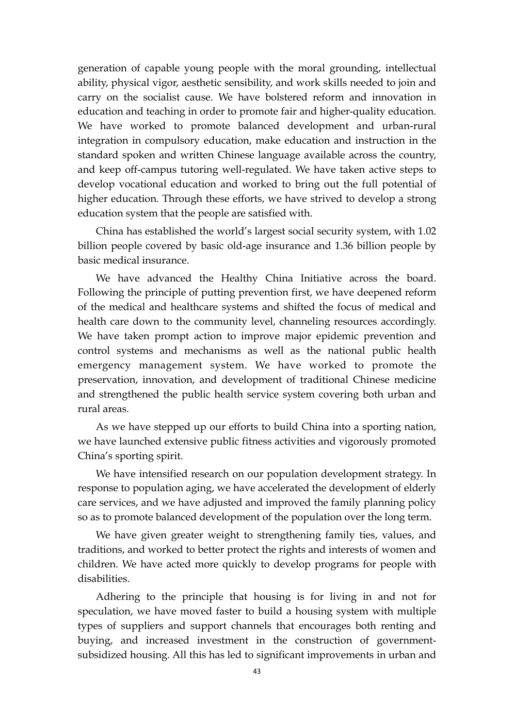generation of capable young people with the moral grounding, intellectual ability, physical vigor, aesthetic sensibility, and work skills needed to join and carry on the socialist cause. We have bolstered reform and innovation in education and teaching in order to promote fair and higher-quality education. We have worked to promote balanced development and urban-rural integration in compulsory education, make education and instruction in the standard spoken and written Chinese language available across the country, and keep off-campus tutoring well-regulated. We have taken active steps to develop vocational education and worked to bring out the full potential of higher education. Through these efforts, we have strived to develop a strong education system that the people are satisfied with.

China has established the world's largest social security system, with 1.02 billion people covered by basic old-age insurance and 1.36 billion people by basic medical insurance.

We have advanced the Healthy China Initiative across the board. Following the principle of putting prevention first, we have deepened reform of the medical and healthcare systems and shifted the focus of medical and health care down to the community level, channeling resources accordingly. We have taken prompt action to improve major epidemic prevention and control systems and mechanisms as well as the national public health emergency management system. We have worked to promote the preservation, innovation, and development of traditional Chinese medicine and strengthened the public health service system covering both urban and rural areas.

As we have stepped up our efforts to build China into a sporting nation, we have launched extensive public fitness activities and vigorously promoted China's sporting spirit.

We have intensified research on our population development strategy. In response to population aging, we have accelerated the development of elderly care services, and we have adjusted and improved the family planning policy so as to promote balanced development of the population over the long term.

We have given greater weight to strengthening family ties, values, and traditions, and worked to better protect the rights and interests of women and children. We have acted more quickly to develop programs for people with disabilities.

Adhering to the principle that housing is for living in and not for speculation, we have moved faster to build a housing system with multiple types of suppliers and support channels that encourages both renting and buying, and increased investment in the construction of government-subsidized housing. All this has led to significant improvements in urban and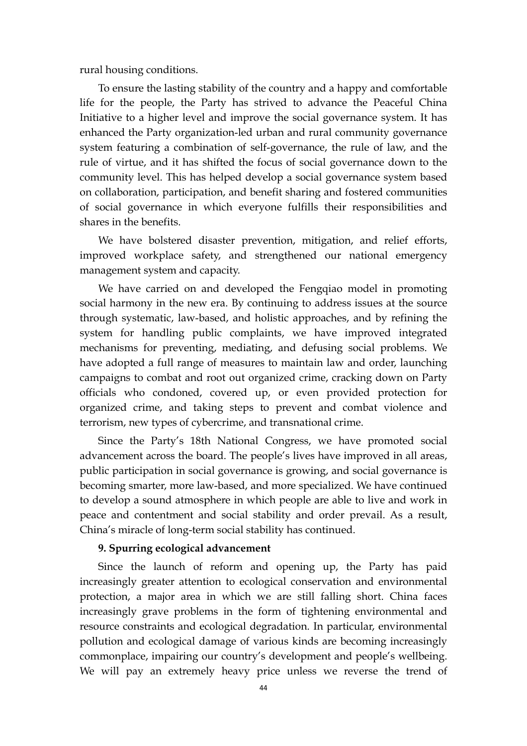rural housing conditions.

To ensure the lasting stability of the country and a happy and comfortable life for the people, the Party has strived to advance the Peaceful China Initiative to a higher level and improve the social governance system. It has enhanced the Party organization-led urban and rural community governance system featuring a combination of self-governance, the rule of law, and the rule of virtue, and it has shifted the focus of social governance down to the community level. This has helped develop a social governance system based on collaboration, participation, and benefit sharing and fostered communities of social governance in which everyone fulfills their responsibilities and shares in the benefits.

We have bolstered disaster prevention, mitigation, and relief efforts, improved workplace safety, and strengthened our national emergency management system and capacity.

We have carried on and developed the Fengqiao model in promoting social harmony in the new era. By continuing to address issues at the source through systematic, law-based, and holistic approaches, and by refining the system for handling public complaints, we have improved integrated mechanisms for preventing, mediating, and defusing social problems. We have adopted a full range of measures to maintain law and order, launching campaigns to combat and root out organized crime, cracking down on Party officials who condoned, covered up, or even provided protection for organized crime, and taking steps to prevent and combat violence and terrorism, new types of cybercrime, and transnational crime.

Since the Party's 18th National Congress, we have promoted social advancement across the board. The people's lives have improved in all areas, public participation in social governance is growing, and social governance is becoming smarter, more law-based, and more specialized. We have continued to develop a sound atmosphere in which people are able to live and work in peace and contentment and social stability and order prevail. As a result, China's miracle of long-term social stability has continued.

**9. Spurring ecological advancement**

Since the launch of reform and opening up, the Party has paid increasingly greater attention to ecological conservation and environmental protection, a major area in which we are still falling short. China faces increasingly grave problems in the form of tightening environmental and resource constraints and ecological degradation. In particular, environmental pollution and ecological damage of various kinds are becoming increasingly commonplace, impairing our country's development and people's wellbeing. We will pay an extremely heavy price unless we reverse the trend of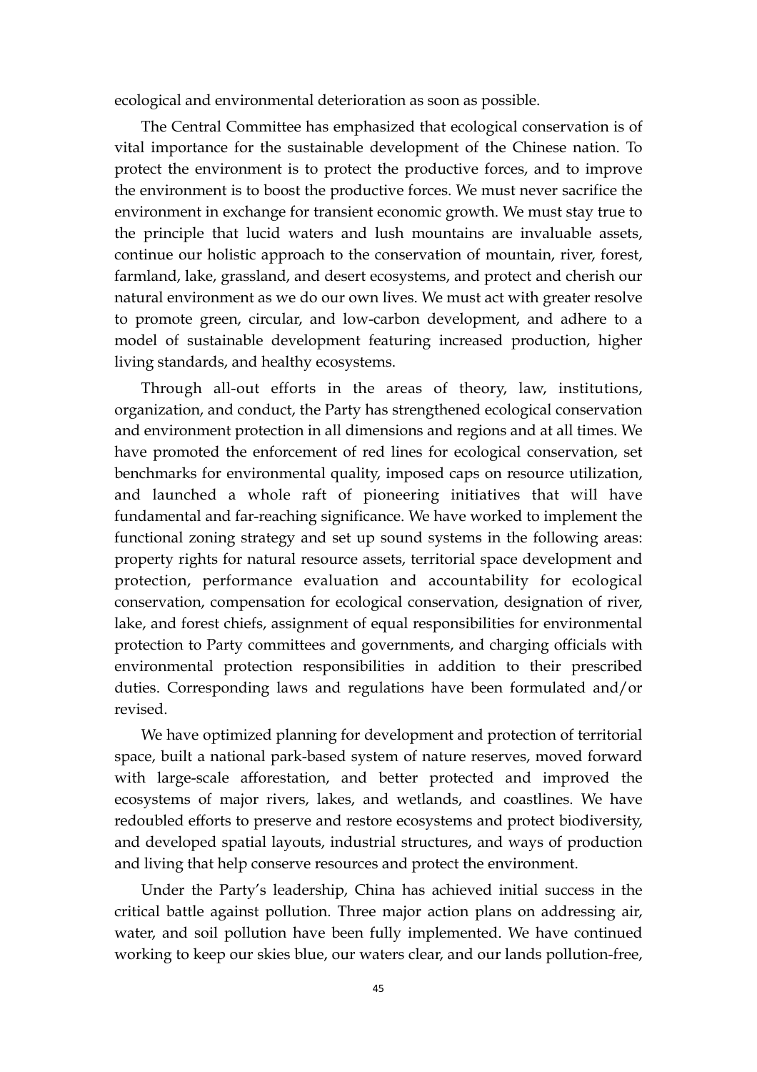ecological and environmental deterioration as soon as possible.

The Central Committee has emphasized that ecological conservation is of vital importance for the sustainable development of the Chinese nation. To protect the environment is to protect the productive forces, and to improve the environment is to boost the productive forces. We must never sacrifice the environment in exchange for transient economic growth. We must stay true to the principle that lucid waters and lush mountains are invaluable assets, continue our holistic approach to the conservation of mountain, river, forest, farmland, lake, grassland, and desert ecosystems, and protect and cherish our natural environment as we do our own lives. We must act with greater resolve to promote green, circular, and low-carbon development, and adhere to a model of sustainable development featuring increased production, higher living standards, and healthy ecosystems.

Through all-out efforts in the areas of theory, law, institutions, organization, and conduct, the Party has strengthened ecological conservation and environment protection in all dimensions and regions and at all times. We have promoted the enforcement of red lines for ecological conservation, set benchmarks for environmental quality, imposed caps on resource utilization, and launched a whole raft of pioneering initiatives that will have fundamental and far-reaching significance. We have worked to implement the functional zoning strategy and set up sound systems in the following areas: property rights for natural resource assets, territorial space development and protection, performance evaluation and accountability for ecological conservation, compensation for ecological conservation, designation of river, lake, and forest chiefs, assignment of equal responsibilities for environmental protection to Party committees and governments, and charging officials with environmental protection responsibilities in addition to their prescribed duties. Corresponding laws and regulations have been formulated and/or revised.

We have optimized planning for development and protection of territorial space, built a national park-based system of nature reserves, moved forward with large-scale afforestation, and better protected and improved the ecosystems of major rivers, lakes, and wetlands, and coastlines. We have redoubled efforts to preserve and restore ecosystems and protect biodiversity, and developed spatial layouts, industrial structures, and ways of production and living that help conserve resources and protect the environment.

Under the Party's leadership, China has achieved initial success in the critical battle against pollution. Three major action plans on addressing air, water, and soil pollution have been fully implemented. We have continued working to keep our skies blue, our waters clear, and our lands pollution-free,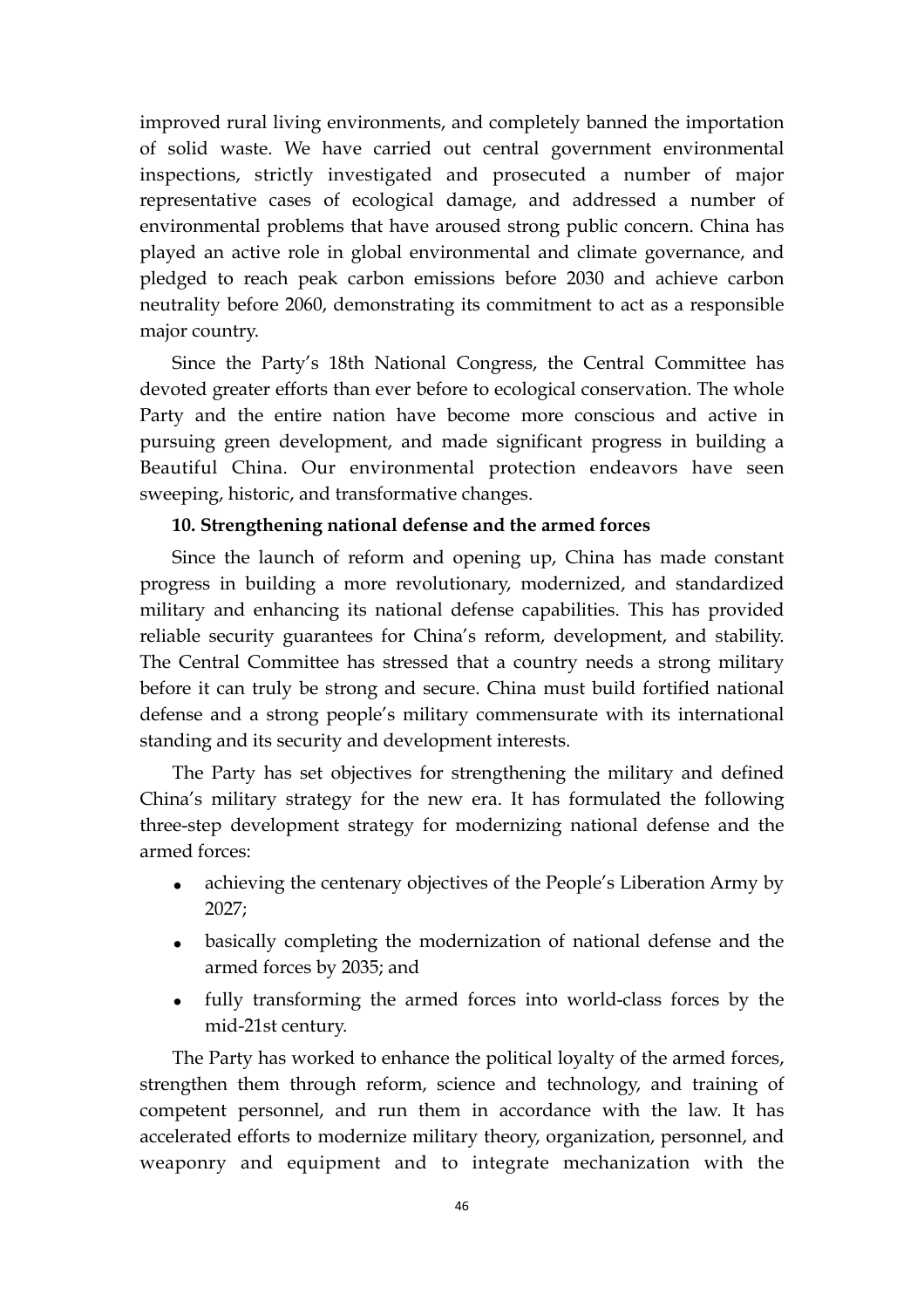improved rural living environments, and completely banned the importation of solid waste. We have carried out central government environmental inspections, strictly investigated and prosecuted a number of major representative cases of ecological damage, and addressed a number of environmental problems that have aroused strong public concern. China has played an active role in global environmental and climate governance, and pledged to reach peak carbon emissions before 2030 and achieve carbon neutrality before 2060, demonstrating its commitment to act as a responsible major country.

Since the Party's 18th National Congress, the Central Committee has devoted greater efforts than ever before to ecological conservation. The whole Party and the entire nation have become more conscious and active in pursuing green development, and made significant progress in building a Beautiful China. Our environmental protection endeavors have seen sweeping, historic, and transformative changes.

**10. Strengthening national defense and the armed forces**

Since the launch of reform and opening up, China has made constant progress in building a more revolutionary, modernized, and standardized military and enhancing its national defense capabilities. This has provided reliable security guarantees for China's reform, development, and stability. The Central Committee has stressed that a country needs a strong military before it can truly be strong and secure. China must build fortified national defense and a strong people's military commensurate with its international standing and its security and development interests.

The Party has set objectives for strengthening the military and defined China's military strategy for the new era. It has formulated the following three-step development strategy for modernizing national defense and the armed forces:

- achieving the centenary objectives of the People's Liberation Army by 2027;
- basically completing the modernization of national defense and the armed forces by 2035; and
- fully transforming the armed forces into world-class forces by the mid-21st century.

The Party has worked to enhance the political loyalty of the armed forces, strengthen them through reform, science and technology, and training of competent personnel, and run them in accordance with the law. It has accelerated efforts to modernize military theory, organization, personnel, and weaponry and equipment and to integrate mechanization with the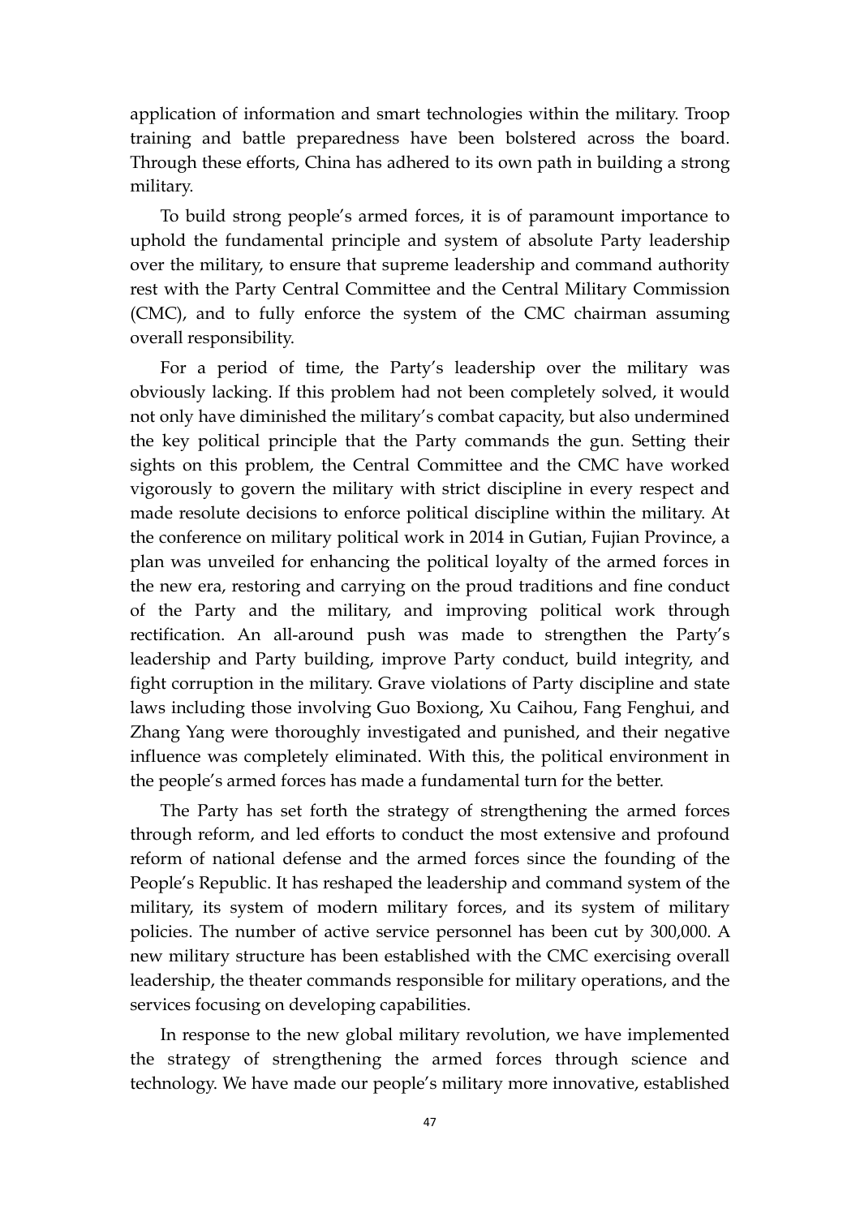application of information and smart technologies within the military. Troop training and battle preparedness have been bolstered across the board. Through these efforts, China has adhered to its own path in building a strong military.

To build strong people's armed forces, it is of paramount importance to uphold the fundamental principle and system of absolute Party leadership over the military, to ensure that supreme leadership and command authority rest with the Party Central Committee and the Central Military Commission (CMC), and to fully enforce the system of the CMC chairman assuming overall responsibility.

For a period of time, the Party's leadership over the military was obviously lacking. If this problem had not been completely solved, it would not only have diminished the military's combat capacity, but also undermined the key political principle that the Party commands the gun. Setting their sights on this problem, the Central Committee and the CMC have worked vigorously to govern the military with strict discipline in every respect and made resolute decisions to enforce political discipline within the military. At the conference on military political work in 2014 in Gutian, Fujian Province, a plan was unveiled for enhancing the political loyalty of the armed forces in the new era, restoring and carrying on the proud traditions and fine conduct of the Party and the military, and improving political work through rectification. An all-around push was made to strengthen the Party's leadership and Party building, improve Party conduct, build integrity, and fight corruption in the military. Grave violations of Party discipline and state laws including those involving Guo Boxiong, Xu Caihou, Fang Fenghui, and Zhang Yang were thoroughly investigated and punished, and their negative influence was completely eliminated. With this, the political environment in the people's armed forces has made a fundamental turn for the better.

The Party has set forth the strategy of strengthening the armed forces through reform, and led efforts to conduct the most extensive and profound reform of national defense and the armed forces since the founding of the People's Republic. It has reshaped the leadership and command system of the military, its system of modern military forces, and its system of military policies. The number of active service personnel has been cut by 300,000. A new military structure has been established with the CMC exercising overall leadership, the theater commands responsible for military operations, and the services focusing on developing capabilities.

In response to the new global military revolution, we have implemented the strategy of strengthening the armed forces through science and technology. We have made our people's military more innovative, established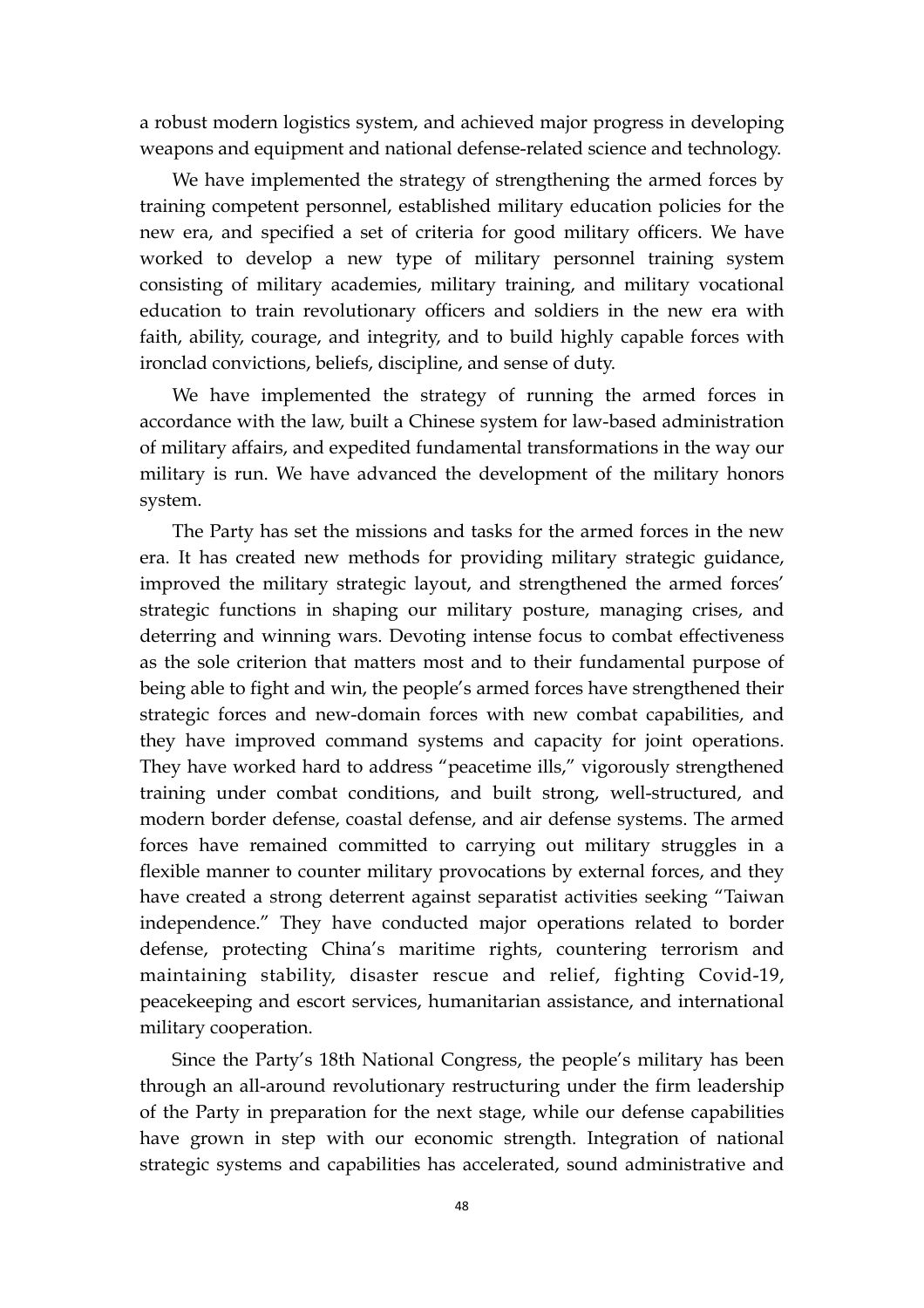a robust modern logistics system, and achieved major progress in developing weapons and equipment and national defense-related science and technology.

We have implemented the strategy of strengthening the armed forces by training competent personnel, established military education policies for the new era, and specified a set of criteria for good military officers. We have worked to develop a new type of military personnel training system consisting of military academies, military training, and military vocational education to train revolutionary officers and soldiers in the new era with faith, ability, courage, and integrity, and to build highly capable forces with ironclad convictions, beliefs, discipline, and sense of duty.

We have implemented the strategy of running the armed forces in accordance with the law, built a Chinese system for law-based administration of military affairs, and expedited fundamental transformations in the way our military is run. We have advanced the development of the military honors system.

The Party has set the missions and tasks for the armed forces in the new era. It has created new methods for providing military strategic guidance, improved the military strategic layout, and strengthened the armed forces' strategic functions in shaping our military posture, managing crises, and deterring and winning wars. Devoting intense focus to combat effectiveness as the sole criterion that matters most and to their fundamental purpose of being able to fight and win, the people's armed forces have strengthened their strategic forces and new-domain forces with new combat capabilities, and they have improved command systems and capacity for joint operations. They have worked hard to address "peacetime ills," vigorously strengthened training under combat conditions, and built strong, well-structured, and modern border defense, coastal defense, and air defense systems. The armed forces have remained committed to carrying out military struggles in a flexible manner to counter military provocations by external forces, and they have created a strong deterrent against separatist activities seeking "Taiwan independence." They have conducted major operations related to border defense, protecting China's maritime rights, countering terrorism and maintaining stability, disaster rescue and relief, fighting Covid-19, peacekeeping and escort services, humanitarian assistance, and international military cooperation.

Since the Party's 18th National Congress, the people's military has been through an all-around revolutionary restructuring under the firm leadership of the Party in preparation for the next stage, while our defense capabilities have grown in step with our economic strength. Integration of national strategic systems and capabilities has accelerated, sound administrative and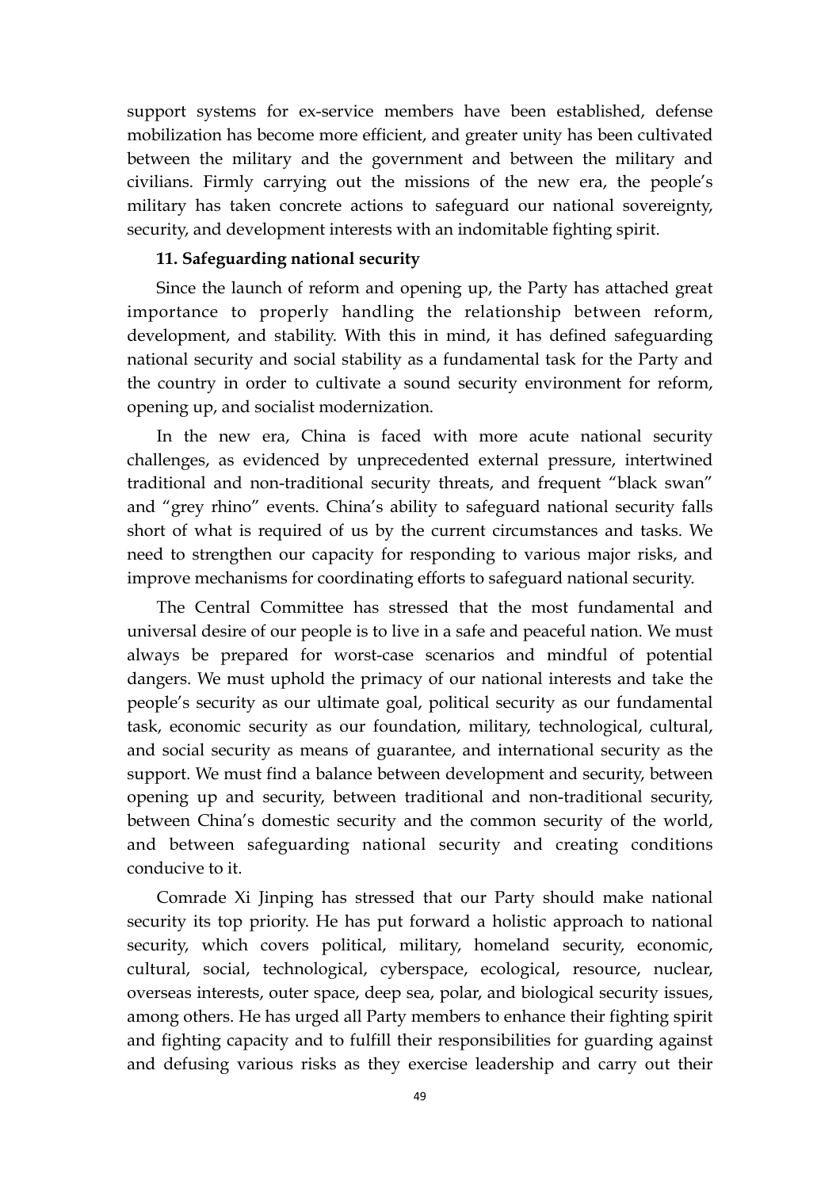support systems for ex-service members have been established, defense mobilization has become more efficient, and greater unity has been cultivated between the military and the government and between the military and civilians. Firmly carrying out the missions of the new era, the people's military has taken concrete actions to safeguard our national sovereignty, security, and development interests with an indomitable fighting spirit.

**11. Safeguarding national security**

Since the launch of reform and opening up, the Party has attached great importance to properly handling the relationship between reform, development, and stability. With this in mind, it has defined safeguarding national security and social stability as a fundamental task for the Party and the country in order to cultivate a sound security environment for reform, opening up, and socialist modernization.

In the new era, China is faced with more acute national security challenges, as evidenced by unprecedented external pressure, intertwined traditional and non-traditional security threats, and frequent "black swan" and "grey rhino" events. China's ability to safeguard national security falls short of what is required of us by the current circumstances and tasks. We need to strengthen our capacity for responding to various major risks, and improve mechanisms for coordinating efforts to safeguard national security.

The Central Committee has stressed that the most fundamental and universal desire of our people is to live in a safe and peaceful nation. We must always be prepared for worst-case scenarios and mindful of potential dangers. We must uphold the primacy of our national interests and take the people's security as our ultimate goal, political security as our fundamental task, economic security as our foundation, military, technological, cultural, and social security as means of guarantee, and international security as the support. We must find a balance between development and security, between opening up and security, between traditional and non-traditional security, between China's domestic security and the common security of the world, and between safeguarding national security and creating conditions conducive to it.

Comrade Xi Jinping has stressed that our Party should make national security its top priority. He has put forward a holistic approach to national security, which covers political, military, homeland security, economic, cultural, social, technological, cyberspace, ecological, resource, nuclear, overseas interests, outer space, deep sea, polar, and biological security issues, among others. He has urged all Party members to enhance their fighting spirit and fighting capacity and to fulfill their responsibilities for guarding against and defusing various risks as they exercise leadership and carry out their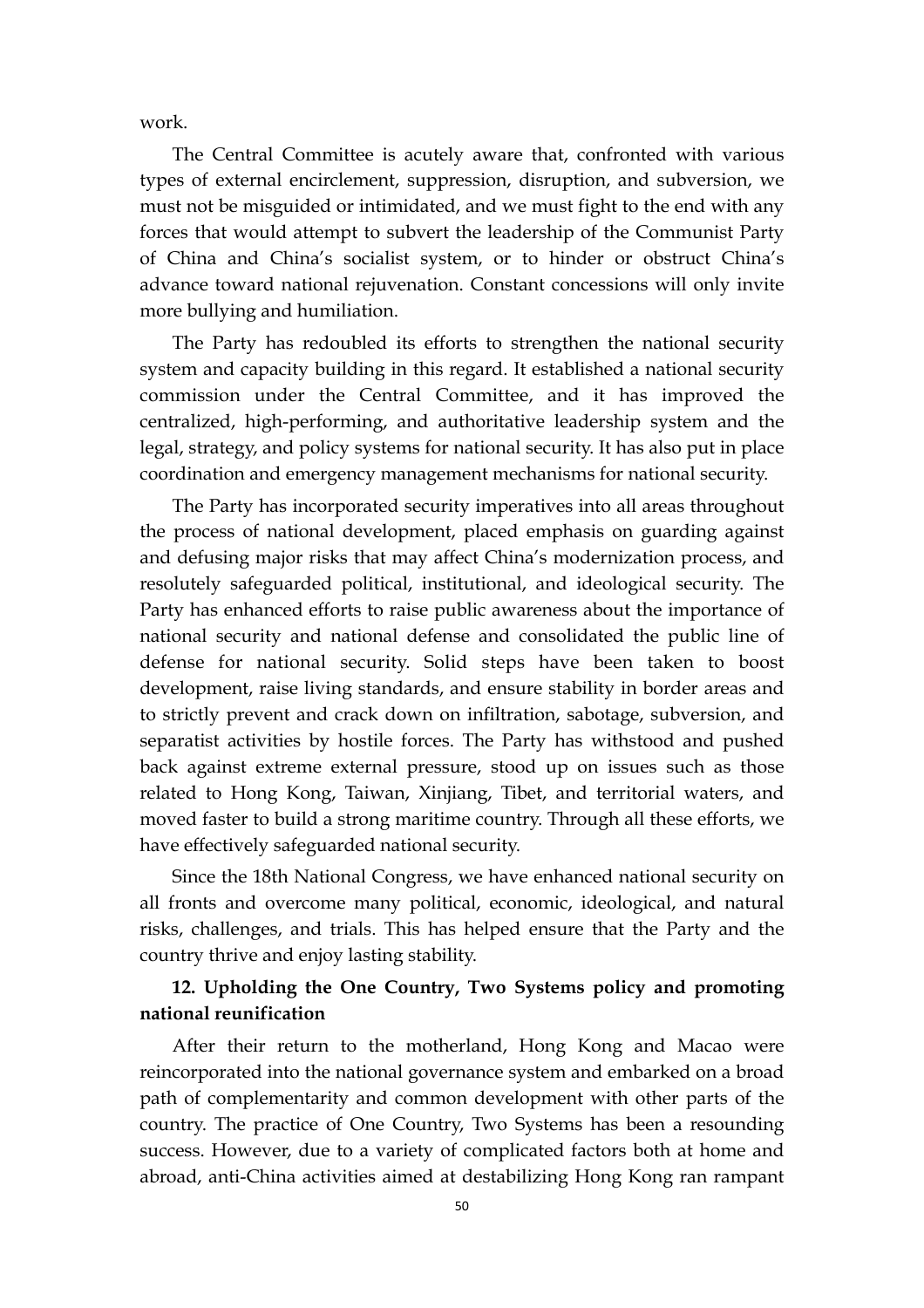work.

The Central Committee is acutely aware that, confronted with various types of external encirclement, suppression, disruption, and subversion, we must not be misguided or intimidated, and we must fight to the end with any forces that would attempt to subvert the leadership of the Communist Party of China and China's socialist system, or to hinder or obstruct China's advance toward national rejuvenation. Constant concessions will only invite more bullying and humiliation.

The Party has redoubled its efforts to strengthen the national security system and capacity building in this regard. It established a national security commission under the Central Committee, and it has improved the centralized, high-performing, and authoritative leadership system and the legal, strategy, and policy systems for national security. It has also put in place coordination and emergency management mechanisms for national security.

The Party has incorporated security imperatives into all areas throughout the process of national development, placed emphasis on guarding against and defusing major risks that may affect China's modernization process, and resolutely safeguarded political, institutional, and ideological security. The Party has enhanced efforts to raise public awareness about the importance of national security and national defense and consolidated the public line of defense for national security. Solid steps have been taken to boost development, raise living standards, and ensure stability in border areas and to strictly prevent and crack down on infiltration, sabotage, subversion, and separatist activities by hostile forces. The Party has withstood and pushed back against extreme external pressure, stood up on issues such as those related to Hong Kong, Taiwan, Xinjiang, Tibet, and territorial waters, and moved faster to build a strong maritime country. Through all these efforts, we have effectively safeguarded national security.

Since the 18th National Congress, we have enhanced national security on all fronts and overcome many political, economic, ideological, and natural risks, challenges, and trials. This has helped ensure that the Party and the country thrive and enjoy lasting stability.

### 12. Upholding the One Country, Two Systems policy and promoting national reunification

After their return to the motherland, Hong Kong and Macao were reincorporated into the national governance system and embarked on a broad path of complementarity and common development with other parts of the country. The practice of One Country, Two Systems has been a resounding success. However, due to a variety of complicated factors both at home and abroad, anti-China activities aimed at destabilizing Hong Kong ran rampant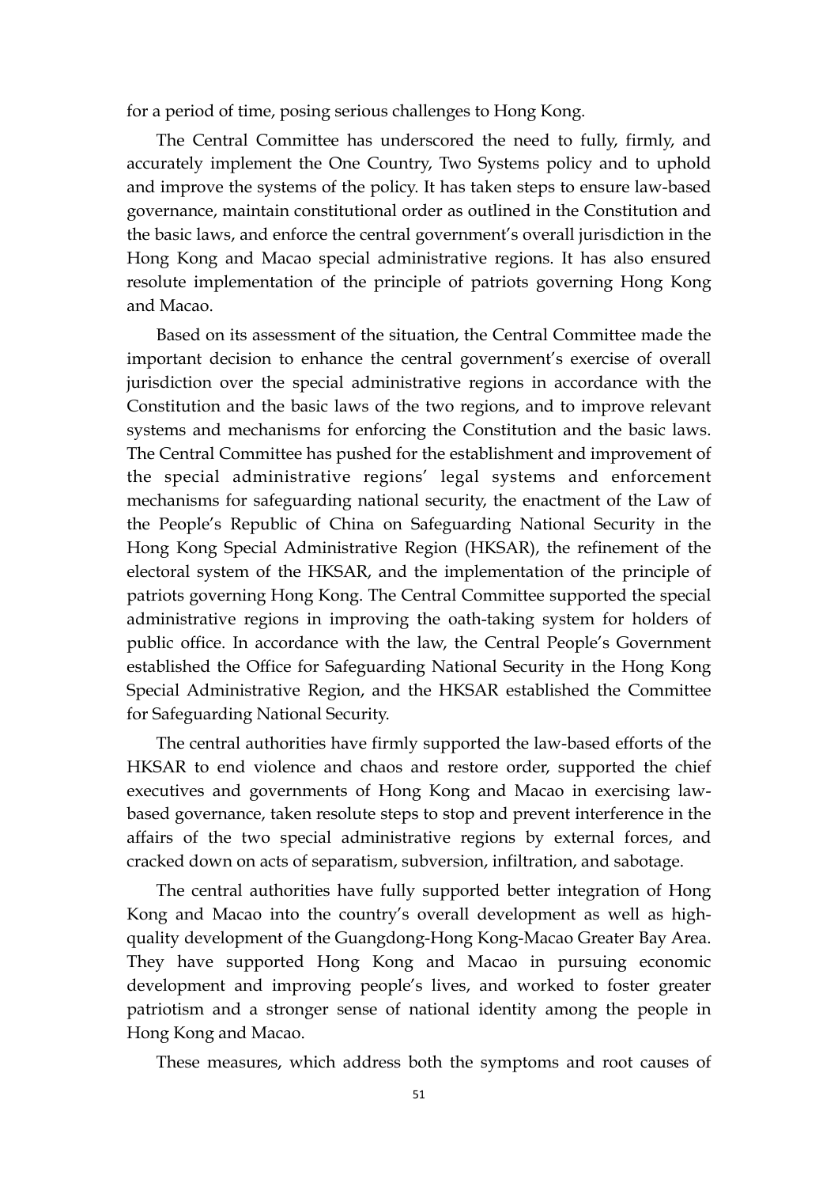for a period of time, posing serious challenges to Hong Kong.

The Central Committee has underscored the need to fully, firmly, and accurately implement the One Country, Two Systems policy and to uphold and improve the systems of the policy. It has taken steps to ensure law-based governance, maintain constitutional order as outlined in the Constitution and the basic laws, and enforce the central government's overall jurisdiction in the Hong Kong and Macao special administrative regions. It has also ensured resolute implementation of the principle of patriots governing Hong Kong and Macao.

Based on its assessment of the situation, the Central Committee made the important decision to enhance the central government's exercise of overall jurisdiction over the special administrative regions in accordance with the Constitution and the basic laws of the two regions, and to improve relevant systems and mechanisms for enforcing the Constitution and the basic laws. The Central Committee has pushed for the establishment and improvement of the special administrative regions' legal systems and enforcement mechanisms for safeguarding national security, the enactment of the Law of the People's Republic of China on Safeguarding National Security in the Hong Kong Special Administrative Region (HKSAR), the refinement of the electoral system of the HKSAR, and the implementation of the principle of patriots governing Hong Kong. The Central Committee supported the special administrative regions in improving the oath-taking system for holders of public office. In accordance with the law, the Central People's Government established the Office for Safeguarding National Security in the Hong Kong Special Administrative Region, and the HKSAR established the Committee for Safeguarding National Security.

The central authorities have firmly supported the law-based efforts of the HKSAR to end violence and chaos and restore order, supported the chief executives and governments of Hong Kong and Macao in exercising law-based governance, taken resolute steps to stop and prevent interference in the affairs of the two special administrative regions by external forces, and cracked down on acts of separatism, subversion, infiltration, and sabotage.

The central authorities have fully supported better integration of Hong Kong and Macao into the country's overall development as well as high-quality development of the Guangdong-Hong Kong-Macao Greater Bay Area. They have supported Hong Kong and Macao in pursuing economic development and improving people's lives, and worked to foster greater patriotism and a stronger sense of national identity among the people in Hong Kong and Macao.

These measures, which address both the symptoms and root causes of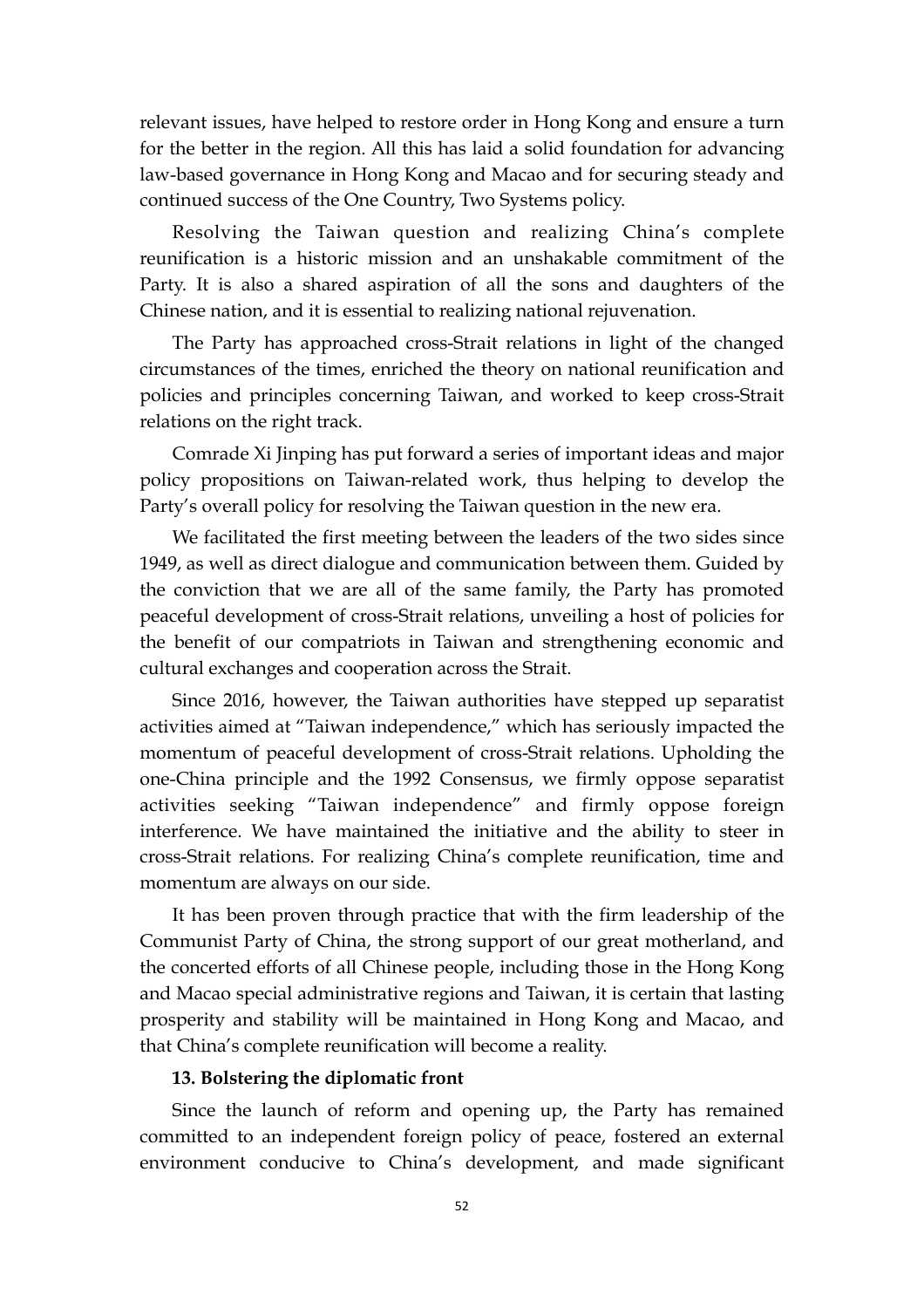relevant issues, have helped to restore order in Hong Kong and ensure a turn for the better in the region. All this has laid a solid foundation for advancing law-based governance in Hong Kong and Macao and for securing steady and continued success of the One Country, Two Systems policy.

Resolving the Taiwan question and realizing China's complete reunification is a historic mission and an unshakable commitment of the Party. It is also a shared aspiration of all the sons and daughters of the Chinese nation, and it is essential to realizing national rejuvenation.

The Party has approached cross-Strait relations in light of the changed circumstances of the times, enriched the theory on national reunification and policies and principles concerning Taiwan, and worked to keep cross-Strait relations on the right track.

Comrade Xi Jinping has put forward a series of important ideas and major policy propositions on Taiwan-related work, thus helping to develop the Party's overall policy for resolving the Taiwan question in the new era.

We facilitated the first meeting between the leaders of the two sides since 1949, as well as direct dialogue and communication between them. Guided by the conviction that we are all of the same family, the Party has promoted peaceful development of cross-Strait relations, unveiling a host of policies for the benefit of our compatriots in Taiwan and strengthening economic and cultural exchanges and cooperation across the Strait.

Since 2016, however, the Taiwan authorities have stepped up separatist activities aimed at "Taiwan independence," which has seriously impacted the momentum of peaceful development of cross-Strait relations. Upholding the one-China principle and the 1992 Consensus, we firmly oppose separatist activities seeking "Taiwan independence" and firmly oppose foreign interference. We have maintained the initiative and the ability to steer in cross-Strait relations. For realizing China's complete reunification, time and momentum are always on our side.

It has been proven through practice that with the firm leadership of the Communist Party of China, the strong support of our great motherland, and the concerted efforts of all Chinese people, including those in the Hong Kong and Macao special administrative regions and Taiwan, it is certain that lasting prosperity and stability will be maintained in Hong Kong and Macao, and that China's complete reunification will become a reality.

### 13. Bolstering the diplomatic front

Since the launch of reform and opening up, the Party has remained committed to an independent foreign policy of peace, fostered an external environment conducive to China's development, and made significant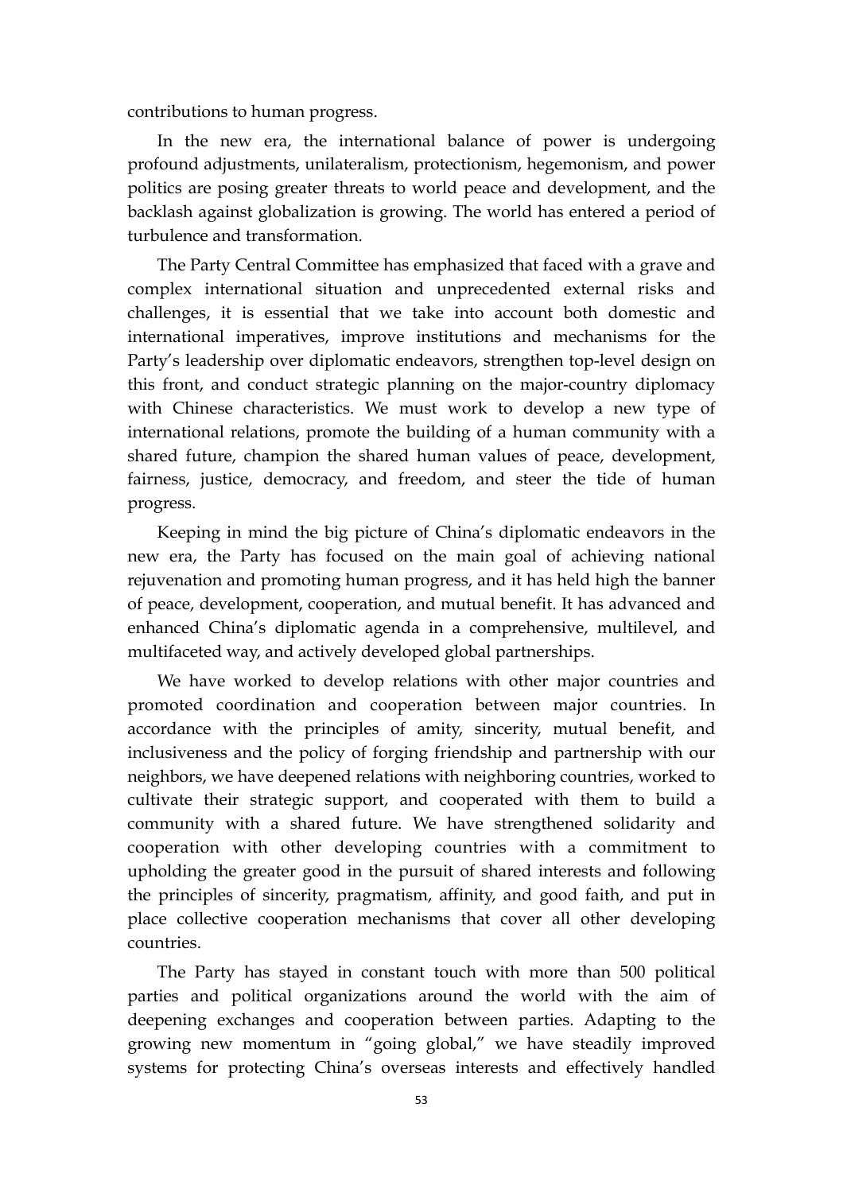contributions to human progress.

In the new era, the international balance of power is undergoing profound adjustments, unilateralism, protectionism, hegemonism, and power politics are posing greater threats to world peace and development, and the backlash against globalization is growing. The world has entered a period of turbulence and transformation.

The Party Central Committee has emphasized that faced with a grave and complex international situation and unprecedented external risks and challenges, it is essential that we take into account both domestic and international imperatives, improve institutions and mechanisms for the Party's leadership over diplomatic endeavors, strengthen top-level design on this front, and conduct strategic planning on the major-country diplomacy with Chinese characteristics. We must work to develop a new type of international relations, promote the building of a human community with a shared future, champion the shared human values of peace, development, fairness, justice, democracy, and freedom, and steer the tide of human progress.

Keeping in mind the big picture of China's diplomatic endeavors in the new era, the Party has focused on the main goal of achieving national rejuvenation and promoting human progress, and it has held high the banner of peace, development, cooperation, and mutual benefit. It has advanced and enhanced China's diplomatic agenda in a comprehensive, multilevel, and multifaceted way, and actively developed global partnerships.

We have worked to develop relations with other major countries and promoted coordination and cooperation between major countries. In accordance with the principles of amity, sincerity, mutual benefit, and inclusiveness and the policy of forging friendship and partnership with our neighbors, we have deepened relations with neighboring countries, worked to cultivate their strategic support, and cooperated with them to build a community with a shared future. We have strengthened solidarity and cooperation with other developing countries with a commitment to upholding the greater good in the pursuit of shared interests and following the principles of sincerity, pragmatism, affinity, and good faith, and put in place collective cooperation mechanisms that cover all other developing countries.

The Party has stayed in constant touch with more than 500 political parties and political organizations around the world with the aim of deepening exchanges and cooperation between parties. Adapting to the growing new momentum in "going global," we have steadily improved systems for protecting China's overseas interests and effectively handled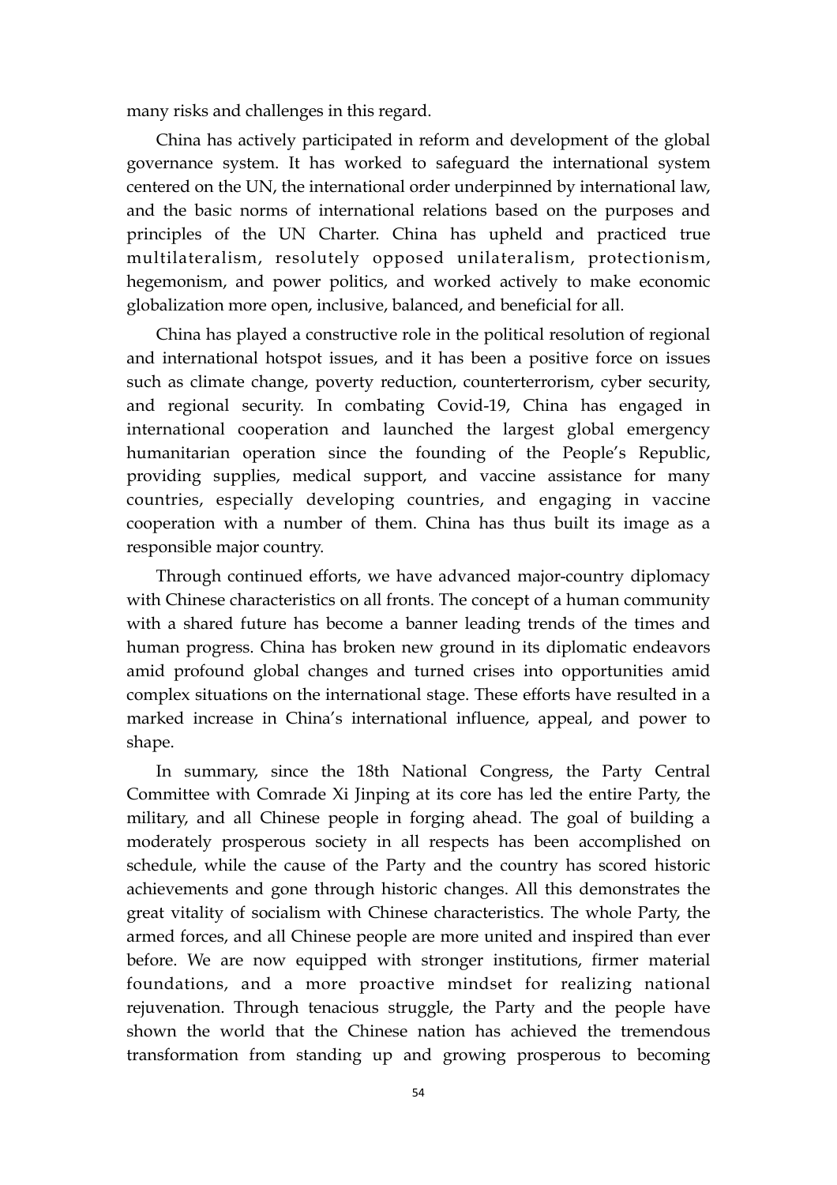many risks and challenges in this regard.

China has actively participated in reform and development of the global governance system. It has worked to safeguard the international system centered on the UN, the international order underpinned by international law, and the basic norms of international relations based on the purposes and principles of the UN Charter. China has upheld and practiced true multilateralism, resolutely opposed unilateralism, protectionism, hegemonism, and power politics, and worked actively to make economic globalization more open, inclusive, balanced, and beneficial for all.

China has played a constructive role in the political resolution of regional and international hotspot issues, and it has been a positive force on issues such as climate change, poverty reduction, counterterrorism, cyber security, and regional security. In combating Covid-19, China has engaged in international cooperation and launched the largest global emergency humanitarian operation since the founding of the People's Republic, providing supplies, medical support, and vaccine assistance for many countries, especially developing countries, and engaging in vaccine cooperation with a number of them. China has thus built its image as a responsible major country.

Through continued efforts, we have advanced major-country diplomacy with Chinese characteristics on all fronts. The concept of a human community with a shared future has become a banner leading trends of the times and human progress. China has broken new ground in its diplomatic endeavors amid profound global changes and turned crises into opportunities amid complex situations on the international stage. These efforts have resulted in a marked increase in China's international influence, appeal, and power to shape.

In summary, since the 18th National Congress, the Party Central Committee with Comrade Xi Jinping at its core has led the entire Party, the military, and all Chinese people in forging ahead. The goal of building a moderately prosperous society in all respects has been accomplished on schedule, while the cause of the Party and the country has scored historic achievements and gone through historic changes. All this demonstrates the great vitality of socialism with Chinese characteristics. The whole Party, the armed forces, and all Chinese people are more united and inspired than ever before. We are now equipped with stronger institutions, firmer material foundations, and a more proactive mindset for realizing national rejuvenation. Through tenacious struggle, the Party and the people have shown the world that the Chinese nation has achieved the tremendous transformation from standing up and growing prosperous to becoming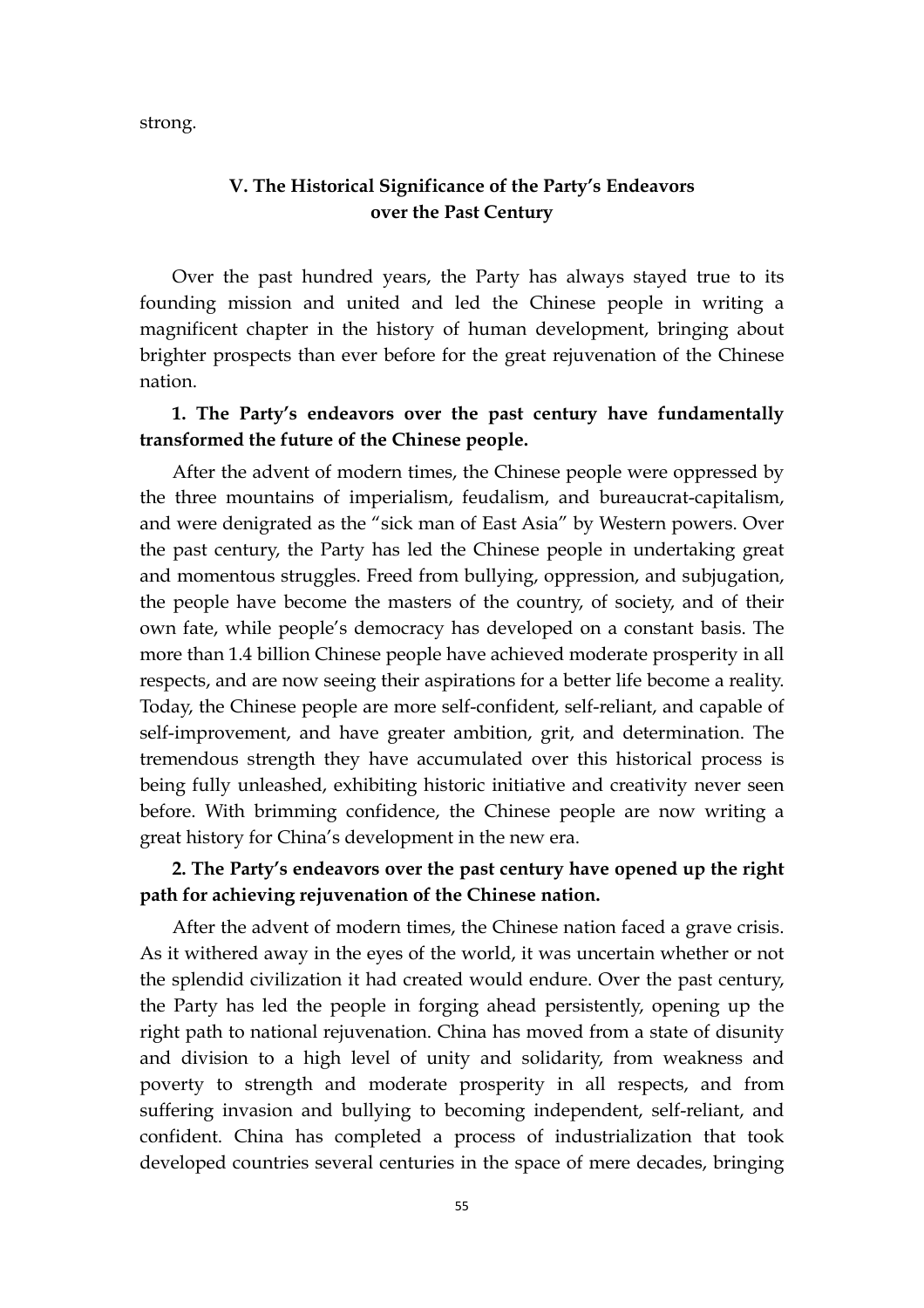strong.

## V. The Historical Significance of the Party's Endeavors over the Past Century

Over the past hundred years, the Party has always stayed true to its founding mission and united and led the Chinese people in writing a magnificent chapter in the history of human development, bringing about brighter prospects than ever before for the great rejuvenation of the Chinese nation.

**1. The Party's endeavors over the past century have fundamentally transformed the future of the Chinese people.**

After the advent of modern times, the Chinese people were oppressed by the three mountains of imperialism, feudalism, and bureaucrat-capitalism, and were denigrated as the "sick man of East Asia" by Western powers. Over the past century, the Party has led the Chinese people in undertaking great and momentous struggles. Freed from bullying, oppression, and subjugation, the people have become the masters of the country, of society, and of their own fate, while people's democracy has developed on a constant basis. The more than 1.4 billion Chinese people have achieved moderate prosperity in all respects, and are now seeing their aspirations for a better life become a reality. Today, the Chinese people are more self-confident, self-reliant, and capable of self-improvement, and have greater ambition, grit, and determination. The tremendous strength they have accumulated over this historical process is being fully unleashed, exhibiting historic initiative and creativity never seen before. With brimming confidence, the Chinese people are now writing a great history for China's development in the new era.

**2. The Party's endeavors over the past century have opened up the right path for achieving rejuvenation of the Chinese nation.**

After the advent of modern times, the Chinese nation faced a grave crisis. As it withered away in the eyes of the world, it was uncertain whether or not the splendid civilization it had created would endure. Over the past century, the Party has led the people in forging ahead persistently, opening up the right path to national rejuvenation. China has moved from a state of disunity and division to a high level of unity and solidarity, from weakness and poverty to strength and moderate prosperity in all respects, and from suffering invasion and bullying to becoming independent, self-reliant, and confident. China has completed a process of industrialization that took developed countries several centuries in the space of mere decades, bringing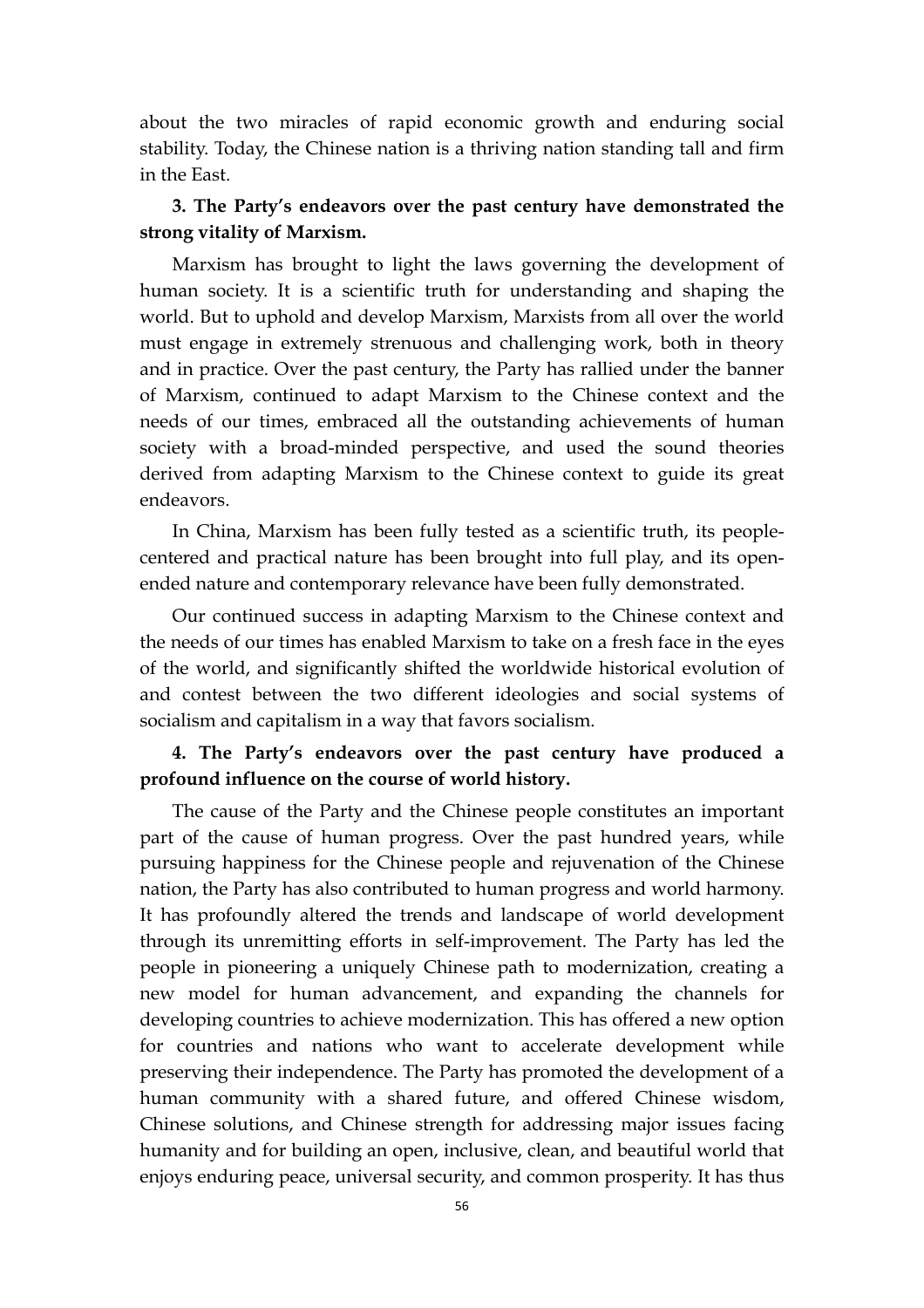about the two miracles of rapid economic growth and enduring social stability. Today, the Chinese nation is a thriving nation standing tall and firm in the East.

**3. The Party's endeavors over the past century have demonstrated the strong vitality of Marxism.**

Marxism has brought to light the laws governing the development of human society. It is a scientific truth for understanding and shaping the world. But to uphold and develop Marxism, Marxists from all over the world must engage in extremely strenuous and challenging work, both in theory and in practice. Over the past century, the Party has rallied under the banner of Marxism, continued to adapt Marxism to the Chinese context and the needs of our times, embraced all the outstanding achievements of human society with a broad-minded perspective, and used the sound theories derived from adapting Marxism to the Chinese context to guide its great endeavors.

In China, Marxism has been fully tested as a scientific truth, its people-centered and practical nature has been brought into full play, and its open-ended nature and contemporary relevance have been fully demonstrated.

Our continued success in adapting Marxism to the Chinese context and the needs of our times has enabled Marxism to take on a fresh face in the eyes of the world, and significantly shifted the worldwide historical evolution of and contest between the two different ideologies and social systems of socialism and capitalism in a way that favors socialism.

**4. The Party's endeavors over the past century have produced a profound influence on the course of world history.**

The cause of the Party and the Chinese people constitutes an important part of the cause of human progress. Over the past hundred years, while pursuing happiness for the Chinese people and rejuvenation of the Chinese nation, the Party has also contributed to human progress and world harmony. It has profoundly altered the trends and landscape of world development through its unremitting efforts in self-improvement. The Party has led the people in pioneering a uniquely Chinese path to modernization, creating a new model for human advancement, and expanding the channels for developing countries to achieve modernization. This has offered a new option for countries and nations who want to accelerate development while preserving their independence. The Party has promoted the development of a human community with a shared future, and offered Chinese wisdom, Chinese solutions, and Chinese strength for addressing major issues facing humanity and for building an open, inclusive, clean, and beautiful world that enjoys enduring peace, universal security, and common prosperity. It has thus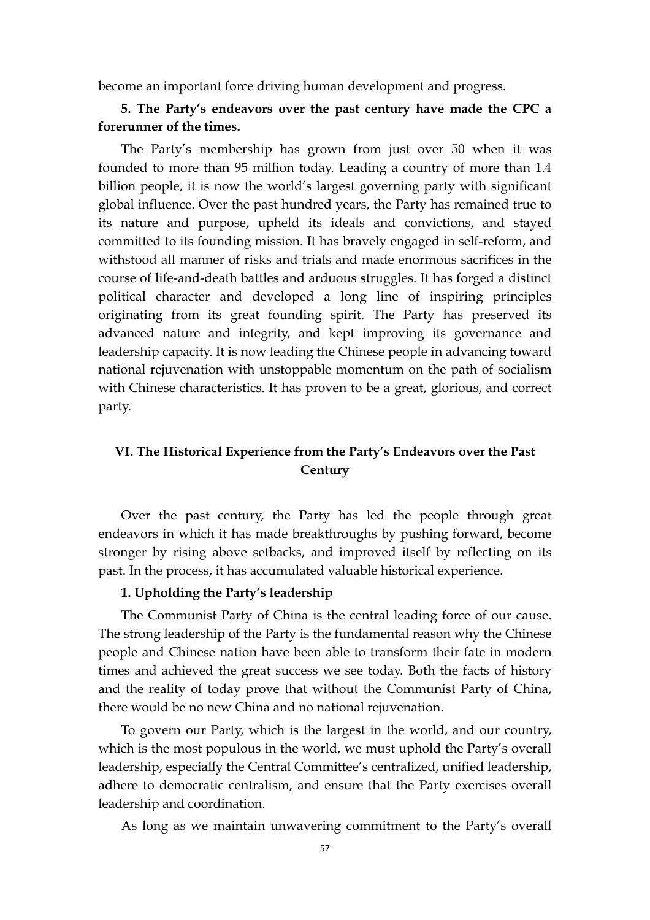become an important force driving human development and progress.

**5. The Party's endeavors over the past century have made the CPC a forerunner of the times.**

The Party's membership has grown from just over 50 when it was founded to more than 95 million today. Leading a country of more than 1.4 billion people, it is now the world's largest governing party with significant global influence. Over the past hundred years, the Party has remained true to its nature and purpose, upheld its ideals and convictions, and stayed committed to its founding mission. It has bravely engaged in self-reform, and withstood all manner of risks and trials and made enormous sacrifices in the course of life-and-death battles and arduous struggles. It has forged a distinct political character and developed a long line of inspiring principles originating from its great founding spirit. The Party has preserved its advanced nature and integrity, and kept improving its governance and leadership capacity. It is now leading the Chinese people in advancing toward national rejuvenation with unstoppable momentum on the path of socialism with Chinese characteristics. It has proven to be a great, glorious, and correct party.

## VI. The Historical Experience from the Party's Endeavors over the Past Century

Over the past century, the Party has led the people through great endeavors in which it has made breakthroughs by pushing forward, become stronger by rising above setbacks, and improved itself by reflecting on its past. In the process, it has accumulated valuable historical experience.

**1. Upholding the Party's leadership**

The Communist Party of China is the central leading force of our cause. The strong leadership of the Party is the fundamental reason why the Chinese people and Chinese nation have been able to transform their fate in modern times and achieved the great success we see today. Both the facts of history and the reality of today prove that without the Communist Party of China, there would be no new China and no national rejuvenation.

To govern our Party, which is the largest in the world, and our country, which is the most populous in the world, we must uphold the Party's overall leadership, especially the Central Committee's centralized, unified leadership, adhere to democratic centralism, and ensure that the Party exercises overall leadership and coordination.

As long as we maintain unwavering commitment to the Party's overall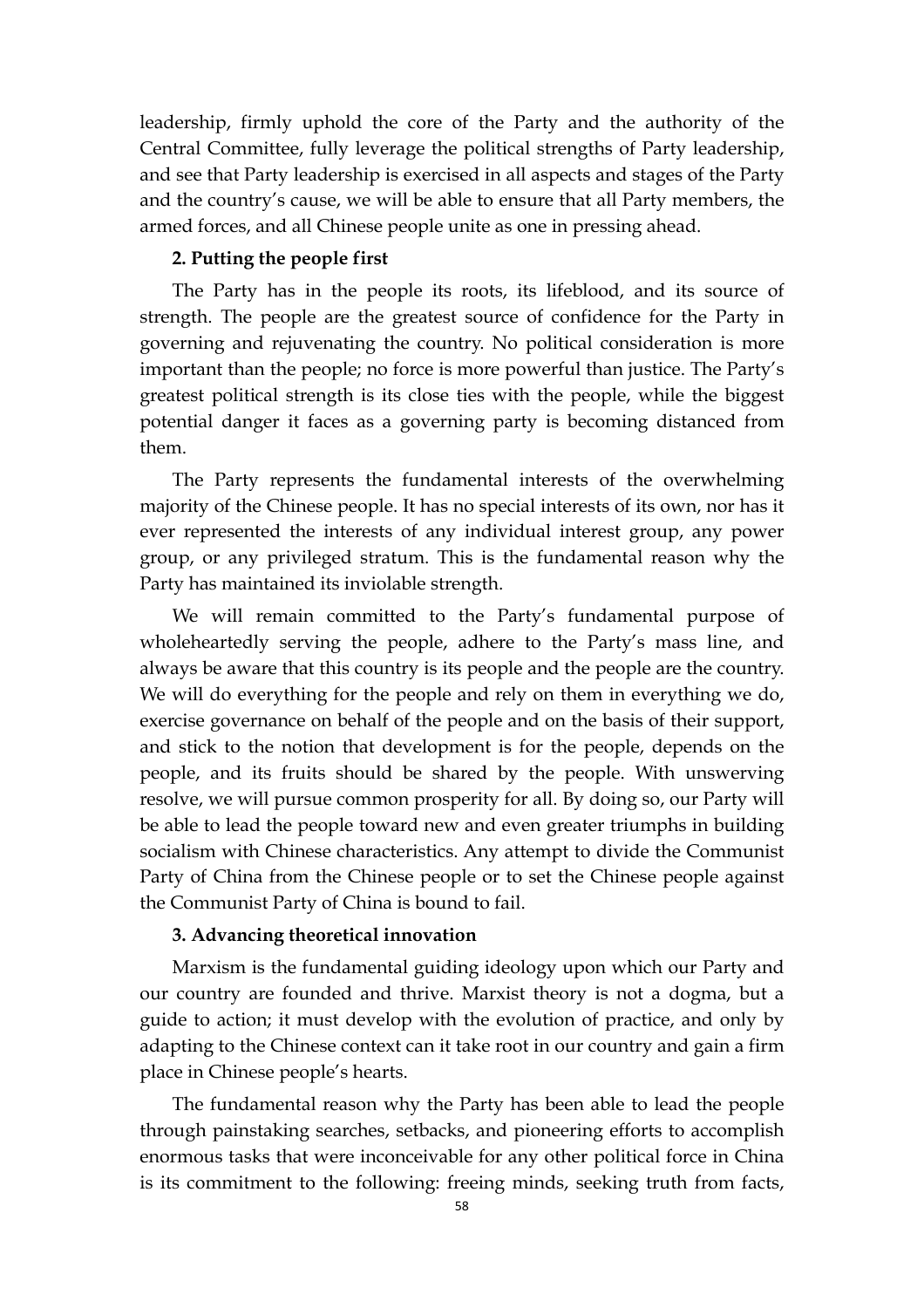leadership, firmly uphold the core of the Party and the authority of the Central Committee, fully leverage the political strengths of Party leadership, and see that Party leadership is exercised in all aspects and stages of the Party and the country's cause, we will be able to ensure that all Party members, the armed forces, and all Chinese people unite as one in pressing ahead.

**2. Putting the people first**

The Party has in the people its roots, its lifeblood, and its source of strength. The people are the greatest source of confidence for the Party in governing and rejuvenating the country. No political consideration is more important than the people; no force is more powerful than justice. The Party's greatest political strength is its close ties with the people, while the biggest potential danger it faces as a governing party is becoming distanced from them.

The Party represents the fundamental interests of the overwhelming majority of the Chinese people. It has no special interests of its own, nor has it ever represented the interests of any individual interest group, any power group, or any privileged stratum. This is the fundamental reason why the Party has maintained its inviolable strength.

We will remain committed to the Party's fundamental purpose of wholeheartedly serving the people, adhere to the Party's mass line, and always be aware that this country is its people and the people are the country. We will do everything for the people and rely on them in everything we do, exercise governance on behalf of the people and on the basis of their support, and stick to the notion that development is for the people, depends on the people, and its fruits should be shared by the people. With unswerving resolve, we will pursue common prosperity for all. By doing so, our Party will be able to lead the people toward new and even greater triumphs in building socialism with Chinese characteristics. Any attempt to divide the Communist Party of China from the Chinese people or to set the Chinese people against the Communist Party of China is bound to fail.

**3. Advancing theoretical innovation**

Marxism is the fundamental guiding ideology upon which our Party and our country are founded and thrive. Marxist theory is not a dogma, but a guide to action; it must develop with the evolution of practice, and only by adapting to the Chinese context can it take root in our country and gain a firm place in Chinese people's hearts.

The fundamental reason why the Party has been able to lead the people through painstaking searches, setbacks, and pioneering efforts to accomplish enormous tasks that were inconceivable for any other political force in China is its commitment to the following: freeing minds, seeking truth from facts,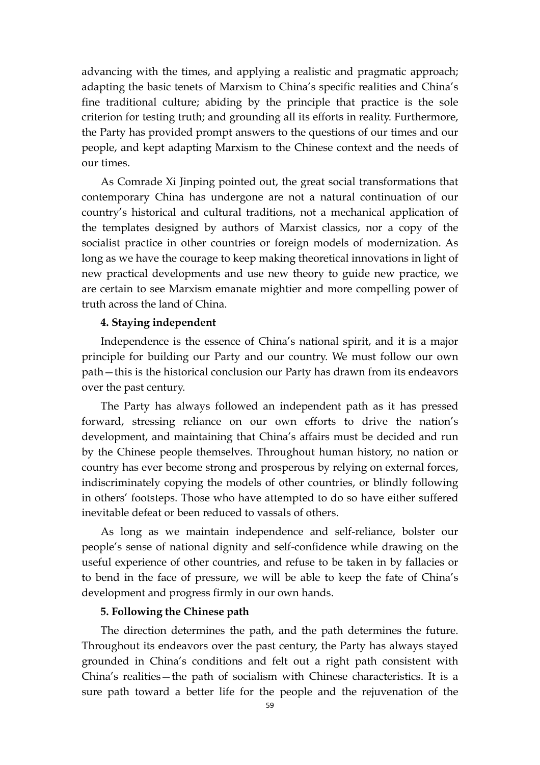advancing with the times, and applying a realistic and pragmatic approach; adapting the basic tenets of Marxism to China's specific realities and China's fine traditional culture; abiding by the principle that practice is the sole criterion for testing truth; and grounding all its efforts in reality. Furthermore, the Party has provided prompt answers to the questions of our times and our people, and kept adapting Marxism to the Chinese context and the needs of our times.

As Comrade Xi Jinping pointed out, the great social transformations that contemporary China has undergone are not a natural continuation of our country's historical and cultural traditions, not a mechanical application of the templates designed by authors of Marxist classics, nor a copy of the socialist practice in other countries or foreign models of modernization. As long as we have the courage to keep making theoretical innovations in light of new practical developments and use new theory to guide new practice, we are certain to see Marxism emanate mightier and more compelling power of truth across the land of China.

**4. Staying independent**

Independence is the essence of China's national spirit, and it is a major principle for building our Party and our country. We must follow our own path—this is the historical conclusion our Party has drawn from its endeavors over the past century.

The Party has always followed an independent path as it has pressed forward, stressing reliance on our own efforts to drive the nation's development, and maintaining that China's affairs must be decided and run by the Chinese people themselves. Throughout human history, no nation or country has ever become strong and prosperous by relying on external forces, indiscriminately copying the models of other countries, or blindly following in others' footsteps. Those who have attempted to do so have either suffered inevitable defeat or been reduced to vassals of others.

As long as we maintain independence and self-reliance, bolster our people's sense of national dignity and self-confidence while drawing on the useful experience of other countries, and refuse to be taken in by fallacies or to bend in the face of pressure, we will be able to keep the fate of China's development and progress firmly in our own hands.

**5. Following the Chinese path**

The direction determines the path, and the path determines the future. Throughout its endeavors over the past century, the Party has always stayed grounded in China's conditions and felt out a right path consistent with China's realities—the path of socialism with Chinese characteristics. It is a sure path toward a better life for the people and the rejuvenation of the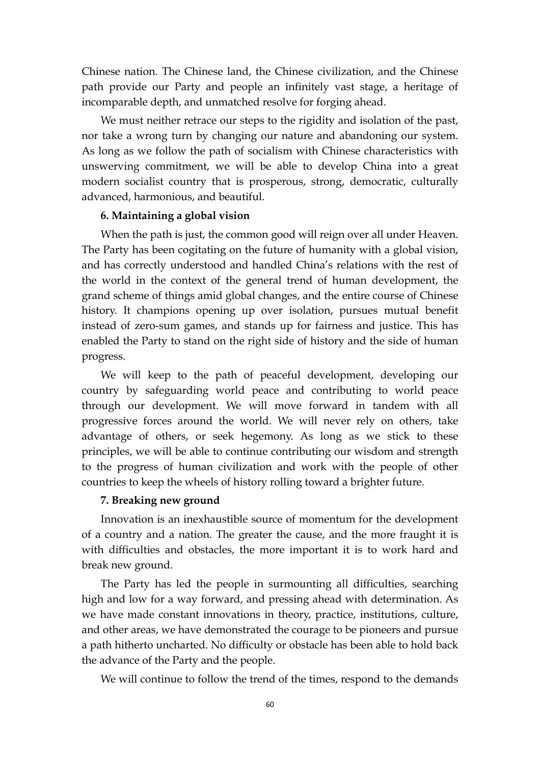Chinese nation. The Chinese land, the Chinese civilization, and the Chinese path provide our Party and people an infinitely vast stage, a heritage of incomparable depth, and unmatched resolve for forging ahead.

We must neither retrace our steps to the rigidity and isolation of the past, nor take a wrong turn by changing our nature and abandoning our system. As long as we follow the path of socialism with Chinese characteristics with unswerving commitment, we will be able to develop China into a great modern socialist country that is prosperous, strong, democratic, culturally advanced, harmonious, and beautiful.

**6. Maintaining a global vision**

When the path is just, the common good will reign over all under Heaven. The Party has been cogitating on the future of humanity with a global vision, and has correctly understood and handled China's relations with the rest of the world in the context of the general trend of human development, the grand scheme of things amid global changes, and the entire course of Chinese history. It champions opening up over isolation, pursues mutual benefit instead of zero-sum games, and stands up for fairness and justice. This has enabled the Party to stand on the right side of history and the side of human progress.

We will keep to the path of peaceful development, developing our country by safeguarding world peace and contributing to world peace through our development. We will move forward in tandem with all progressive forces around the world. We will never rely on others, take advantage of others, or seek hegemony. As long as we stick to these principles, we will be able to continue contributing our wisdom and strength to the progress of human civilization and work with the people of other countries to keep the wheels of history rolling toward a brighter future.

**7. Breaking new ground**

Innovation is an inexhaustible source of momentum for the development of a country and a nation. The greater the cause, and the more fraught it is with difficulties and obstacles, the more important it is to work hard and break new ground.

The Party has led the people in surmounting all difficulties, searching high and low for a way forward, and pressing ahead with determination. As we have made constant innovations in theory, practice, institutions, culture, and other areas, we have demonstrated the courage to be pioneers and pursue a path hitherto uncharted. No difficulty or obstacle has been able to hold back the advance of the Party and the people.

We will continue to follow the trend of the times, respond to the demands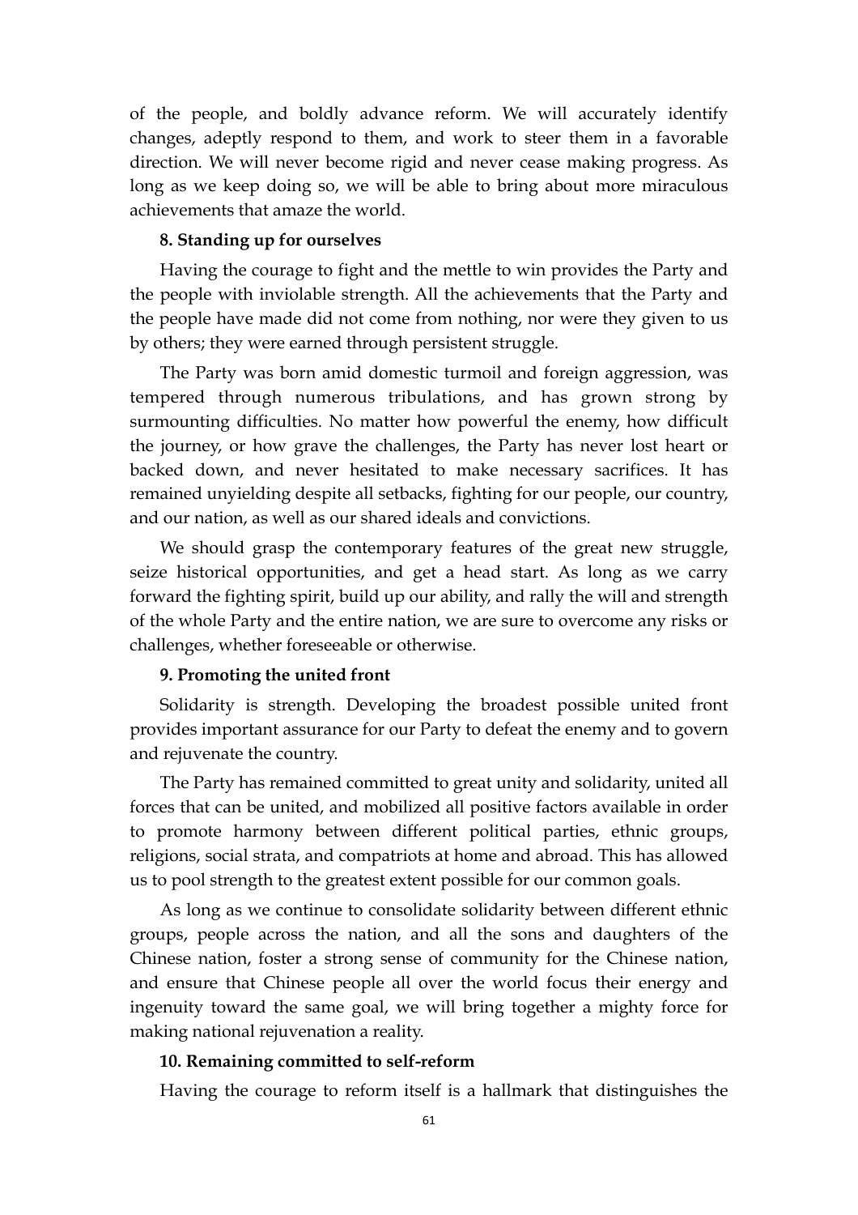of the people, and boldly advance reform. We will accurately identify changes, adeptly respond to them, and work to steer them in a favorable direction. We will never become rigid and never cease making progress. As long as we keep doing so, we will be able to bring about more miraculous achievements that amaze the world.

**8. Standing up for ourselves**

Having the courage to fight and the mettle to win provides the Party and the people with inviolable strength. All the achievements that the Party and the people have made did not come from nothing, nor were they given to us by others; they were earned through persistent struggle.

The Party was born amid domestic turmoil and foreign aggression, was tempered through numerous tribulations, and has grown strong by surmounting difficulties. No matter how powerful the enemy, how difficult the journey, or how grave the challenges, the Party has never lost heart or backed down, and never hesitated to make necessary sacrifices. It has remained unyielding despite all setbacks, fighting for our people, our country, and our nation, as well as our shared ideals and convictions.

We should grasp the contemporary features of the great new struggle, seize historical opportunities, and get a head start. As long as we carry forward the fighting spirit, build up our ability, and rally the will and strength of the whole Party and the entire nation, we are sure to overcome any risks or challenges, whether foreseeable or otherwise.

**9. Promoting the united front**

Solidarity is strength. Developing the broadest possible united front provides important assurance for our Party to defeat the enemy and to govern and rejuvenate the country.

The Party has remained committed to great unity and solidarity, united all forces that can be united, and mobilized all positive factors available in order to promote harmony between different political parties, ethnic groups, religions, social strata, and compatriots at home and abroad. This has allowed us to pool strength to the greatest extent possible for our common goals.

As long as we continue to consolidate solidarity between different ethnic groups, people across the nation, and all the sons and daughters of the Chinese nation, foster a strong sense of community for the Chinese nation, and ensure that Chinese people all over the world focus their energy and ingenuity toward the same goal, we will bring together a mighty force for making national rejuvenation a reality.

**10. Remaining committed to self-reform**

Having the courage to reform itself is a hallmark that distinguishes the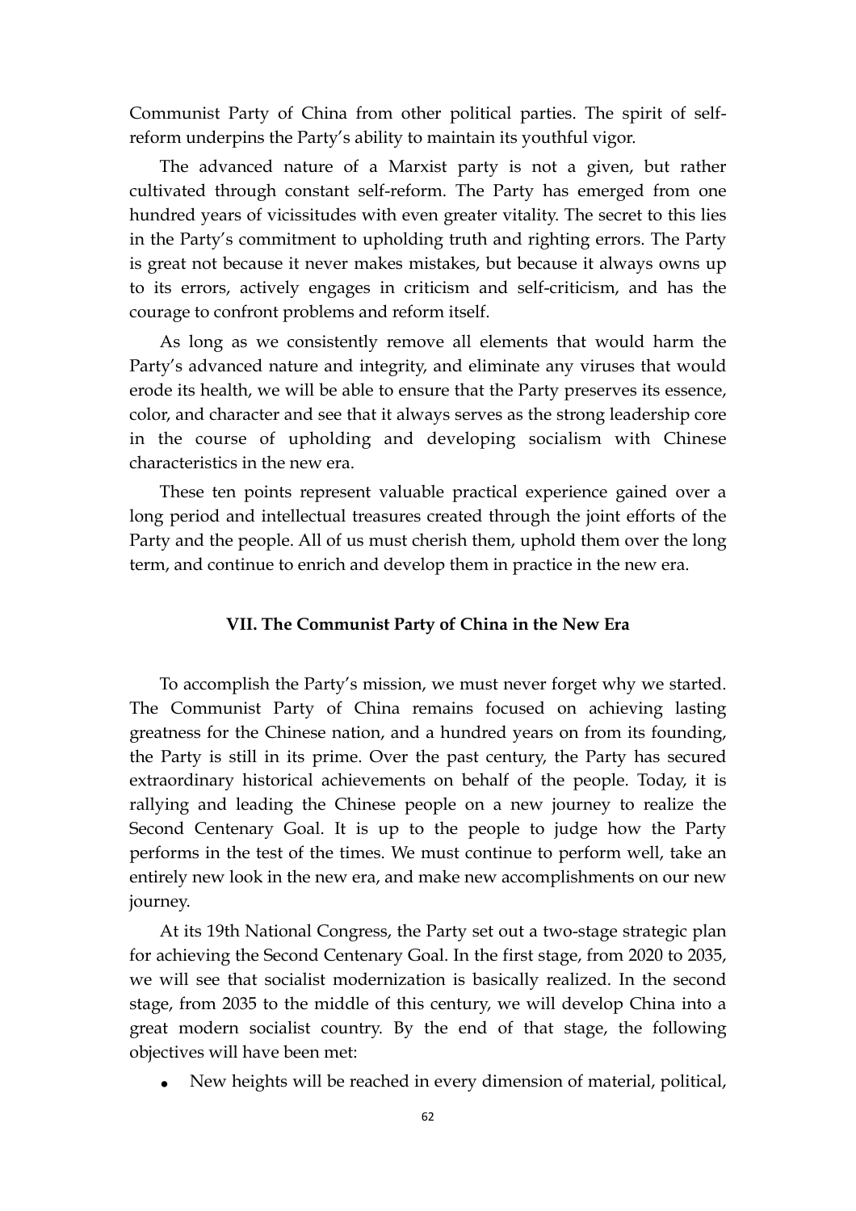Communist Party of China from other political parties. The spirit of self-reform underpins the Party's ability to maintain its youthful vigor.

The advanced nature of a Marxist party is not a given, but rather cultivated through constant self-reform. The Party has emerged from one hundred years of vicissitudes with even greater vitality. The secret to this lies in the Party's commitment to upholding truth and righting errors. The Party is great not because it never makes mistakes, but because it always owns up to its errors, actively engages in criticism and self-criticism, and has the courage to confront problems and reform itself.

As long as we consistently remove all elements that would harm the Party's advanced nature and integrity, and eliminate any viruses that would erode its health, we will be able to ensure that the Party preserves its essence, color, and character and see that it always serves as the strong leadership core in the course of upholding and developing socialism with Chinese characteristics in the new era.

These ten points represent valuable practical experience gained over a long period and intellectual treasures created through the joint efforts of the Party and the people. All of us must cherish them, uphold them over the long term, and continue to enrich and develop them in practice in the new era.

## VII. The Communist Party of China in the New Era

To accomplish the Party's mission, we must never forget why we started. The Communist Party of China remains focused on achieving lasting greatness for the Chinese nation, and a hundred years on from its founding, the Party is still in its prime. Over the past century, the Party has secured extraordinary historical achievements on behalf of the people. Today, it is rallying and leading the Chinese people on a new journey to realize the Second Centenary Goal. It is up to the people to judge how the Party performs in the test of the times. We must continue to perform well, take an entirely new look in the new era, and make new accomplishments on our new journey.

At its 19th National Congress, the Party set out a two-stage strategic plan for achieving the Second Centenary Goal. In the first stage, from 2020 to 2035, we will see that socialist modernization is basically realized. In the second stage, from 2035 to the middle of this century, we will develop China into a great modern socialist country. By the end of that stage, the following objectives will have been met:

- New heights will be reached in every dimension of material, political,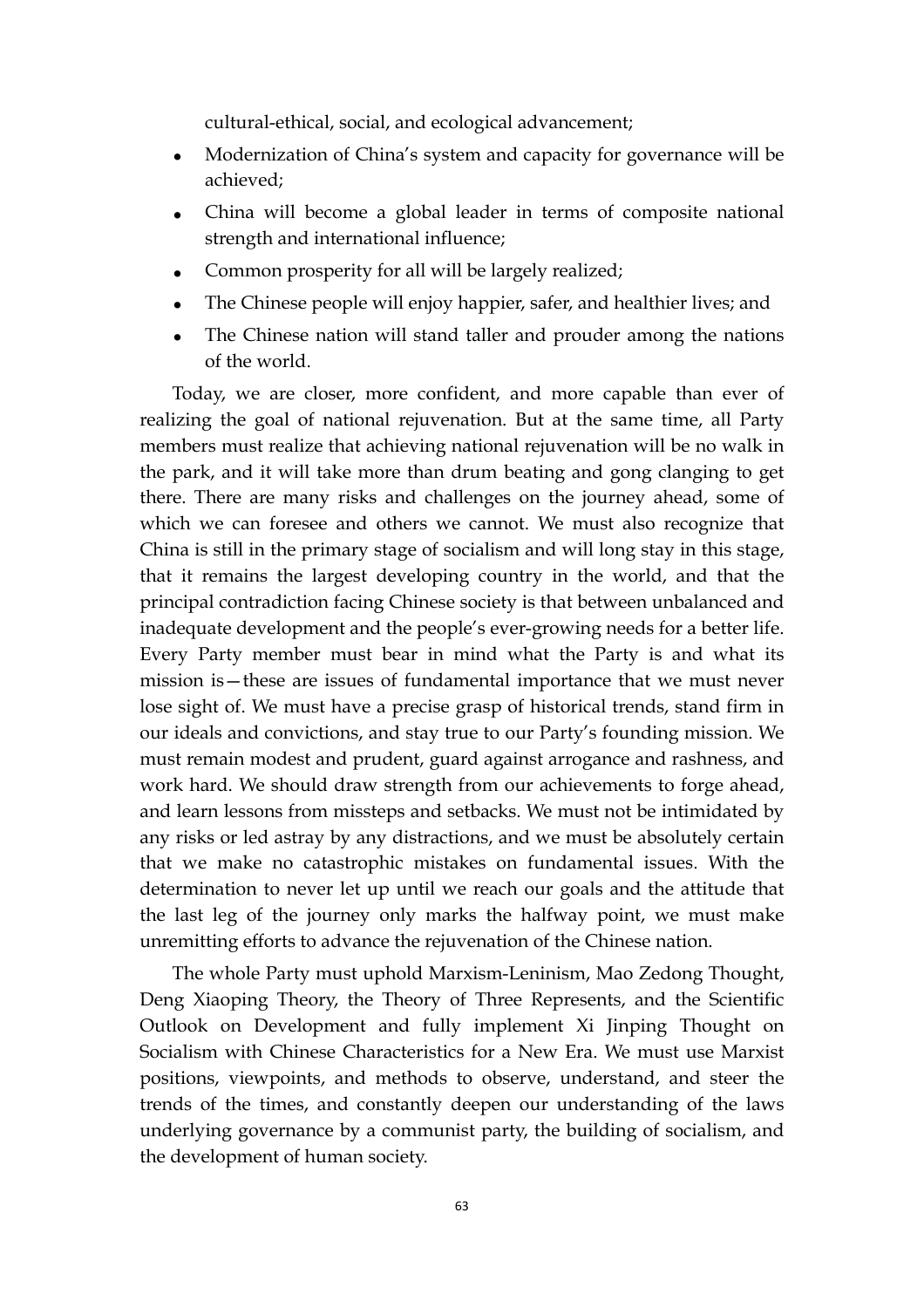cultural-ethical, social, and ecological advancement;

- Modernization of China's system and capacity for governance will be achieved;
- China will become a global leader in terms of composite national strength and international influence;
- Common prosperity for all will be largely realized;
- The Chinese people will enjoy happier, safer, and healthier lives; and
- The Chinese nation will stand taller and prouder among the nations of the world.

Today, we are closer, more confident, and more capable than ever of realizing the goal of national rejuvenation. But at the same time, all Party members must realize that achieving national rejuvenation will be no walk in the park, and it will take more than drum beating and gong clanging to get there. There are many risks and challenges on the journey ahead, some of which we can foresee and others we cannot. We must also recognize that China is still in the primary stage of socialism and will long stay in this stage, that it remains the largest developing country in the world, and that the principal contradiction facing Chinese society is that between unbalanced and inadequate development and the people's ever-growing needs for a better life. Every Party member must bear in mind what the Party is and what its mission is—these are issues of fundamental importance that we must never lose sight of. We must have a precise grasp of historical trends, stand firm in our ideals and convictions, and stay true to our Party's founding mission. We must remain modest and prudent, guard against arrogance and rashness, and work hard. We should draw strength from our achievements to forge ahead, and learn lessons from missteps and setbacks. We must not be intimidated by any risks or led astray by any distractions, and we must be absolutely certain that we make no catastrophic mistakes on fundamental issues. With the determination to never let up until we reach our goals and the attitude that the last leg of the journey only marks the halfway point, we must make unremitting efforts to advance the rejuvenation of the Chinese nation.

The whole Party must uphold Marxism-Leninism, Mao Zedong Thought, Deng Xiaoping Theory, the Theory of Three Represents, and the Scientific Outlook on Development and fully implement Xi Jinping Thought on Socialism with Chinese Characteristics for a New Era. We must use Marxist positions, viewpoints, and methods to observe, understand, and steer the trends of the times, and constantly deepen our understanding of the laws underlying governance by a communist party, the building of socialism, and the development of human society.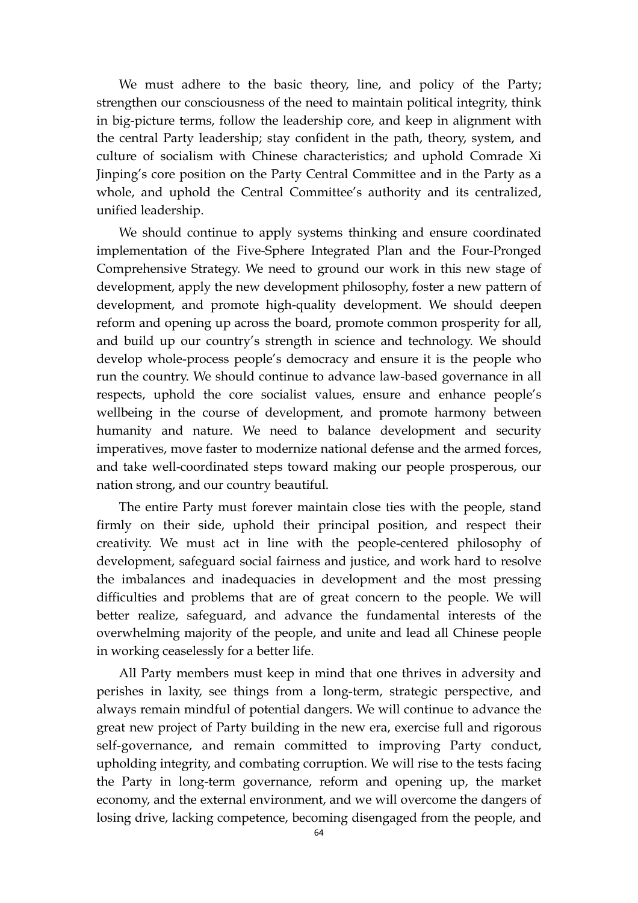We must adhere to the basic theory, line, and policy of the Party; strengthen our consciousness of the need to maintain political integrity, think in big-picture terms, follow the leadership core, and keep in alignment with the central Party leadership; stay confident in the path, theory, system, and culture of socialism with Chinese characteristics; and uphold Comrade Xi Jinping's core position on the Party Central Committee and in the Party as a whole, and uphold the Central Committee's authority and its centralized, unified leadership.

We should continue to apply systems thinking and ensure coordinated implementation of the Five-Sphere Integrated Plan and the Four-Pronged Comprehensive Strategy. We need to ground our work in this new stage of development, apply the new development philosophy, foster a new pattern of development, and promote high-quality development. We should deepen reform and opening up across the board, promote common prosperity for all, and build up our country's strength in science and technology. We should develop whole-process people's democracy and ensure it is the people who run the country. We should continue to advance law-based governance in all respects, uphold the core socialist values, ensure and enhance people's wellbeing in the course of development, and promote harmony between humanity and nature. We need to balance development and security imperatives, move faster to modernize national defense and the armed forces, and take well-coordinated steps toward making our people prosperous, our nation strong, and our country beautiful.

The entire Party must forever maintain close ties with the people, stand firmly on their side, uphold their principal position, and respect their creativity. We must act in line with the people-centered philosophy of development, safeguard social fairness and justice, and work hard to resolve the imbalances and inadequacies in development and the most pressing difficulties and problems that are of great concern to the people. We will better realize, safeguard, and advance the fundamental interests of the overwhelming majority of the people, and unite and lead all Chinese people in working ceaselessly for a better life.

All Party members must keep in mind that one thrives in adversity and perishes in laxity, see things from a long-term, strategic perspective, and always remain mindful of potential dangers. We will continue to advance the great new project of Party building in the new era, exercise full and rigorous self-governance, and remain committed to improving Party conduct, upholding integrity, and combating corruption. We will rise to the tests facing the Party in long-term governance, reform and opening up, the market economy, and the external environment, and we will overcome the dangers of losing drive, lacking competence, becoming disengaged from the people, and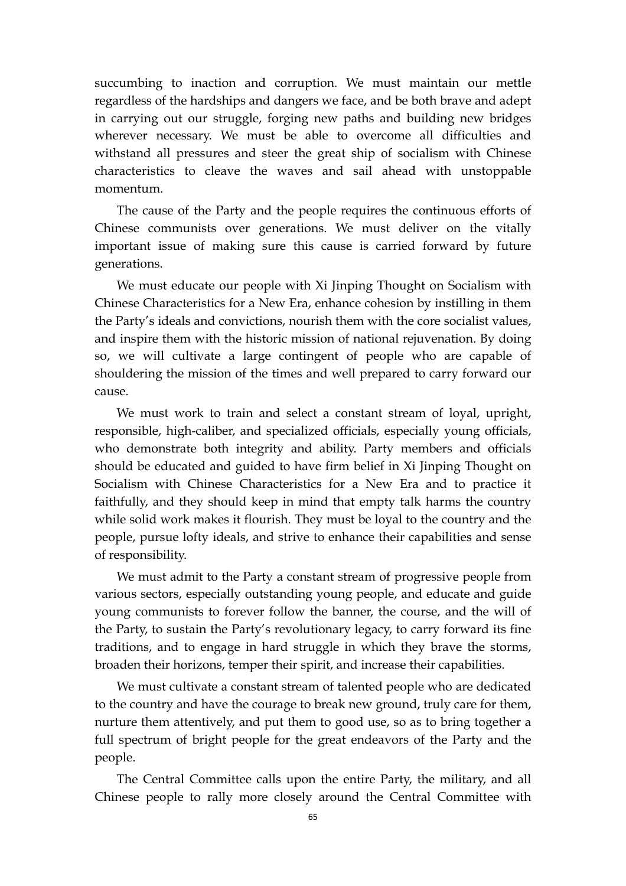succumbing to inaction and corruption. We must maintain our mettle regardless of the hardships and dangers we face, and be both brave and adept in carrying out our struggle, forging new paths and building new bridges wherever necessary. We must be able to overcome all difficulties and withstand all pressures and steer the great ship of socialism with Chinese characteristics to cleave the waves and sail ahead with unstoppable momentum.

The cause of the Party and the people requires the continuous efforts of Chinese communists over generations. We must deliver on the vitally important issue of making sure this cause is carried forward by future generations.

We must educate our people with Xi Jinping Thought on Socialism with Chinese Characteristics for a New Era, enhance cohesion by instilling in them the Party's ideals and convictions, nourish them with the core socialist values, and inspire them with the historic mission of national rejuvenation. By doing so, we will cultivate a large contingent of people who are capable of shouldering the mission of the times and well prepared to carry forward our cause.

We must work to train and select a constant stream of loyal, upright, responsible, high-caliber, and specialized officials, especially young officials, who demonstrate both integrity and ability. Party members and officials should be educated and guided to have firm belief in Xi Jinping Thought on Socialism with Chinese Characteristics for a New Era and to practice it faithfully, and they should keep in mind that empty talk harms the country while solid work makes it flourish. They must be loyal to the country and the people, pursue lofty ideals, and strive to enhance their capabilities and sense of responsibility.

We must admit to the Party a constant stream of progressive people from various sectors, especially outstanding young people, and educate and guide young communists to forever follow the banner, the course, and the will of the Party, to sustain the Party's revolutionary legacy, to carry forward its fine traditions, and to engage in hard struggle in which they brave the storms, broaden their horizons, temper their spirit, and increase their capabilities.

We must cultivate a constant stream of talented people who are dedicated to the country and have the courage to break new ground, truly care for them, nurture them attentively, and put them to good use, so as to bring together a full spectrum of bright people for the great endeavors of the Party and the people.

The Central Committee calls upon the entire Party, the military, and all Chinese people to rally more closely around the Central Committee with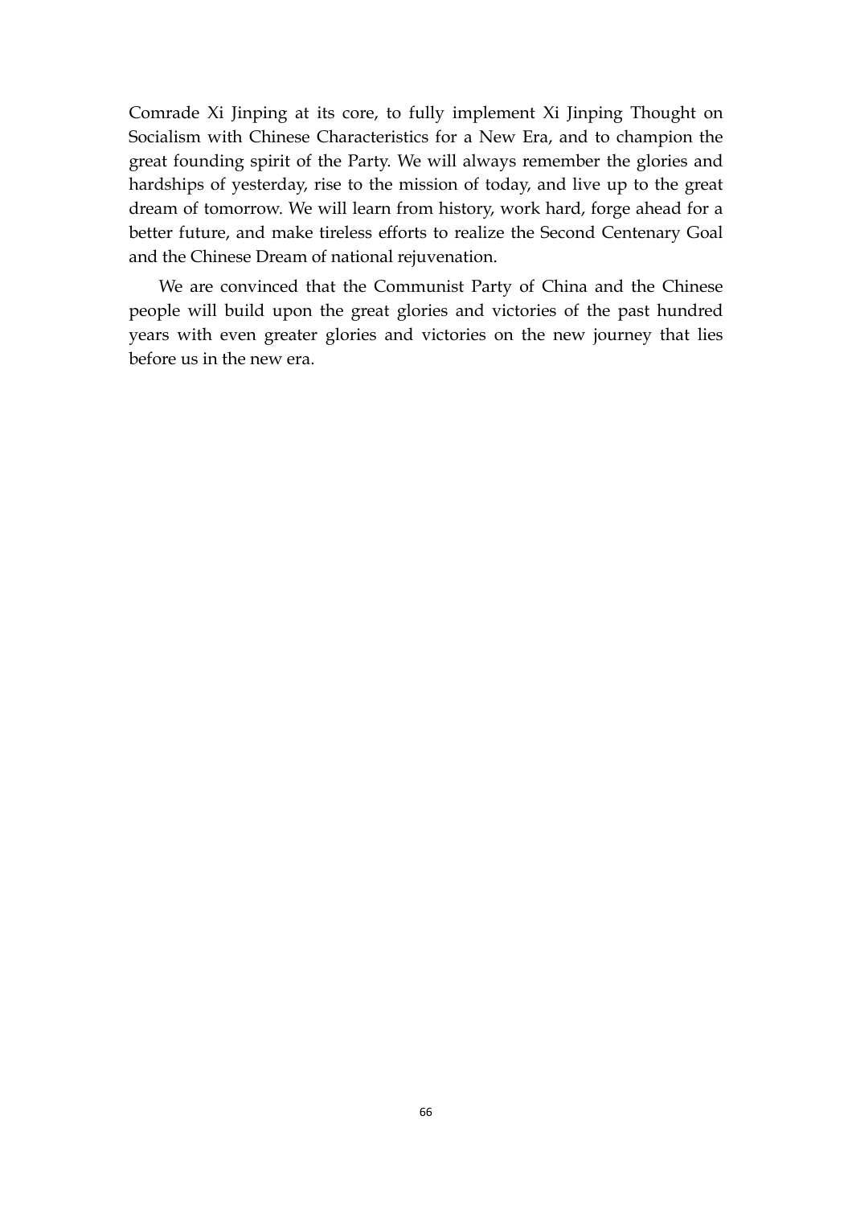Comrade Xi Jinping at its core, to fully implement Xi Jinping Thought on Socialism with Chinese Characteristics for a New Era, and to champion the great founding spirit of the Party. We will always remember the glories and hardships of yesterday, rise to the mission of today, and live up to the great dream of tomorrow. We will learn from history, work hard, forge ahead for a better future, and make tireless efforts to realize the Second Centenary Goal and the Chinese Dream of national rejuvenation.

We are convinced that the Communist Party of China and the Chinese people will build upon the great glories and victories of the past hundred years with even greater glories and victories on the new journey that lies before us in the new era.